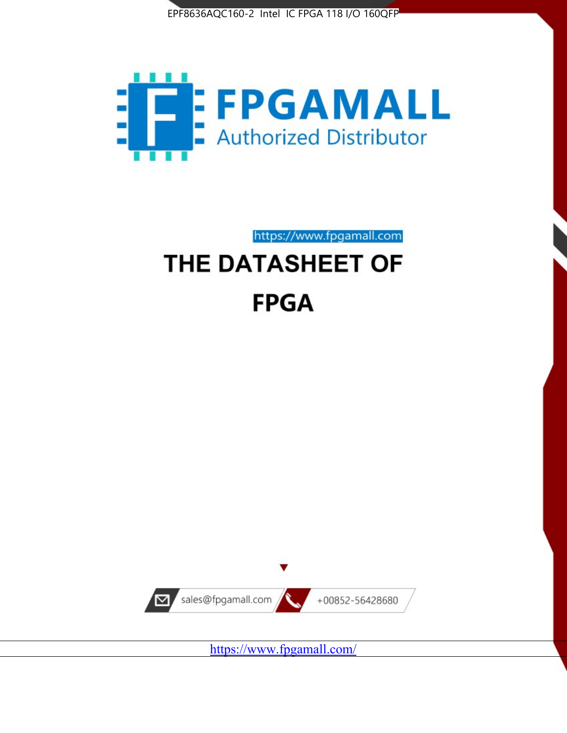EPF8636AQC160-2 Intel IC FPGA 118 I/O 160QFP

FPGAMALL

Authorized Distributor

https://www.fpgamall.com

# THE DATASHEET OF

# FPGA

sales@fpgamall.com

+00852-56428680

https://www.fpgamall.com/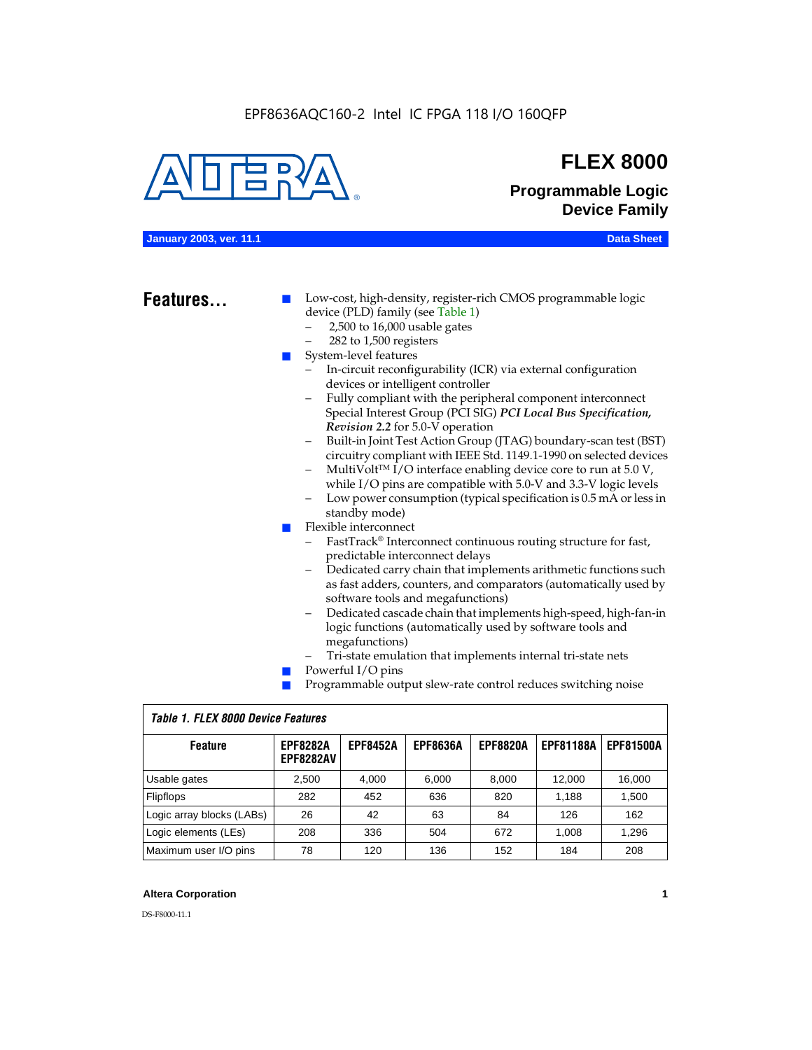EPF8636AQC160-2 Intel IC FPGA 118 I/O 160QFP

# FLEX 8000

## Programmable Logic Device Family

January 2003, ver. 11.1 — Data Sheet

## Features...

- Low-cost, high-density, register-rich CMOS programmable logic device (PLD) family (see Table 1)
  - 2,500 to 16,000 usable gates
  - 282 to 1,500 registers
- System-level features
  - In-circuit reconfigurability (ICR) via external configuration devices or intelligent controller
  - Fully compliant with the peripheral component interconnect Special Interest Group (PCI SIG) ***PCI Local Bus Specification, Revision 2.2*** for 5.0-V operation
  - Built-in Joint Test Action Group (JTAG) boundary-scan test (BST) circuitry compliant with IEEE Std. 1149.1-1990 on selected devices
  - MultiVolt™ I/O interface enabling device core to run at 5.0 V, while I/O pins are compatible with 5.0-V and 3.3-V logic levels
  - Low power consumption (typical specification is 0.5 mA or less in standby mode)
- Flexible interconnect
  - FastTrack® Interconnect continuous routing structure for fast, predictable interconnect delays
  - Dedicated carry chain that implements arithmetic functions such as fast adders, counters, and comparators (automatically used by software tools and megafunctions)
  - Dedicated cascade chain that implements high-speed, high-fan-in logic functions (automatically used by software tools and megafunctions)
  - Tri-state emulation that implements internal tri-state nets
- Powerful I/O pins
- Programmable output slew-rate control reduces switching noise

*Table 1. FLEX 8000 Device Features*

| Feature | EPF8282A EPF8282AV | EPF8452A | EPF8636A | EPF8820A | EPF81188A | EPF81500A |
|---|---|---|---|---|---|---|
| Usable gates | 2,500 | 4,000 | 6,000 | 8,000 | 12,000 | 16,000 |
| Flipflops | 282 | 452 | 636 | 820 | 1,188 | 1,500 |
| Logic array blocks (LABs) | 26 | 42 | 63 | 84 | 126 | 162 |
| Logic elements (LEs) | 208 | 336 | 504 | 672 | 1,008 | 1,296 |
| Maximum user I/O pins | 78 | 120 | 136 | 152 | 184 | 208 |

Altera Corporation

DS-F8000-11.1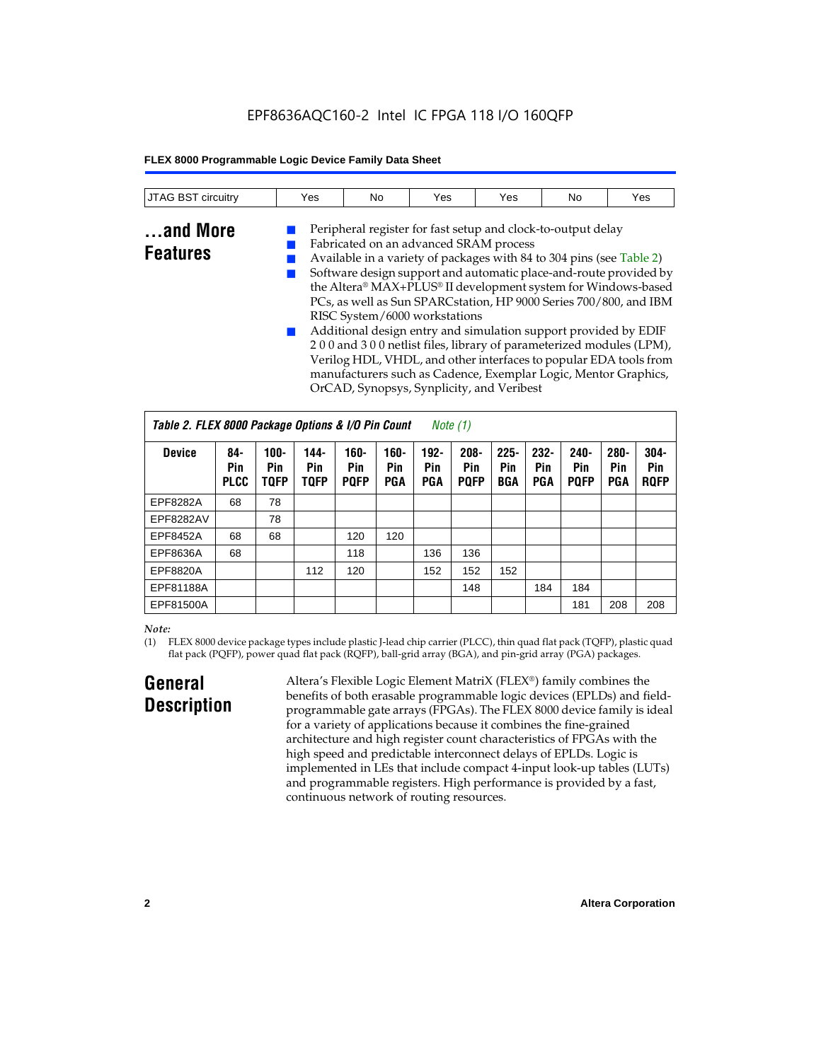| JTAG BST circuitry | Yes | No | Yes | Yes | No | Yes |
|---|---|---|---|---|---|---|

## ...and More Features

- Peripheral register for fast setup and clock-to-output delay
- Fabricated on an advanced SRAM process
- Available in a variety of packages with 84 to 304 pins (see Table 2)
- Software design support and automatic place-and-route provided by the Altera® MAX+PLUS® II development system for Windows-based PCs, as well as Sun SPARCstation, HP 9000 Series 700/800, and IBM RISC System/6000 workstations
- Additional design entry and simulation support provided by EDIF 2 0 0 and 3 0 0 netlist files, library of parameterized modules (LPM), Verilog HDL, VHDL, and other interfaces to popular EDA tools from manufacturers such as Cadence, Exemplar Logic, Mentor Graphics, OrCAD, Synopsys, Synplicity, and Veribest

**Table 2. FLEX 8000 Package Options & I/O Pin Count** *Note (1)*

| Device | 84-Pin PLCC | 100-Pin TQFP | 144-Pin TQFP | 160-Pin PQFP | 160-Pin PGA | 192-Pin PGA | 208-Pin PQFP | 225-Pin BGA | 232-Pin PGA | 240-Pin PQFP | 280-Pin PGA | 304-Pin RQFP |
|---|---|---|---|---|---|---|---|---|---|---|---|---|
| EPF8282A | 68 | 78 | | | | | | | | | | |
| EPF8282AV | | 78 | | | | | | | | | | |
| EPF8452A | 68 | 68 | | 120 | 120 | | | | | | | |
| EPF8636A | 68 | | | 118 | | 136 | 136 | | | | | |
| EPF8820A | | | 112 | 120 | | 152 | 152 | 152 | | | | |
| EPF81188A | | | | | | | 148 | | 184 | 184 | | |
| EPF81500A | | | | | | | | | | 181 | 208 | 208 |

*Note:*

(1) FLEX 8000 device package types include plastic J-lead chip carrier (PLCC), thin quad flat pack (TQFP), plastic quad flat pack (PQFP), power quad flat pack (RQFP), ball-grid array (BGA), and pin-grid array (PGA) packages.

## General Description

Altera's Flexible Logic Element MatriX (FLEX®) family combines the benefits of both erasable programmable logic devices (EPLDs) and field-programmable gate arrays (FPGAs). The FLEX 8000 device family is ideal for a variety of applications because it combines the fine-grained architecture and high register count characteristics of FPGAs with the high speed and predictable interconnect delays of EPLDs. Logic is implemented in LEs that include compact 4-input look-up tables (LUTs) and programmable registers. High performance is provided by a fast, continuous network of routing resources.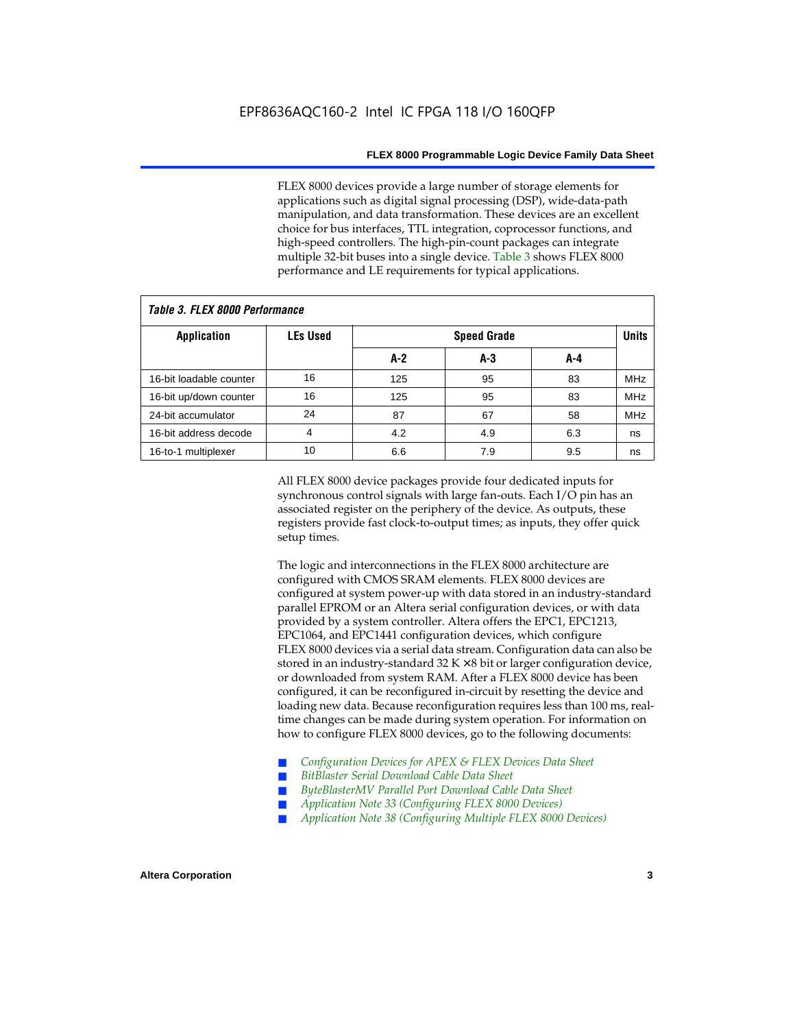FLEX 8000 devices provide a large number of storage elements for applications such as digital signal processing (DSP), wide-data-path manipulation, and data transformation. These devices are an excellent choice for bus interfaces, TTL integration, coprocessor functions, and high-speed controllers. The high-pin-count packages can integrate multiple 32-bit buses into a single device. Table 3 shows FLEX 8000 performance and LE requirements for typical applications.

*Table 3. FLEX 8000 Performance*

| Application | LEs Used | Speed Grade | | | Units |
|---|---|---|---|---|---|
| | | A-2 | A-3 | A-4 | |
| 16-bit loadable counter | 16 | 125 | 95 | 83 | MHz |
| 16-bit up/down counter | 16 | 125 | 95 | 83 | MHz |
| 24-bit accumulator | 24 | 87 | 67 | 58 | MHz |
| 16-bit address decode | 4 | 4.2 | 4.9 | 6.3 | ns |
| 16-to-1 multiplexer | 10 | 6.6 | 7.9 | 9.5 | ns |

All FLEX 8000 device packages provide four dedicated inputs for synchronous control signals with large fan-outs. Each I/O pin has an associated register on the periphery of the device. As outputs, these registers provide fast clock-to-output times; as inputs, they offer quick setup times.

The logic and interconnections in the FLEX 8000 architecture are configured with CMOS SRAM elements. FLEX 8000 devices are configured at system power-up with data stored in an industry-standard parallel EPROM or an Altera serial configuration devices, or with data provided by a system controller. Altera offers the EPC1, EPC1213, EPC1064, and EPC1441 configuration devices, which configure FLEX 8000 devices via a serial data stream. Configuration data can also be stored in an industry-standard 32 K × 8 bit or larger configuration device, or downloaded from system RAM. After a FLEX 8000 device has been configured, it can be reconfigured in-circuit by resetting the device and loading new data. Because reconfiguration requires less than 100 ms, real-time changes can be made during system operation. For information on how to configure FLEX 8000 devices, go to the following documents:

- *Configuration Devices for APEX & FLEX Devices Data Sheet*
- *BitBlaster Serial Download Cable Data Sheet*
- *ByteBlasterMV Parallel Port Download Cable Data Sheet*
- *Application Note 33 (Configuring FLEX 8000 Devices)*
- *Application Note 38 (Configuring Multiple FLEX 8000 Devices)*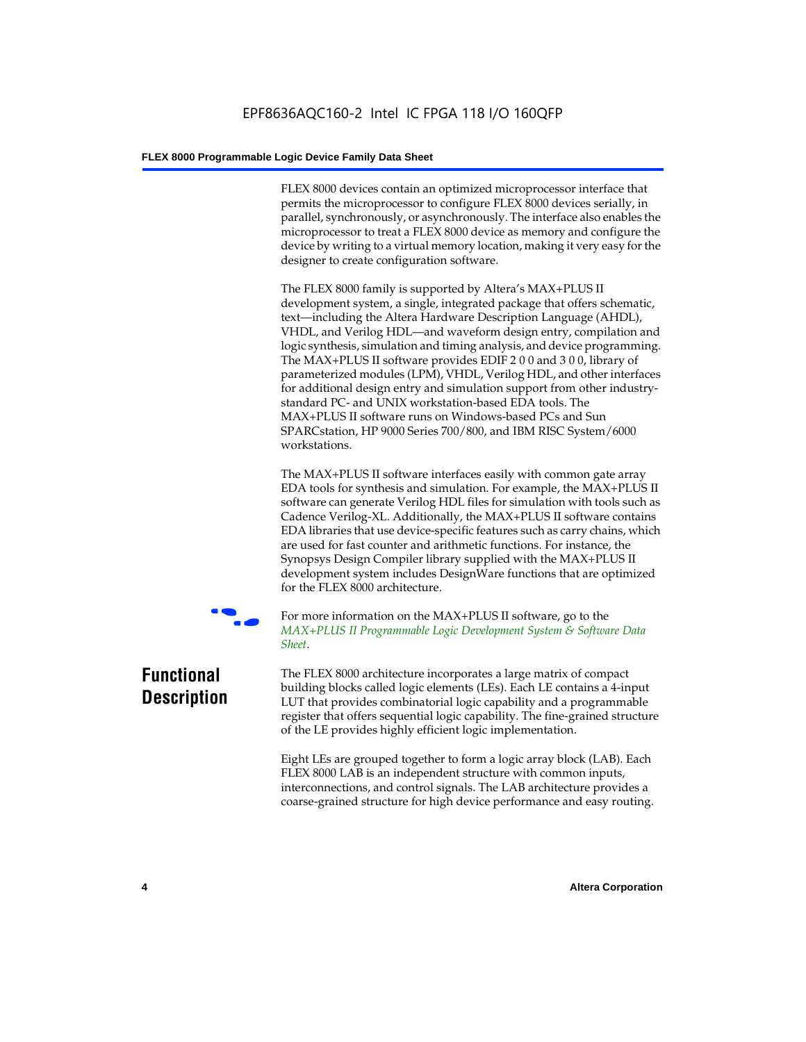FLEX 8000 devices contain an optimized microprocessor interface that permits the microprocessor to configure FLEX 8000 devices serially, in parallel, synchronously, or asynchronously. The interface also enables the microprocessor to treat a FLEX 8000 device as memory and configure the device by writing to a virtual memory location, making it very easy for the designer to create configuration software.

The FLEX 8000 family is supported by Altera's MAX+PLUS II development system, a single, integrated package that offers schematic, text—including the Altera Hardware Description Language (AHDL), VHDL, and Verilog HDL—and waveform design entry, compilation and logic synthesis, simulation and timing analysis, and device programming. The MAX+PLUS II software provides EDIF 2 0 0 and 3 0 0, library of parameterized modules (LPM), VHDL, Verilog HDL, and other interfaces for additional design entry and simulation support from other industry-standard PC- and UNIX workstation-based EDA tools. The MAX+PLUS II software runs on Windows-based PCs and Sun SPARCstation, HP 9000 Series 700/800, and IBM RISC System/6000 workstations.

The MAX+PLUS II software interfaces easily with common gate array EDA tools for synthesis and simulation. For example, the MAX+PLUS II software can generate Verilog HDL files for simulation with tools such as Cadence Verilog-XL. Additionally, the MAX+PLUS II software contains EDA libraries that use device-specific features such as carry chains, which are used for fast counter and arithmetic functions. For instance, the Synopsys Design Compiler library supplied with the MAX+PLUS II development system includes DesignWare functions that are optimized for the FLEX 8000 architecture.

For more information on the MAX+PLUS II software, go to the *MAX+PLUS II Programmable Logic Development System & Software Data Sheet*.

## Functional Description

The FLEX 8000 architecture incorporates a large matrix of compact building blocks called logic elements (LEs). Each LE contains a 4-input LUT that provides combinatorial logic capability and a programmable register that offers sequential logic capability. The fine-grained structure of the LE provides highly efficient logic implementation.

Eight LEs are grouped together to form a logic array block (LAB). Each FLEX 8000 LAB is an independent structure with common inputs, interconnections, and control signals. The LAB architecture provides a coarse-grained structure for high device performance and easy routing.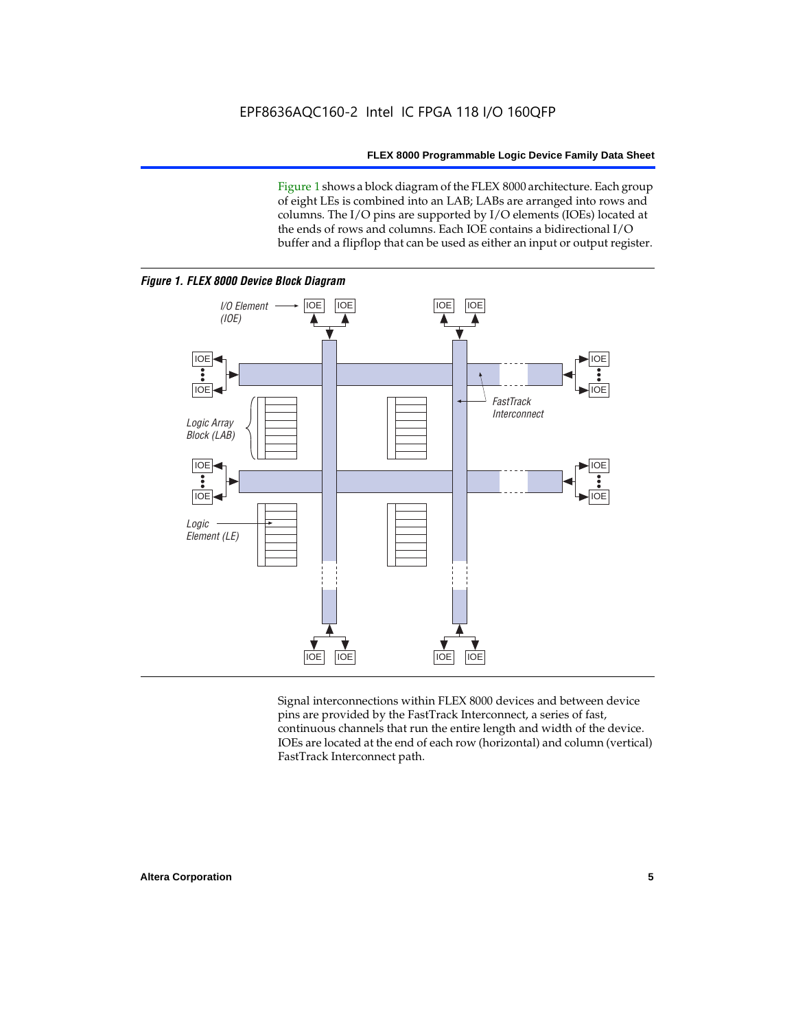Figure 1 shows a block diagram of the FLEX 8000 architecture. Each group of eight LEs is combined into an LAB; LABs are arranged into rows and columns. The I/O pins are supported by I/O elements (IOEs) located at the ends of rows and columns. Each IOE contains a bidirectional I/O buffer and a flipflop that can be used as either an input or output register.

*Figure 1. FLEX 8000 Device Block Diagram*

I/O Element (IOE)

IOE

FastTrack Interconnect

Logic Array Block (LAB)

Logic Element (LE)

Signal interconnections within FLEX 8000 devices and between device pins are provided by the FastTrack Interconnect, a series of fast, continuous channels that run the entire length and width of the device. IOEs are located at the end of each row (horizontal) and column (vertical) FastTrack Interconnect path.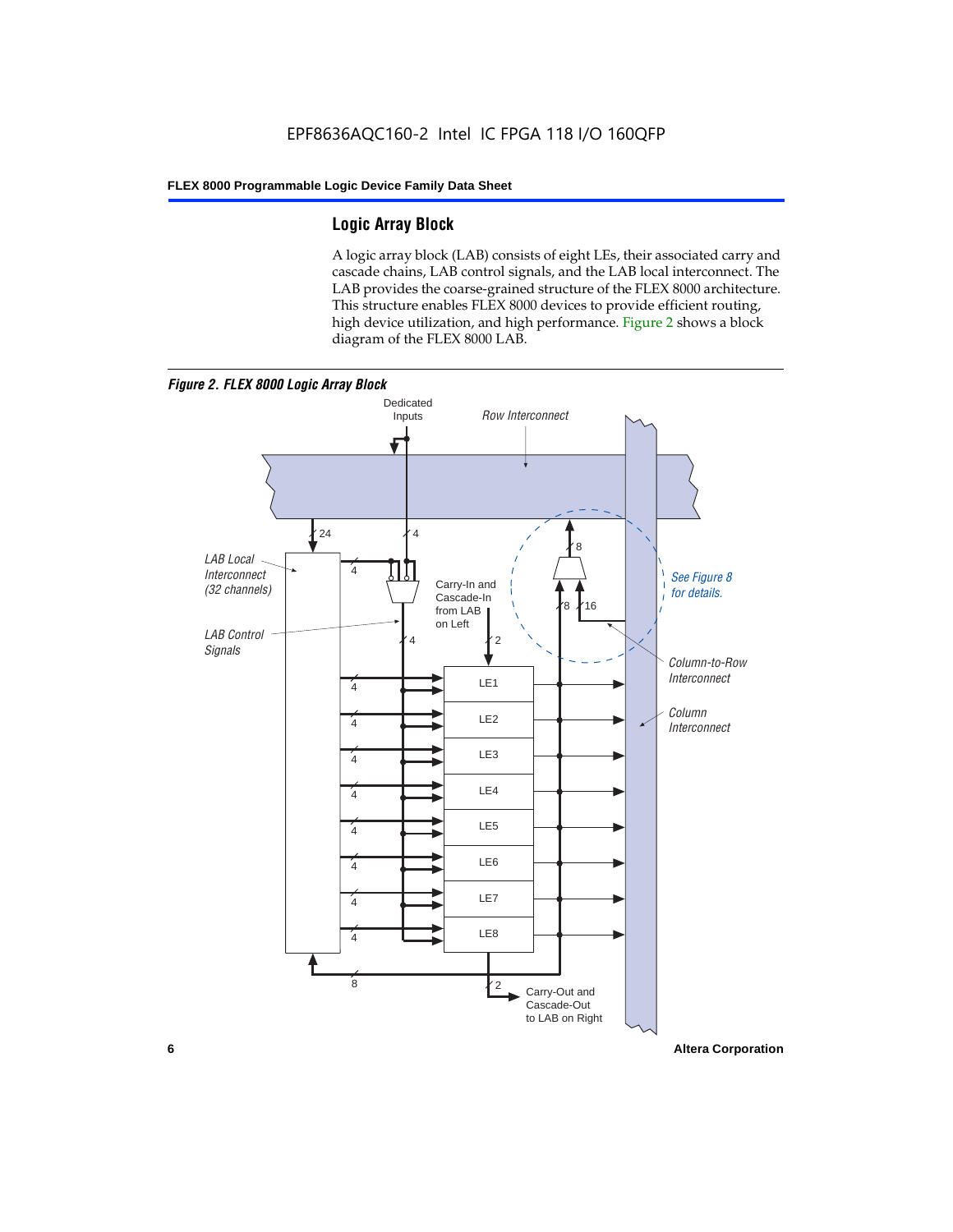## Logic Array Block

A logic array block (LAB) consists of eight LEs, their associated carry and cascade chains, LAB control signals, and the LAB local interconnect. The LAB provides the coarse-grained structure of the FLEX 8000 architecture. This structure enables FLEX 8000 devices to provide efficient routing, high device utilization, and high performance. Figure 2 shows a block diagram of the FLEX 8000 LAB.

*Figure 2. FLEX 8000 Logic Array Block*

Dedicated Inputs
Row Interconnect
24
4
8
LAB Local Interconnect (32 channels)
4
Carry-In and Cascade-In from LAB on Left
8
16
See Figure 8 for details.
LAB Control Signals
4
2
Column-to-Row Interconnect
LE1
LE2
LE3
LE4
LE5
LE6
LE7
LE8
4
4
4
4
4
4
4
4
Column Interconnect
8
2
Carry-Out and Cascade-Out to LAB on Right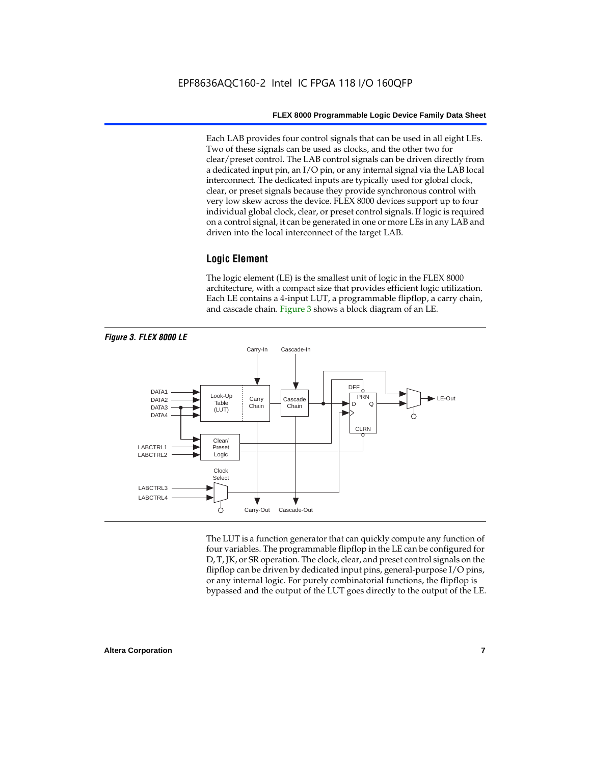Each LAB provides four control signals that can be used in all eight LEs. Two of these signals can be used as clocks, and the other two for clear/preset control. The LAB control signals can be driven directly from a dedicated input pin, an I/O pin, or any internal signal via the LAB local interconnect. The dedicated inputs are typically used for global clock, clear, or preset signals because they provide synchronous control with very low skew across the device. FLEX 8000 devices support up to four individual global clock, clear, or preset control signals. If logic is required on a control signal, it can be generated in one or more LEs in any LAB and driven into the local interconnect of the target LAB.

## Logic Element

The logic element (LE) is the smallest unit of logic in the FLEX 8000 architecture, with a compact size that provides efficient logic utilization. Each LE contains a 4-input LUT, a programmable flipflop, a carry chain, and cascade chain. Figure 3 shows a block diagram of an LE.

***Figure 3. FLEX 8000 LE***

Carry-In
Cascade-In
DATA1
DATA2
DATA3
DATA4
Look-Up Table (LUT)
Carry Chain
Cascade Chain
DFF
PRN
D
Q
CLRN
LE-Out
Clear/ Preset Logic
LABCTRL1
LABCTRL2
Clock Select
LABCTRL3
LABCTRL4
Carry-Out
Cascade-Out

The LUT is a function generator that can quickly compute any function of four variables. The programmable flipflop in the LE can be configured for D, T, JK, or SR operation. The clock, clear, and preset control signals on the flipflop can be driven by dedicated input pins, general-purpose I/O pins, or any internal logic. For purely combinatorial functions, the flipflop is bypassed and the output of the LUT goes directly to the output of the LE.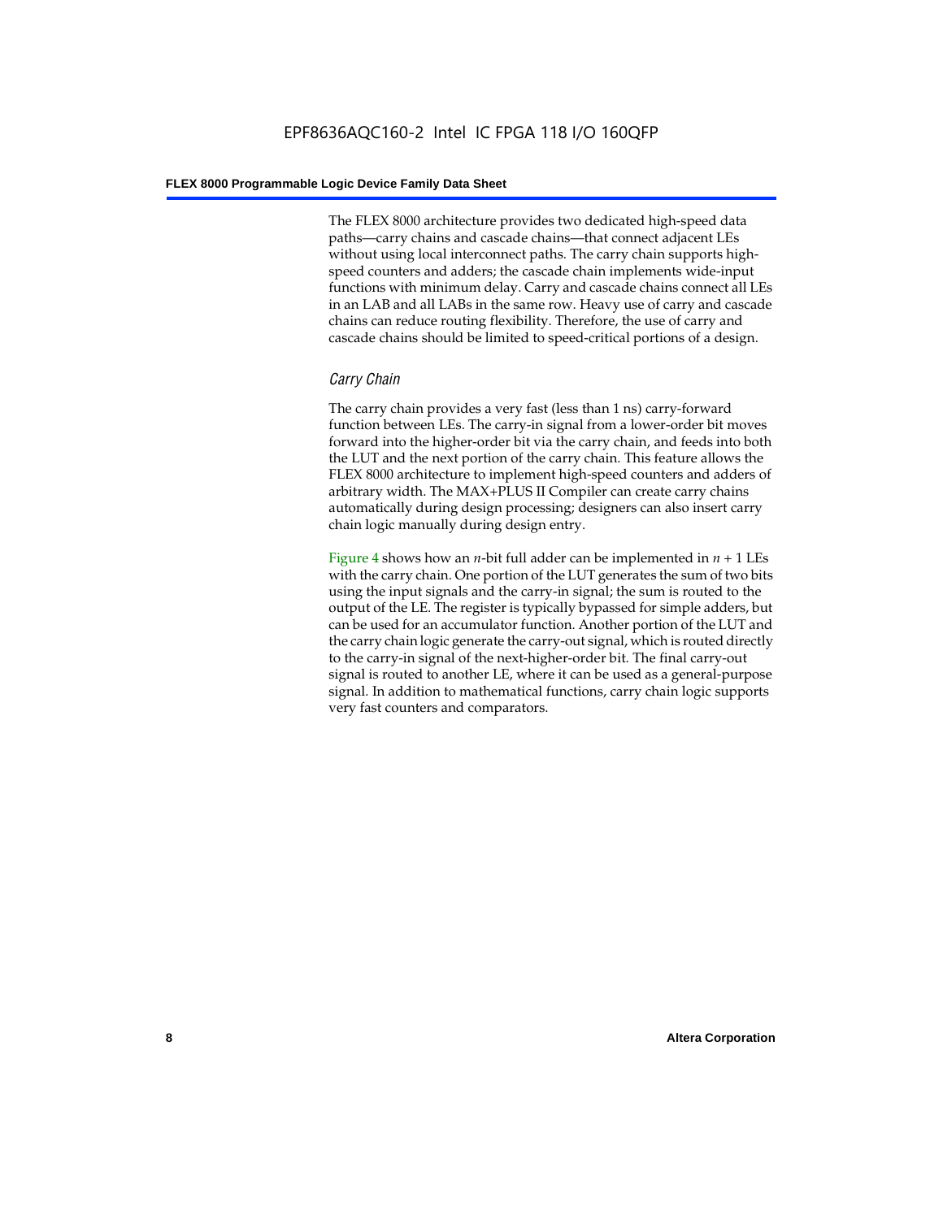The FLEX 8000 architecture provides two dedicated high-speed data paths—carry chains and cascade chains—that connect adjacent LEs without using local interconnect paths. The carry chain supports high-speed counters and adders; the cascade chain implements wide-input functions with minimum delay. Carry and cascade chains connect all LEs in an LAB and all LABs in the same row. Heavy use of carry and cascade chains can reduce routing flexibility. Therefore, the use of carry and cascade chains should be limited to speed-critical portions of a design.

### *Carry Chain*

The carry chain provides a very fast (less than 1 ns) carry-forward function between LEs. The carry-in signal from a lower-order bit moves forward into the higher-order bit via the carry chain, and feeds into both the LUT and the next portion of the carry chain. This feature allows the FLEX 8000 architecture to implement high-speed counters and adders of arbitrary width. The MAX+PLUS II Compiler can create carry chains automatically during design processing; designers can also insert carry chain logic manually during design entry.

Figure 4 shows how an $n$-bit full adder can be implemented in $n + 1$ LEs with the carry chain. One portion of the LUT generates the sum of two bits using the input signals and the carry-in signal; the sum is routed to the output of the LE. The register is typically bypassed for simple adders, but can be used for an accumulator function. Another portion of the LUT and the carry chain logic generate the carry-out signal, which is routed directly to the carry-in signal of the next-higher-order bit. The final carry-out signal is routed to another LE, where it can be used as a general-purpose signal. In addition to mathematical functions, carry chain logic supports very fast counters and comparators.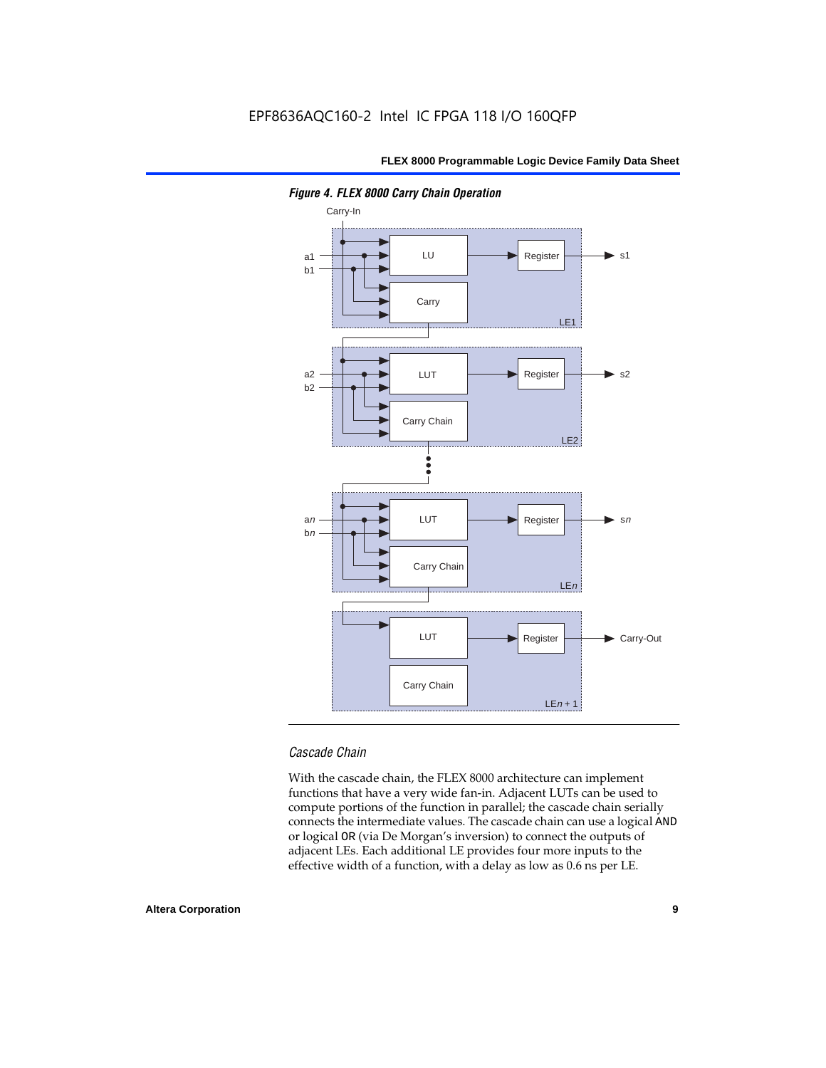*Figure 4. FLEX 8000 Carry Chain Operation*

### Cascade Chain

With the cascade chain, the FLEX 8000 architecture can implement functions that have a very wide fan-in. Adjacent LUTs can be used to compute portions of the function in parallel; the cascade chain serially connects the intermediate values. The cascade chain can use a logical AND or logical OR (via De Morgan's inversion) to connect the outputs of adjacent LEs. Each additional LE provides four more inputs to the effective width of a function, with a delay as low as 0.6 ns per LE.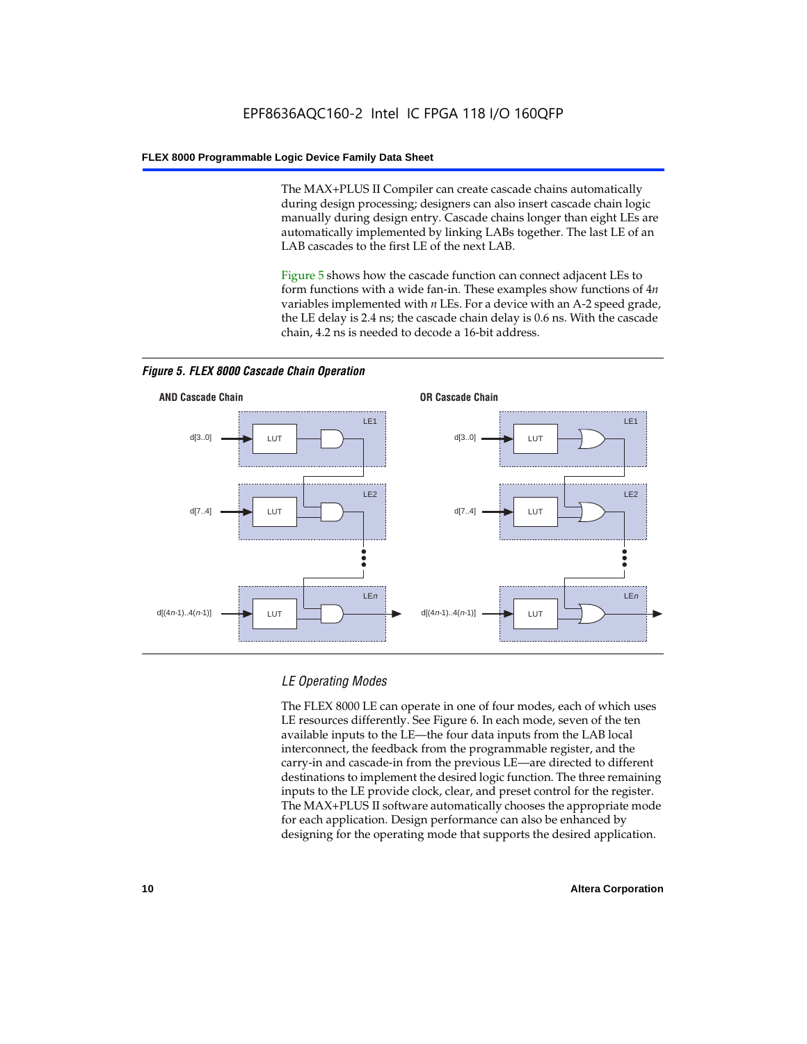The MAX+PLUS II Compiler can create cascade chains automatically during design processing; designers can also insert cascade chain logic manually during design entry. Cascade chains longer than eight LEs are automatically implemented by linking LABs together. The last LE of an LAB cascades to the first LE of the next LAB.

Figure 5 shows how the cascade function can connect adjacent LEs to form functions with a wide fan-in. These examples show functions of 4*n* variables implemented with *n* LEs. For a device with an A-2 speed grade, the LE delay is 2.4 ns; the cascade chain delay is 0.6 ns. With the cascade chain, 4.2 ns is needed to decode a 16-bit address.

***Figure 5. FLEX 8000 Cascade Chain Operation***

AND Cascade Chain

d[3..0]
LUT
LE1
d[7..4]
LUT
LE2
d[(4n-1)..4(n-1)]
LUT
LEn

OR Cascade Chain

d[3..0]
LUT
LE1
d[7..4]
LUT
LE2
d[(4n-1)..4(n-1)]
LUT
LEn

### *LE Operating Modes*

The FLEX 8000 LE can operate in one of four modes, each of which uses LE resources differently. See Figure 6. In each mode, seven of the ten available inputs to the LE—the four data inputs from the LAB local interconnect, the feedback from the programmable register, and the carry-in and cascade-in from the previous LE—are directed to different destinations to implement the desired logic function. The three remaining inputs to the LE provide clock, clear, and preset control for the register. The MAX+PLUS II software automatically chooses the appropriate mode for each application. Design performance can also be enhanced by designing for the operating mode that supports the desired application.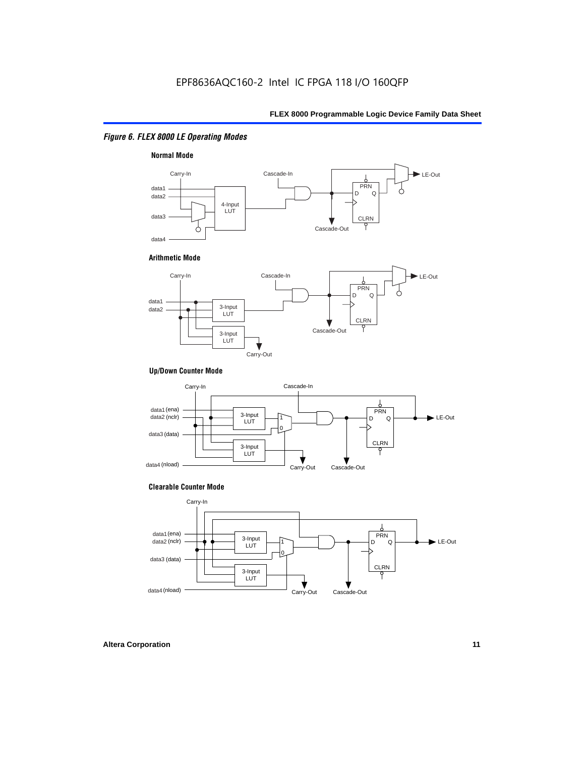*Figure 6. FLEX 8000 LE Operating Modes*

**Normal Mode**

Carry-In
Cascade-In
LE-Out
data1
data2
data3
data4
4-Input LUT
PRN
D Q
CLRN
Cascade-Out

**Arithmetic Mode**

Carry-In
Cascade-In
LE-Out
data1
data2
3-Input LUT
3-Input LUT
PRN
D Q
CLRN
Cascade-Out
Carry-Out

**Up/Down Counter Mode**

Carry-In
Cascade-In
data1 (ena)
data2 (nclr)
data3 (data)
data4 (nload)
3-Input LUT
3-Input LUT
1
0
PRN
D Q
CLRN
LE-Out
Carry-Out
Cascade-Out

**Clearable Counter Mode**

Carry-In
data1 (ena)
data2 (nclr)
data3 (data)
data4 (nload)
3-Input LUT
3-Input LUT
1
0
PRN
D Q
CLRN
LE-Out
Carry-Out
Cascade-Out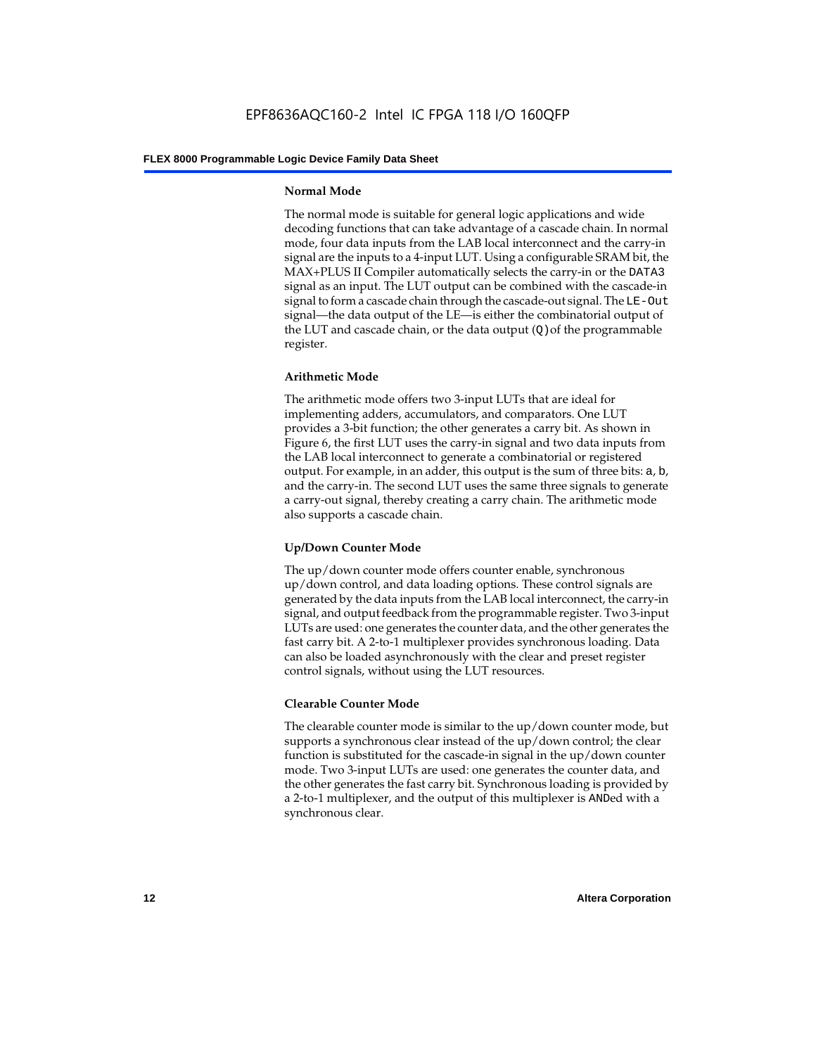### Normal Mode

The normal mode is suitable for general logic applications and wide decoding functions that can take advantage of a cascade chain. In normal mode, four data inputs from the LAB local interconnect and the carry-in signal are the inputs to a 4-input LUT. Using a configurable SRAM bit, the MAX+PLUS II Compiler automatically selects the carry-in or the `DATA3` signal as an input. The LUT output can be combined with the cascade-in signal to form a cascade chain through the cascade-out signal. The `LE-Out` signal—the data output of the LE—is either the combinatorial output of the LUT and cascade chain, or the data output (`Q`) of the programmable register.

### Arithmetic Mode

The arithmetic mode offers two 3-input LUTs that are ideal for implementing adders, accumulators, and comparators. One LUT provides a 3-bit function; the other generates a carry bit. As shown in Figure 6, the first LUT uses the carry-in signal and two data inputs from the LAB local interconnect to generate a combinatorial or registered output. For example, in an adder, this output is the sum of three bits: `a`, `b`, and the carry-in. The second LUT uses the same three signals to generate a carry-out signal, thereby creating a carry chain. The arithmetic mode also supports a cascade chain.

### Up/Down Counter Mode

The up/down counter mode offers counter enable, synchronous up/down control, and data loading options. These control signals are generated by the data inputs from the LAB local interconnect, the carry-in signal, and output feedback from the programmable register. Two 3-input LUTs are used: one generates the counter data, and the other generates the fast carry bit. A 2-to-1 multiplexer provides synchronous loading. Data can also be loaded asynchronously with the clear and preset register control signals, without using the LUT resources.

### Clearable Counter Mode

The clearable counter mode is similar to the up/down counter mode, but supports a synchronous clear instead of the up/down control; the clear function is substituted for the cascade-in signal in the up/down counter mode. Two 3-input LUTs are used: one generates the counter data, and the other generates the fast carry bit. Synchronous loading is provided by a 2-to-1 multiplexer, and the output of this multiplexer is `AND`ed with a synchronous clear.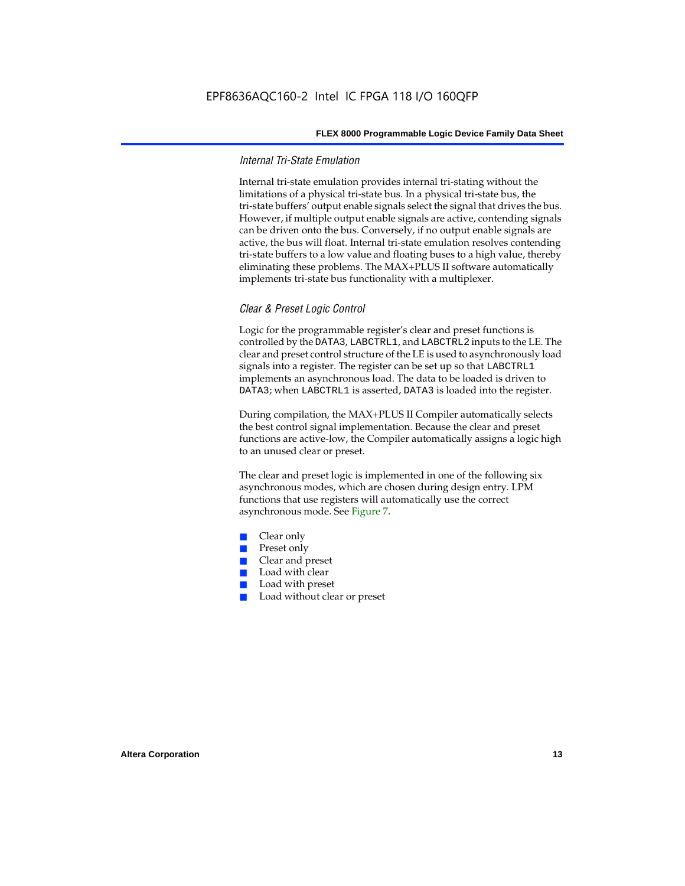### Internal Tri-State Emulation

Internal tri-state emulation provides internal tri-stating without the limitations of a physical tri-state bus. In a physical tri-state bus, the tri-state buffers' output enable signals select the signal that drives the bus. However, if multiple output enable signals are active, contending signals can be driven onto the bus. Conversely, if no output enable signals are active, the bus will float. Internal tri-state emulation resolves contending tri-state buffers to a low value and floating buses to a high value, thereby eliminating these problems. The MAX+PLUS II software automatically implements tri-state bus functionality with a multiplexer.

### Clear & Preset Logic Control

Logic for the programmable register's clear and preset functions is controlled by the `DATA3`, `LABCTRL1`, and `LABCTRL2` inputs to the LE. The clear and preset control structure of the LE is used to asynchronously load signals into a register. The register can be set up so that `LABCTRL1` implements an asynchronous load. The data to be loaded is driven to `DATA3`; when `LABCTRL1` is asserted, `DATA3` is loaded into the register.

During compilation, the MAX+PLUS II Compiler automatically selects the best control signal implementation. Because the clear and preset functions are active-low, the Compiler automatically assigns a logic high to an unused clear or preset.

The clear and preset logic is implemented in one of the following six asynchronous modes, which are chosen during design entry. LPM functions that use registers will automatically use the correct asynchronous mode. See Figure 7.

- Clear only
- Preset only
- Clear and preset
- Load with clear
- Load with preset
- Load without clear or preset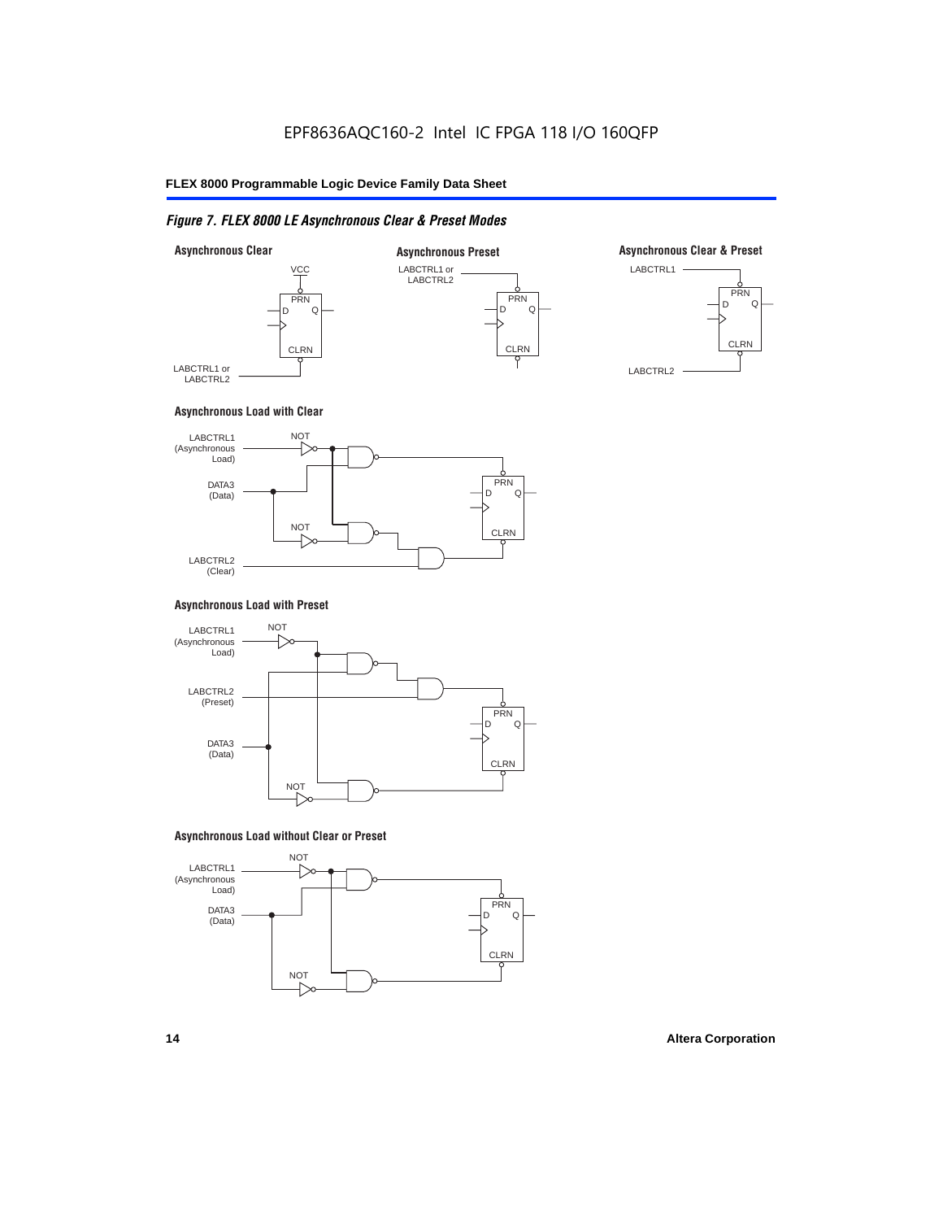*Figure 7. FLEX 8000 LE Asynchronous Clear & Preset Modes*

**Asynchronous Clear**

VCC

PRN

D Q

CLRN

LABCTRL1 or LABCTRL2

**Asynchronous Preset**

LABCTRL1 or LABCTRL2

PRN

D Q

CLRN

**Asynchronous Clear & Preset**

LABCTRL1

PRN

D Q

CLRN

LABCTRL2

**Asynchronous Load with Clear**

LABCTRL1 (Asynchronous Load)

NOT

DATA3 (Data)

NOT

LABCTRL2 (Clear)

PRN

D Q

CLRN

**Asynchronous Load with Preset**

LABCTRL1 (Asynchronous Load)

NOT

LABCTRL2 (Preset)

DATA3 (Data)

NOT

PRN

D Q

CLRN

**Asynchronous Load without Clear or Preset**

LABCTRL1 (Asynchronous Load)

NOT

DATA3 (Data)

NOT

PRN

D Q

CLRN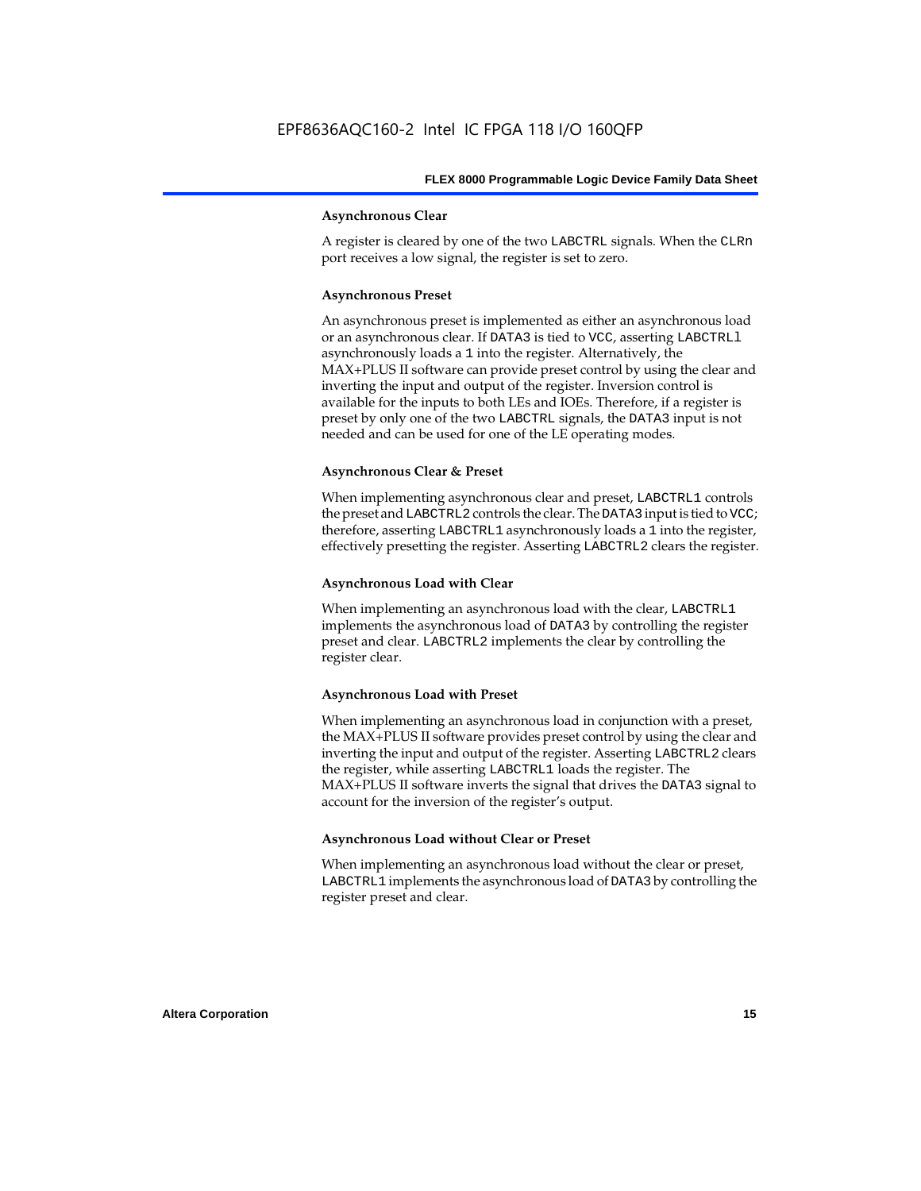#### Asynchronous Clear

A register is cleared by one of the two LABCTRL signals. When the CLRn port receives a low signal, the register is set to zero.

#### Asynchronous Preset

An asynchronous preset is implemented as either an asynchronous load or an asynchronous clear. If DATA3 is tied to VCC, asserting LABCTRL1 asynchronously loads a 1 into the register. Alternatively, the MAX+PLUS II software can provide preset control by using the clear and inverting the input and output of the register. Inversion control is available for the inputs to both LEs and IOEs. Therefore, if a register is preset by only one of the two LABCTRL signals, the DATA3 input is not needed and can be used for one of the LE operating modes.

#### Asynchronous Clear & Preset

When implementing asynchronous clear and preset, LABCTRL1 controls the preset and LABCTRL2 controls the clear. The DATA3 input is tied to VCC; therefore, asserting LABCTRL1 asynchronously loads a 1 into the register, effectively presetting the register. Asserting LABCTRL2 clears the register.

#### Asynchronous Load with Clear

When implementing an asynchronous load with the clear, LABCTRL1 implements the asynchronous load of DATA3 by controlling the register preset and clear. LABCTRL2 implements the clear by controlling the register clear.

#### Asynchronous Load with Preset

When implementing an asynchronous load in conjunction with a preset, the MAX+PLUS II software provides preset control by using the clear and inverting the input and output of the register. Asserting LABCTRL2 clears the register, while asserting LABCTRL1 loads the register. The MAX+PLUS II software inverts the signal that drives the DATA3 signal to account for the inversion of the register's output.

#### Asynchronous Load without Clear or Preset

When implementing an asynchronous load without the clear or preset, LABCTRL1 implements the asynchronous load of DATA3 by controlling the register preset and clear.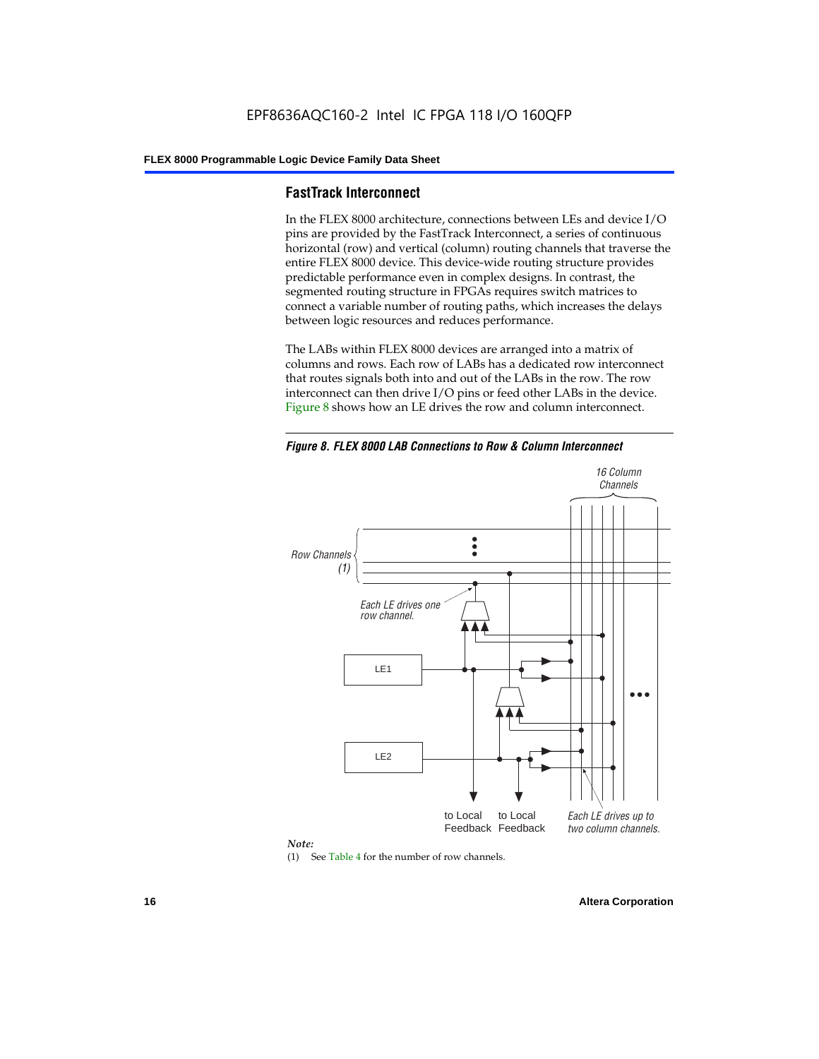## FastTrack Interconnect

In the FLEX 8000 architecture, connections between LEs and device I/O pins are provided by the FastTrack Interconnect, a series of continuous horizontal (row) and vertical (column) routing channels that traverse the entire FLEX 8000 device. This device-wide routing structure provides predictable performance even in complex designs. In contrast, the segmented routing structure in FPGAs requires switch matrices to connect a variable number of routing paths, which increases the delays between logic resources and reduces performance.

The LABs within FLEX 8000 devices are arranged into a matrix of columns and rows. Each row of LABs has a dedicated row interconnect that routes signals both into and out of the LABs in the row. The row interconnect can then drive I/O pins or feed other LABs in the device. Figure 8 shows how an LE drives the row and column interconnect.

*Figure 8. FLEX 8000 LAB Connections to Row & Column Interconnect*

16 Column Channels

Row Channels (1)

Each LE drives one row channel.

LE1

LE2

to Local Feedback

to Local Feedback

Each LE drives up to two column channels.

*Note:*

(1) See Table 4 for the number of row channels.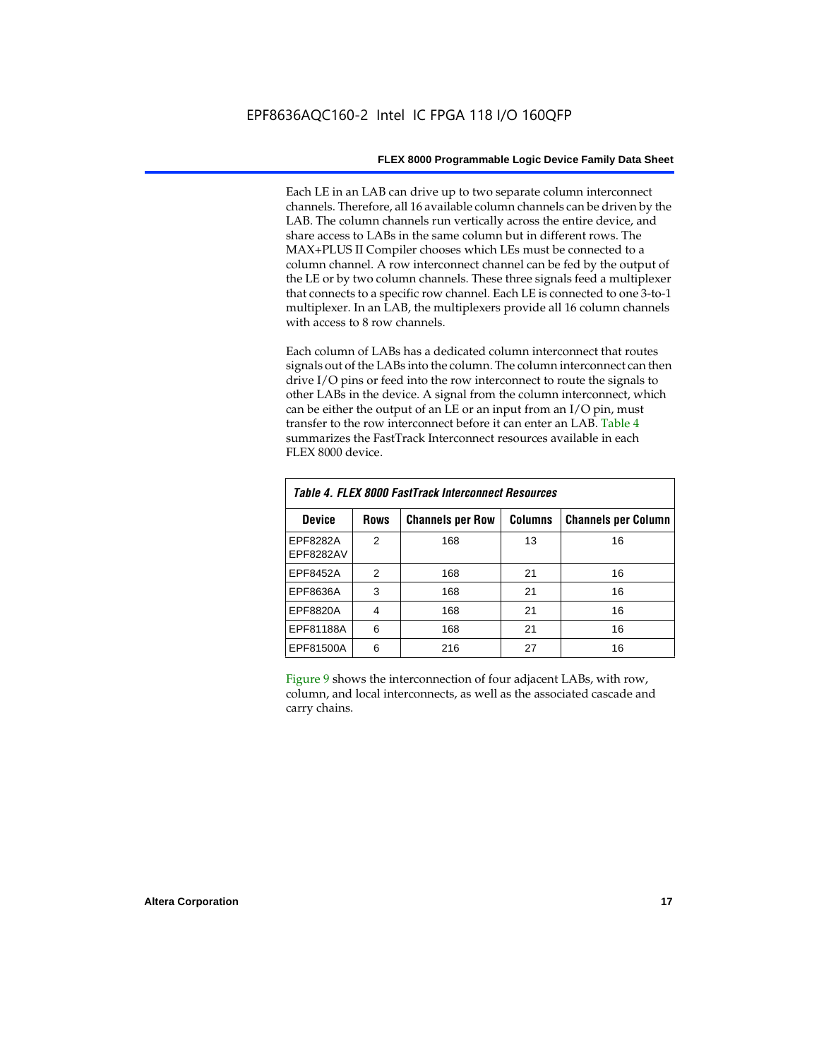Each LE in an LAB can drive up to two separate column interconnect channels. Therefore, all 16 available column channels can be driven by the LAB. The column channels run vertically across the entire device, and share access to LABs in the same column but in different rows. The MAX+PLUS II Compiler chooses which LEs must be connected to a column channel. A row interconnect channel can be fed by the output of the LE or by two column channels. These three signals feed a multiplexer that connects to a specific row channel. Each LE is connected to one 3-to-1 multiplexer. In an LAB, the multiplexers provide all 16 column channels with access to 8 row channels.

Each column of LABs has a dedicated column interconnect that routes signals out of the LABs into the column. The column interconnect can then drive I/O pins or feed into the row interconnect to route the signals to other LABs in the device. A signal from the column interconnect, which can be either the output of an LE or an input from an I/O pin, must transfer to the row interconnect before it can enter an LAB. Table 4 summarizes the FastTrack Interconnect resources available in each FLEX 8000 device.

*Table 4. FLEX 8000 FastTrack Interconnect Resources*

| Device | Rows | Channels per Row | Columns | Channels per Column |
|---|---|---|---|---|
| EPF8282A EPF8282AV | 2 | 168 | 13 | 16 |
| EPF8452A | 2 | 168 | 21 | 16 |
| EPF8636A | 3 | 168 | 21 | 16 |
| EPF8820A | 4 | 168 | 21 | 16 |
| EPF81188A | 6 | 168 | 21 | 16 |
| EPF81500A | 6 | 216 | 27 | 16 |

Figure 9 shows the interconnection of four adjacent LABs, with row, column, and local interconnects, as well as the associated cascade and carry chains.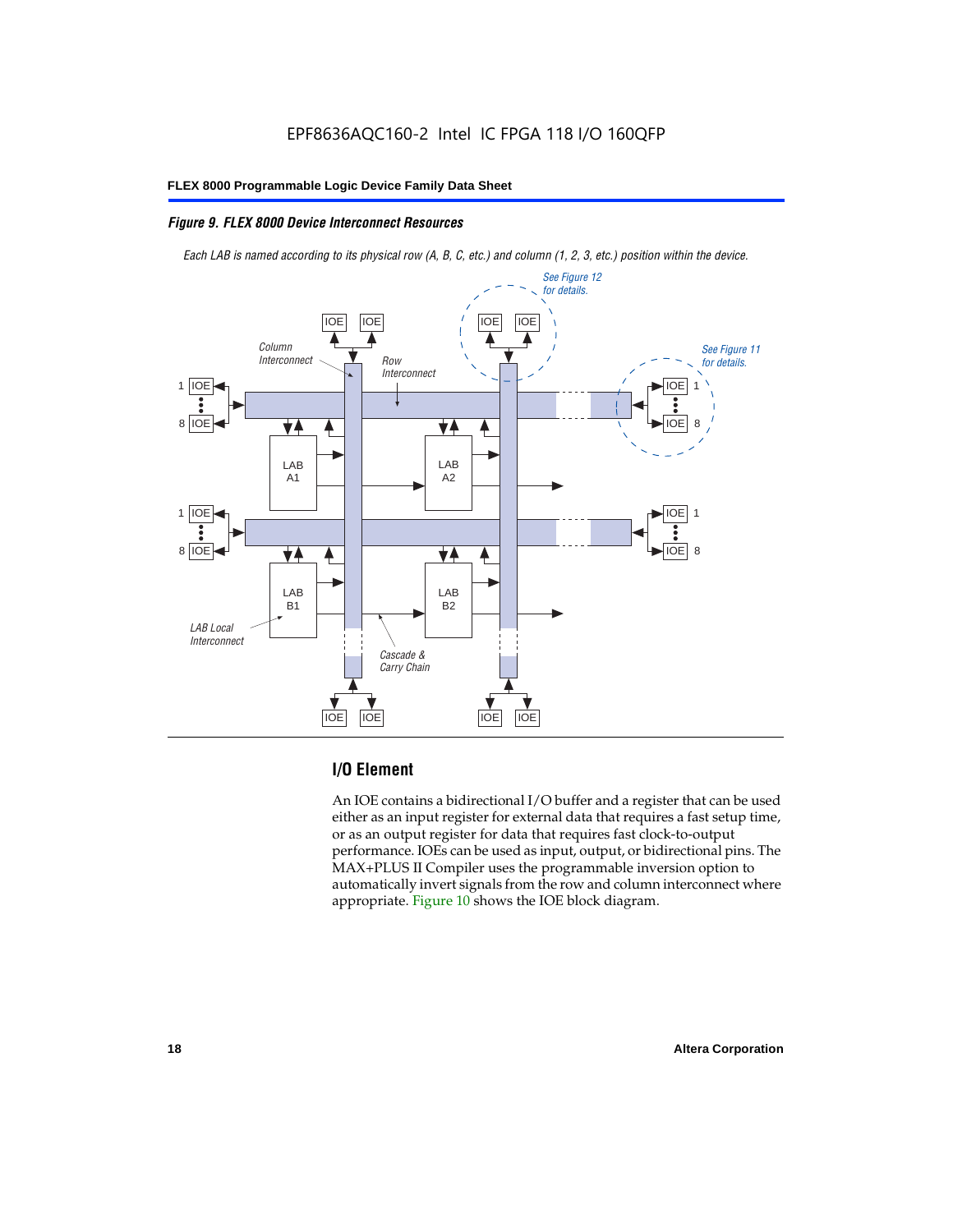*Figure 9. FLEX 8000 Device Interconnect Resources*

*Each LAB is named according to its physical row (A, B, C, etc.) and column (1, 2, 3, etc.) position within the device.*

See Figure 12 for details.

See Figure 11 for details.

Column Interconnect

Row Interconnect

LAB A1

LAB A2

LAB B1

LAB B2

LAB Local Interconnect

Cascade & Carry Chain

IOE

## I/O Element

An IOE contains a bidirectional I/O buffer and a register that can be used either as an input register for external data that requires a fast setup time, or as an output register for data that requires fast clock-to-output performance. IOEs can be used as input, output, or bidirectional pins. The MAX+PLUS II Compiler uses the programmable inversion option to automatically invert signals from the row and column interconnect where appropriate. Figure 10 shows the IOE block diagram.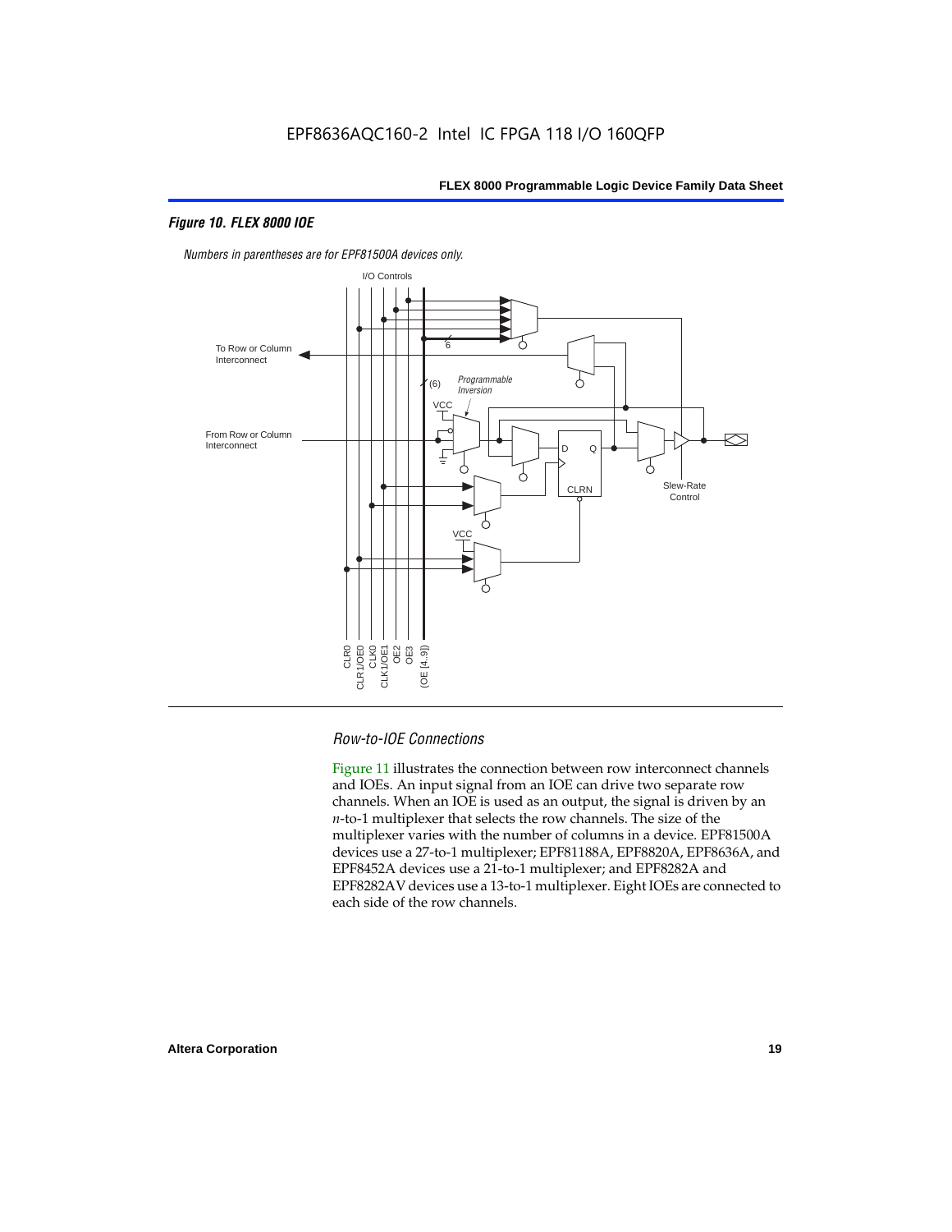#### *Figure 10. FLEX 8000 IOE*

*Numbers in parentheses are for EPF81500A devices only.*

I/O Controls

To Row or Column Interconnect

From Row or Column Interconnect

6

(6)

*Programmable Inversion*

VCC

D

Q

CLRN

Slew-Rate Control

VCC

CLR0

CLR1/OE0

CLK0

CLK1/OE1

OE2

OE3

(OE [4..9])

### *Row-to-IOE Connections*

Figure 11 illustrates the connection between row interconnect channels and IOEs. An input signal from an IOE can drive two separate row channels. When an IOE is used as an output, the signal is driven by an *n*-to-1 multiplexer that selects the row channels. The size of the multiplexer varies with the number of columns in a device. EPF81500A devices use a 27-to-1 multiplexer; EPF81188A, EPF8820A, EPF8636A, and EPF8452A devices use a 21-to-1 multiplexer; and EPF8282A and EPF8282AV devices use a 13-to-1 multiplexer. Eight IOEs are connected to each side of the row channels.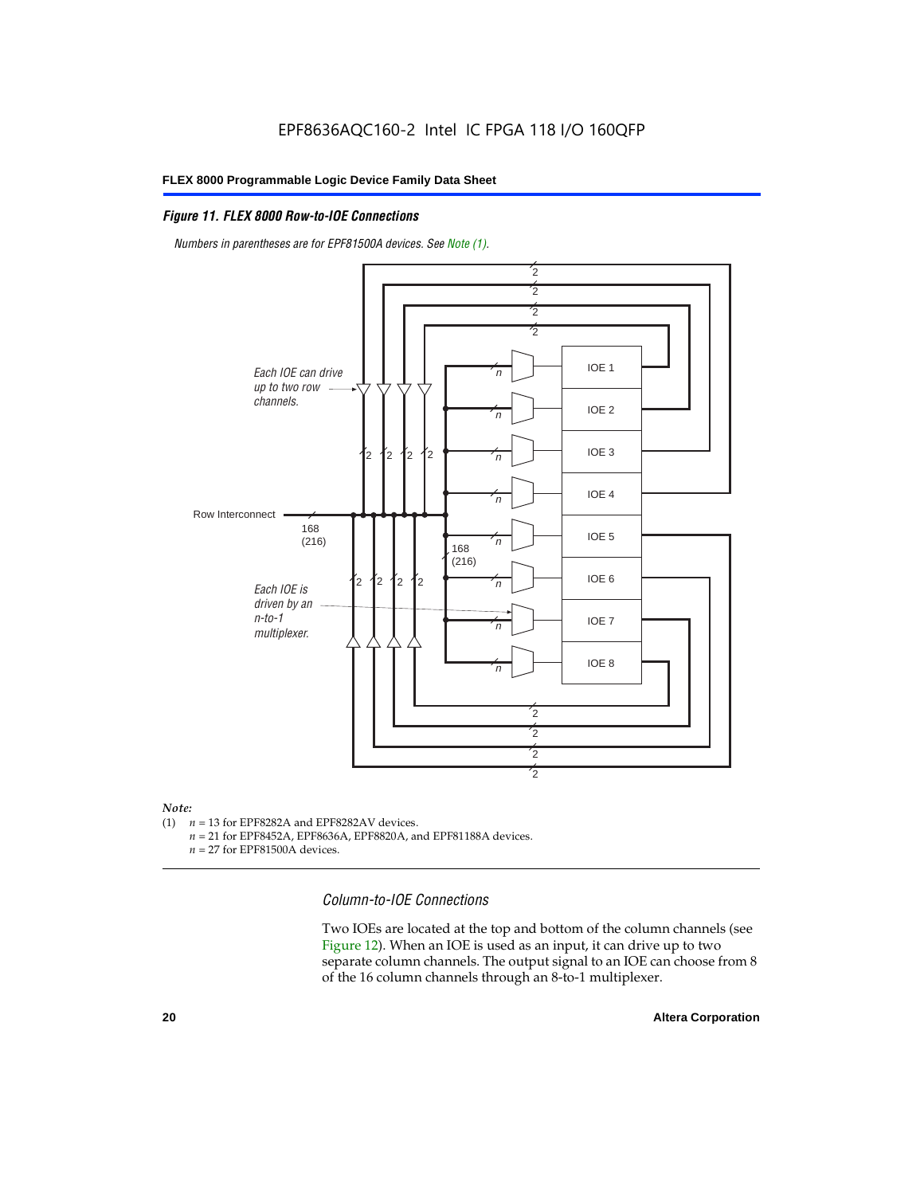*Figure 11. FLEX 8000 Row-to-IOE Connections*

*Numbers in parentheses are for EPF81500A devices. See Note (1).*

Each IOE can drive up to two row channels.

Row Interconnect

168 (216)

Each IOE is driven by an n-to-1 multiplexer.

IOE 1
IOE 2
IOE 3
IOE 4
IOE 5
IOE 6
IOE 7
IOE 8

*Note:*
(1) $n$ = 13 for EPF8282A and EPF8282AV devices.
$n$ = 21 for EPF8452A, EPF8636A, EPF8820A, and EPF81188A devices.
$n$ = 27 for EPF81500A devices.

### *Column-to-IOE Connections*

Two IOEs are located at the top and bottom of the column channels (see Figure 12). When an IOE is used as an input, it can drive up to two separate column channels. The output signal to an IOE can choose from 8 of the 16 column channels through an 8-to-1 multiplexer.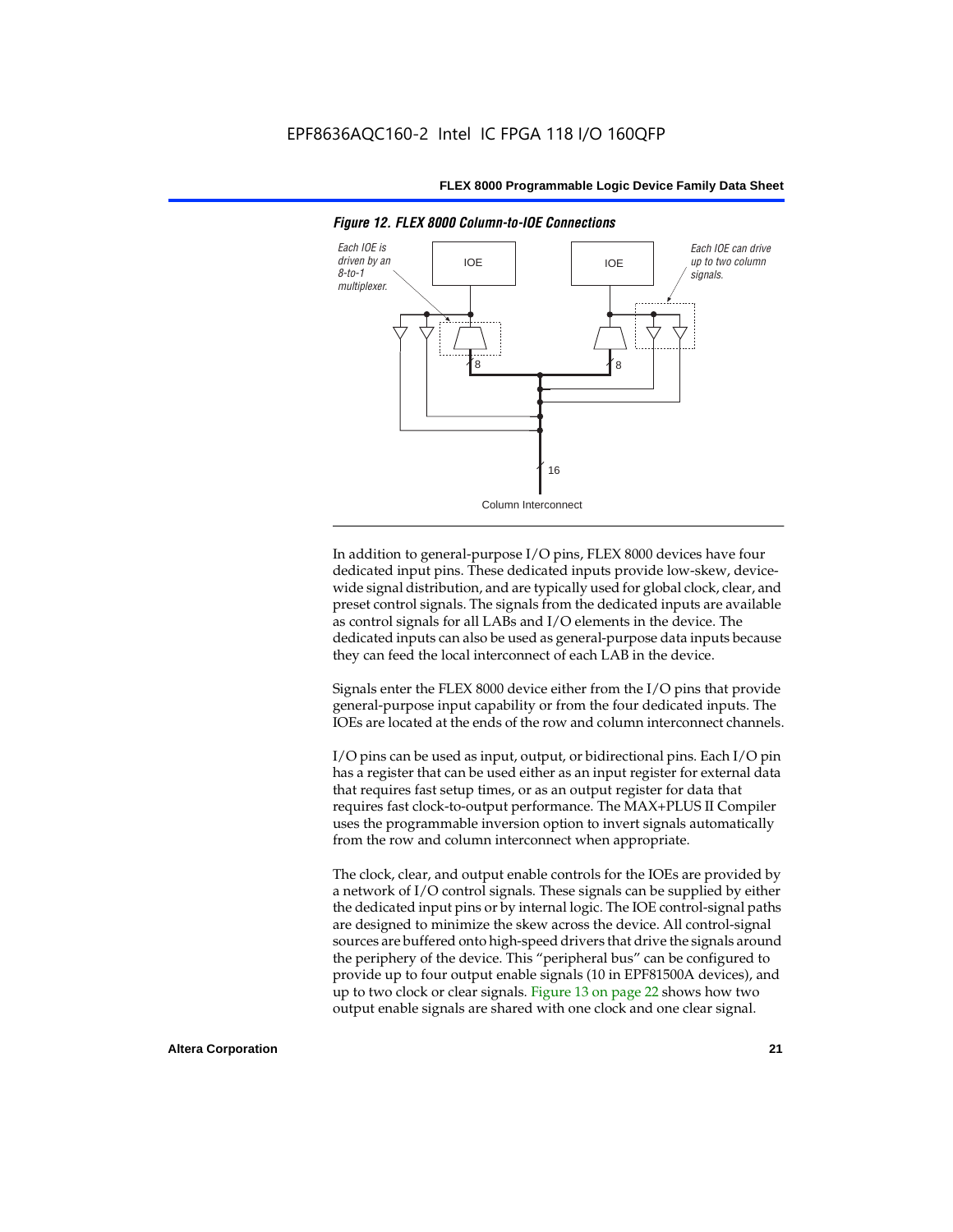*Figure 12. FLEX 8000 Column-to-IOE Connections*

Each IOE is driven by an 8-to-1 multiplexer.

Each IOE can drive up to two column signals.

IOE

IOE

8

8

16

Column Interconnect

In addition to general-purpose I/O pins, FLEX 8000 devices have four dedicated input pins. These dedicated inputs provide low-skew, device-wide signal distribution, and are typically used for global clock, clear, and preset control signals. The signals from the dedicated inputs are available as control signals for all LABs and I/O elements in the device. The dedicated inputs can also be used as general-purpose data inputs because they can feed the local interconnect of each LAB in the device.

Signals enter the FLEX 8000 device either from the I/O pins that provide general-purpose input capability or from the four dedicated inputs. The IOEs are located at the ends of the row and column interconnect channels.

I/O pins can be used as input, output, or bidirectional pins. Each I/O pin has a register that can be used either as an input register for external data that requires fast setup times, or as an output register for data that requires fast clock-to-output performance. The MAX+PLUS II Compiler uses the programmable inversion option to invert signals automatically from the row and column interconnect when appropriate.

The clock, clear, and output enable controls for the IOEs are provided by a network of I/O control signals. These signals can be supplied by either the dedicated input pins or by internal logic. The IOE control-signal paths are designed to minimize the skew across the device. All control-signal sources are buffered onto high-speed drivers that drive the signals around the periphery of the device. This "peripheral bus" can be configured to provide up to four output enable signals (10 in EPF81500A devices), and up to two clock or clear signals. Figure 13 on page 22 shows how two output enable signals are shared with one clock and one clear signal.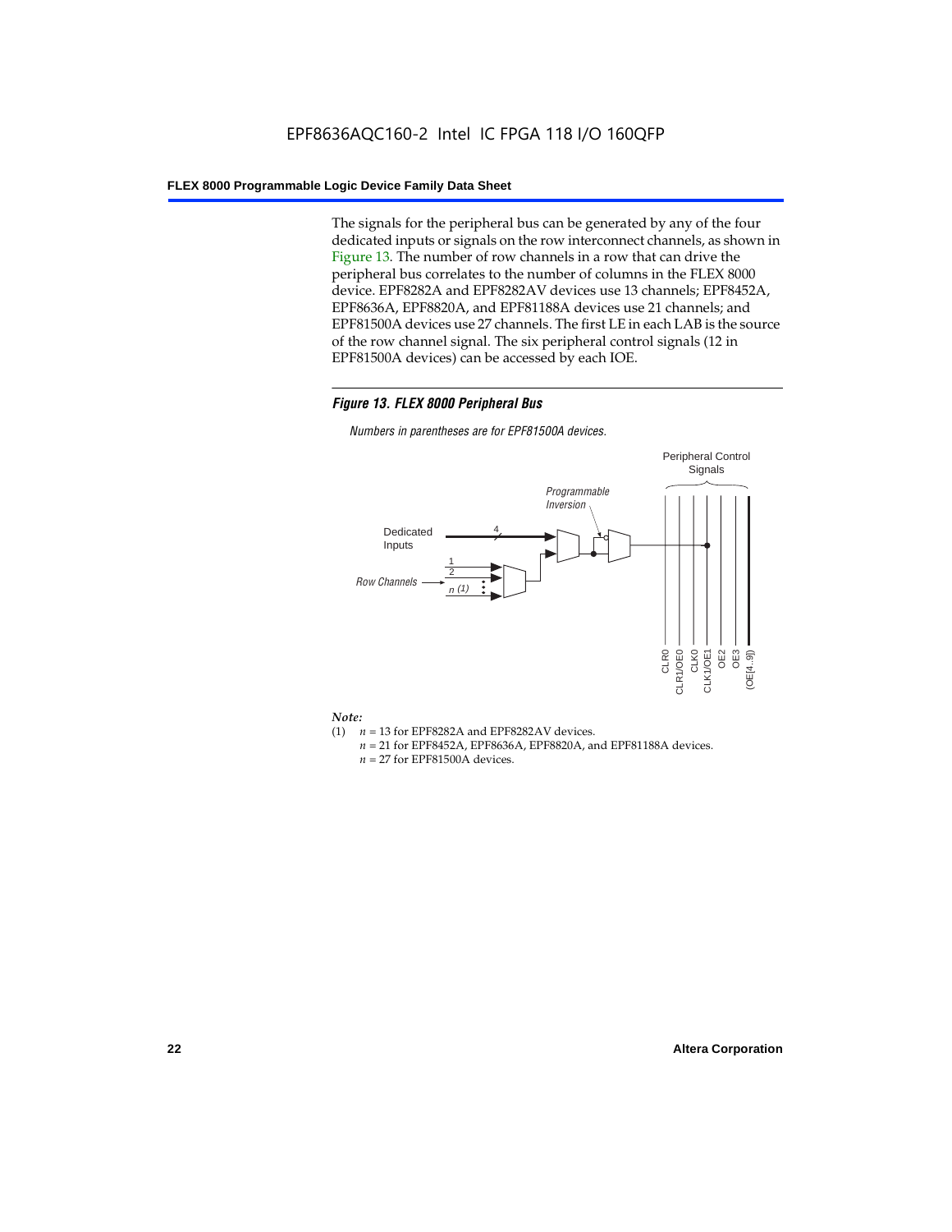The signals for the peripheral bus can be generated by any of the four dedicated inputs or signals on the row interconnect channels, as shown in Figure 13. The number of row channels in a row that can drive the peripheral bus correlates to the number of columns in the FLEX 8000 device. EPF8282A and EPF8282AV devices use 13 channels; EPF8452A, EPF8636A, EPF8820A, and EPF81188A devices use 21 channels; and EPF81500A devices use 27 channels. The first LE in each LAB is the source of the row channel signal. The six peripheral control signals (12 in EPF81500A devices) can be accessed by each IOE.

***Figure 13. FLEX 8000 Peripheral Bus***

*Numbers in parentheses are for EPF81500A devices.*

Peripheral Control Signals

Programmable Inversion

Dedicated Inputs

4

1

2

Row Channels

n (1)

CLR0
CLR1/OE0
CLK0
CLK1/OE1
OE2
OE3
(OE[4..9])

*Note:*

(1) $n$ = 13 for EPF8282A and EPF8282AV devices.
$n$ = 21 for EPF8452A, EPF8636A, EPF8820A, and EPF81188A devices.
$n$ = 27 for EPF81500A devices.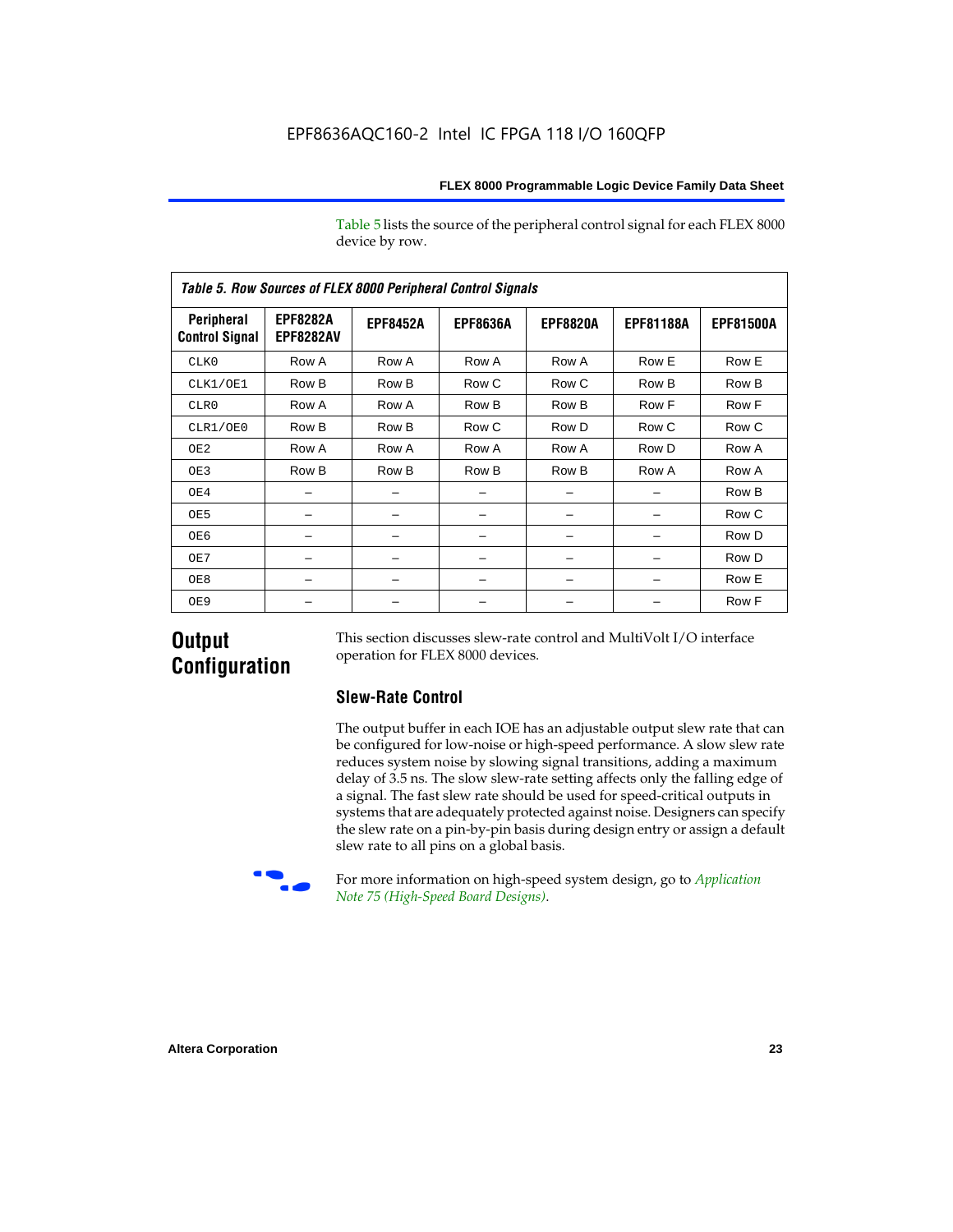Table 5 lists the source of the peripheral control signal for each FLEX 8000 device by row.

**Table 5. Row Sources of FLEX 8000 Peripheral Control Signals**

| Peripheral Control Signal | EPF8282A EPF8282AV | EPF8452A | EPF8636A | EPF8820A | EPF81188A | EPF81500A |
|---|---|---|---|---|---|---|
| CLK0 | Row A | Row A | Row A | Row A | Row E | Row E |
| CLK1/OE1 | Row B | Row B | Row C | Row C | Row B | Row B |
| CLR0 | Row A | Row A | Row B | Row B | Row F | Row F |
| CLR1/OE0 | Row B | Row B | Row C | Row D | Row C | Row C |
| OE2 | Row A | Row A | Row A | Row A | Row D | Row A |
| OE3 | Row B | Row B | Row B | Row B | Row A | Row A |
| OE4 | – | – | – | – | – | Row B |
| OE5 | – | – | – | – | – | Row C |
| OE6 | – | – | – | – | – | Row D |
| OE7 | – | – | – | – | – | Row D |
| OE8 | – | – | – | – | – | Row E |
| OE9 | – | – | – | – | – | Row F |

## Output Configuration

This section discusses slew-rate control and MultiVolt I/O interface operation for FLEX 8000 devices.

### Slew-Rate Control

The output buffer in each IOE has an adjustable output slew rate that can be configured for low-noise or high-speed performance. A slow slew rate reduces system noise by slowing signal transitions, adding a maximum delay of 3.5 ns. The slow slew-rate setting affects only the falling edge of a signal. The fast slew rate should be used for speed-critical outputs in systems that are adequately protected against noise. Designers can specify the slew rate on a pin-by-pin basis during design entry or assign a default slew rate to all pins on a global basis.

For more information on high-speed system design, go to *Application Note 75 (High-Speed Board Designs)*.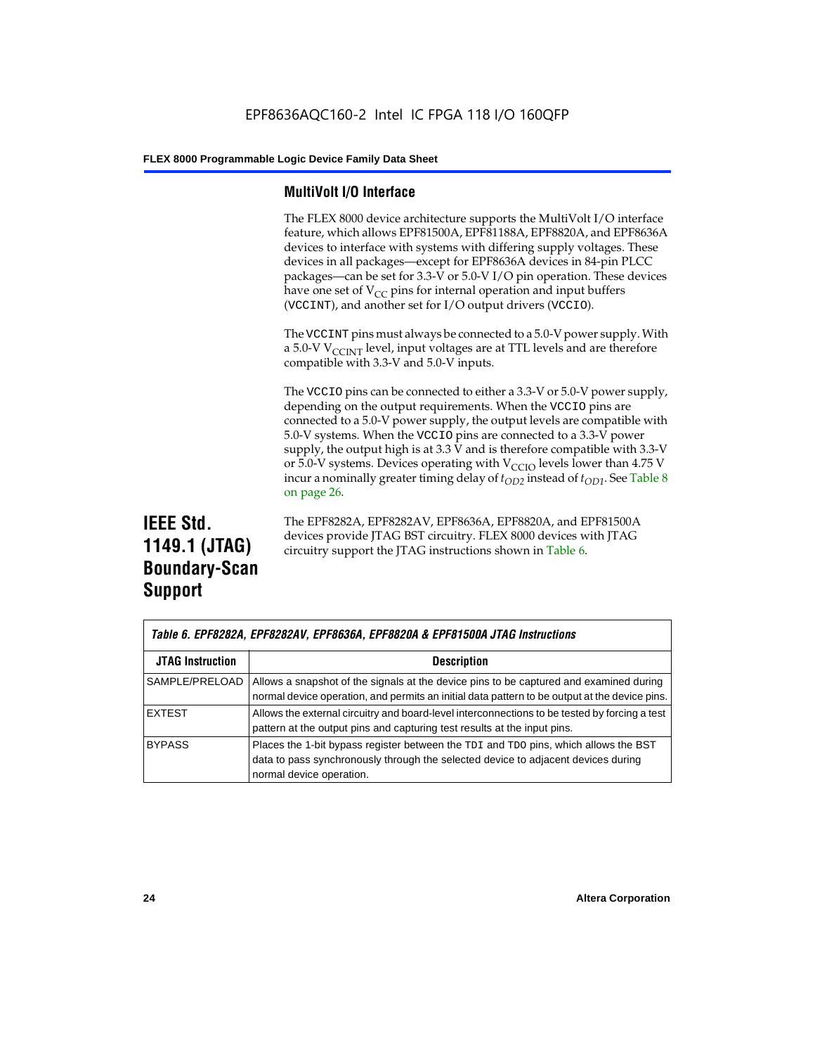## MultiVolt I/O Interface

The FLEX 8000 device architecture supports the MultiVolt I/O interface feature, which allows EPF81500A, EPF81188A, EPF8820A, and EPF8636A devices to interface with systems with differing supply voltages. These devices in all packages—except for EPF8636A devices in 84-pin PLCC packages—can be set for 3.3-V or 5.0-V I/O pin operation. These devices have one set of $V_{CC}$ pins for internal operation and input buffers (VCCINT), and another set for I/O output drivers (VCCIO).

The VCCINT pins must always be connected to a 5.0-V power supply. With a 5.0-V $V_{CCINT}$ level, input voltages are at TTL levels and are therefore compatible with 3.3-V and 5.0-V inputs.

The VCCIO pins can be connected to either a 3.3-V or 5.0-V power supply, depending on the output requirements. When the VCCIO pins are connected to a 5.0-V power supply, the output levels are compatible with 5.0-V systems. When the VCCIO pins are connected to a 3.3-V power supply, the output high is at 3.3 V and is therefore compatible with 3.3-V or 5.0-V systems. Devices operating with $V_{CCIO}$ levels lower than 4.75 V incur a nominally greater timing delay of $t_{OD2}$ instead of $t_{OD1}$. See Table 8 on page 26.

## IEEE Std. 1149.1 (JTAG) Boundary-Scan Support

The EPF8282A, EPF8282AV, EPF8636A, EPF8820A, and EPF81500A devices provide JTAG BST circuitry. FLEX 8000 devices with JTAG circuitry support the JTAG instructions shown in Table 6.

*Table 6. EPF8282A, EPF8282AV, EPF8636A, EPF8820A & EPF81500A JTAG Instructions*

| JTAG Instruction | Description |
|---|---|
| SAMPLE/PRELOAD | Allows a snapshot of the signals at the device pins to be captured and examined during normal device operation, and permits an initial data pattern to be output at the device pins. |
| EXTEST | Allows the external circuitry and board-level interconnections to be tested by forcing a test pattern at the output pins and capturing test results at the input pins. |
| BYPASS | Places the 1-bit bypass register between the TDI and TDO pins, which allows the BST data to pass synchronously through the selected device to adjacent devices during normal device operation. |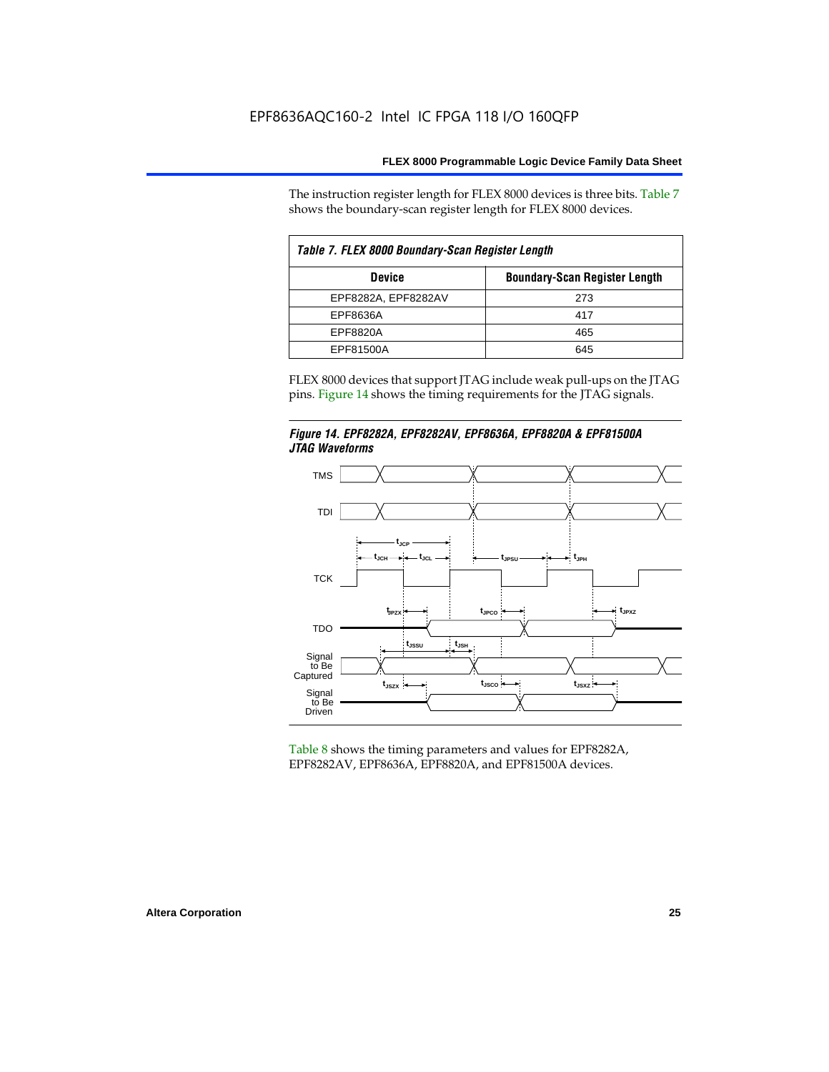The instruction register length for FLEX 8000 devices is three bits. Table 7 shows the boundary-scan register length for FLEX 8000 devices.

*Table 7. FLEX 8000 Boundary-Scan Register Length*

| Device | Boundary-Scan Register Length |
|---|---|
| EPF8282A, EPF8282AV | 273 |
| EPF8636A | 417 |
| EPF8820A | 465 |
| EPF81500A | 645 |

FLEX 8000 devices that support JTAG include weak pull-ups on the JTAG pins. Figure 14 shows the timing requirements for the JTAG signals.

*Figure 14. EPF8282A, EPF8282AV, EPF8636A, EPF8820A & EPF81500A JTAG Waveforms*

TMS

TDI

$t_{JCP}$

$t_{JCH}$

$t_{JCL}$

$t_{JPSU}$

$t_{JPH}$

TCK

$t_{JPZX}$

$t_{JPCO}$

$t_{JPXZ}$

TDO

$t_{JSSU}$

$t_{JSH}$

Signal to Be Captured

$t_{JSZX}$

$t_{JSCO}$

$t_{JSXZ}$

Signal to Be Driven

Table 8 shows the timing parameters and values for EPF8282A, EPF8282AV, EPF8636A, EPF8820A, and EPF81500A devices.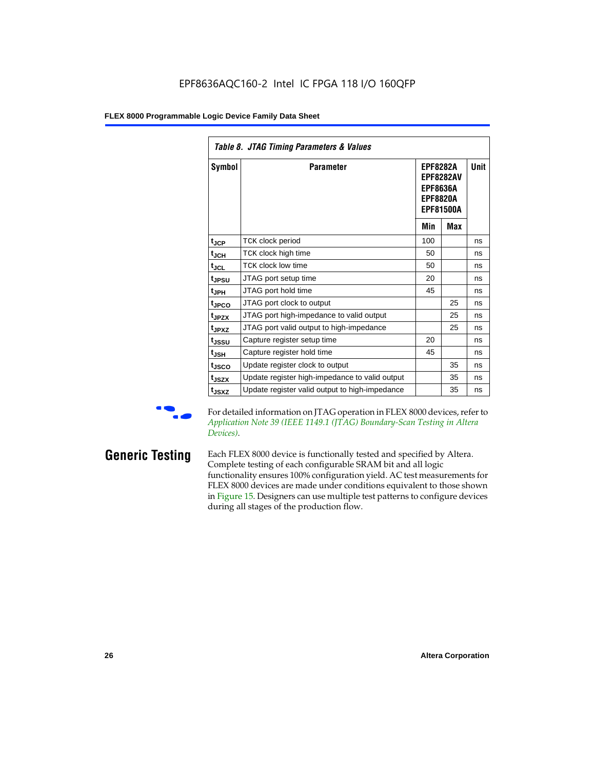EPF8636AQC160-2 Intel IC FPGA 118 I/O 160QFP

| *Table 8. JTAG Timing Parameters & Values* | | | | |
|---|---|---|---|---|
| **Symbol** | **Parameter** | **EPF8282A EPF8282AV EPF8636A EPF8820A EPF81500A** | | **Unit** |
| | | **Min** | **Max** | |
| $t_{JCP}$ | TCK clock period | 100 | | ns |
| $t_{JCH}$ | TCK clock high time | 50 | | ns |
| $t_{JCL}$ | TCK clock low time | 50 | | ns |
| $t_{JPSU}$ | JTAG port setup time | 20 | | ns |
| $t_{JPH}$ | JTAG port hold time | 45 | | ns |
| $t_{JPCO}$ | JTAG port clock to output | | 25 | ns |
| $t_{JPZX}$ | JTAG port high-impedance to valid output | | 25 | ns |
| $t_{JPXZ}$ | JTAG port valid output to high-impedance | | 25 | ns |
| $t_{JSSU}$ | Capture register setup time | 20 | | ns |
| $t_{JSH}$ | Capture register hold time | 45 | | ns |
| $t_{JSCO}$ | Update register clock to output | | 35 | ns |
| $t_{JSZX}$ | Update register high-impedance to valid output | | 35 | ns |
| $t_{JSXZ}$ | Update register valid output to high-impedance | | 35 | ns |

For detailed information on JTAG operation in FLEX 8000 devices, refer to *Application Note 39 (IEEE 1149.1 (JTAG) Boundary-Scan Testing in Altera Devices)*.

## Generic Testing

Each FLEX 8000 device is functionally tested and specified by Altera. Complete testing of each configurable SRAM bit and all logic functionality ensures 100% configuration yield. AC test measurements for FLEX 8000 devices are made under conditions equivalent to those shown in Figure 15. Designers can use multiple test patterns to configure devices during all stages of the production flow.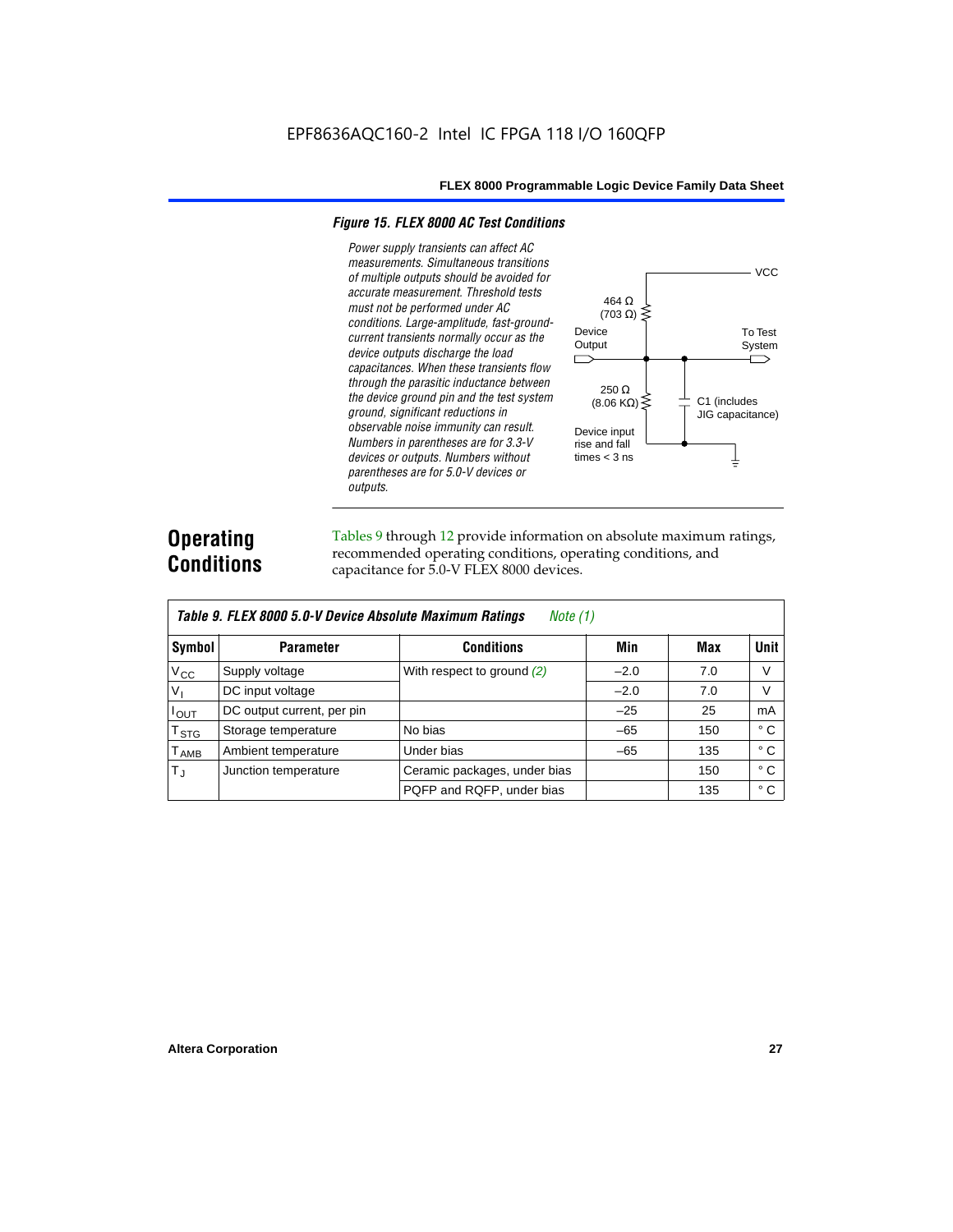EPF8636AQC160-2 Intel IC FPGA 118 I/O 160QFP

*Figure 15. FLEX 8000 AC Test Conditions*

*Power supply transients can affect AC measurements. Simultaneous transitions of multiple outputs should be avoided for accurate measurement. Threshold tests must not be performed under AC conditions. Large-amplitude, fast-ground-current transients normally occur as the device outputs discharge the load capacitances. When these transients flow through the parasitic inductance between the device ground pin and the test system ground, significant reductions in observable noise immunity can result. Numbers in parentheses are for 3.3-V devices or outputs. Numbers without parentheses are for 5.0-V devices or outputs.*

VCC
464 Ω
(703 Ω)
Device Output
To Test System
250 Ω
(8.06 KΩ)
C1 (includes JIG capacitance)
Device input rise and fall times < 3 ns

# Operating Conditions

Tables 9 through 12 provide information on absolute maximum ratings, recommended operating conditions, operating conditions, and capacitance for 5.0-V FLEX 8000 devices.

*Table 9. FLEX 8000 5.0-V Device Absolute Maximum Ratings* *Note (1)*

| Symbol | Parameter | Conditions | Min | Max | Unit |
|---|---|---|---|---|---|
| $V_{CC}$ | Supply voltage | With respect to ground *(2)* | –2.0 | 7.0 | V |
| $V_I$ | DC input voltage | | –2.0 | 7.0 | V |
| $I_{OUT}$ | DC output current, per pin | | –25 | 25 | mA |
| $T_{STG}$ | Storage temperature | No bias | –65 | 150 | ° C |
| $T_{AMB}$ | Ambient temperature | Under bias | –65 | 135 | ° C |
| $T_J$ | Junction temperature | Ceramic packages, under bias | | 150 | ° C |
| | | PQFP and RQFP, under bias | | 135 | ° C |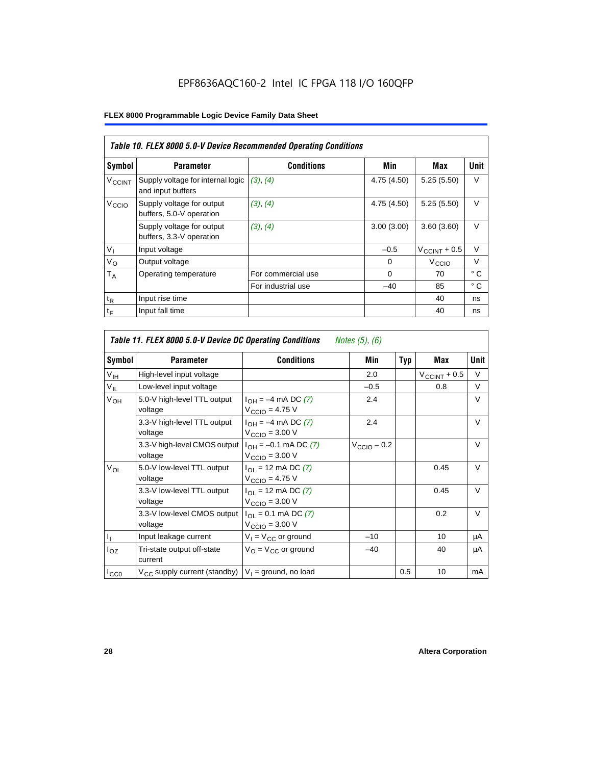# EPF8636AQC160-2 Intel IC FPGA 118 I/O 160QFP

## FLEX 8000 Programmable Logic Device Family Data Sheet

| Table 10. FLEX 8000 5.0-V Device Recommended Operating Conditions | | | | | |
|---|---|---|---|---|---|
| **Symbol** | **Parameter** | **Conditions** | **Min** | **Max** | **Unit** |
| $V_{CCINT}$ | Supply voltage for internal logic and input buffers | *(3)*, *(4)* | 4.75 (4.50) | 5.25 (5.50) | V |
| $V_{CCIO}$ | Supply voltage for output buffers, 5.0-V operation | *(3)*, *(4)* | 4.75 (4.50) | 5.25 (5.50) | V |
| | Supply voltage for output buffers, 3.3-V operation | *(3)*, *(4)* | 3.00 (3.00) | 3.60 (3.60) | V |
| $V_I$ | Input voltage | | –0.5 | $V_{CCINT}$ + 0.5 | V |
| $V_O$ | Output voltage | | 0 | $V_{CCIO}$ | V |
| $T_A$ | Operating temperature | For commercial use | 0 | 70 | ° C |
| | | For industrial use | –40 | 85 | ° C |
| $t_R$ | Input rise time | | | 40 | ns |
| $t_F$ | Input fall time | | | 40 | ns |

| Table 11. FLEX 8000 5.0-V Device DC Operating Conditions *Notes (5), (6)* | | | | | | |
|---|---|---|---|---|---|---|
| **Symbol** | **Parameter** | **Conditions** | **Min** | **Typ** | **Max** | **Unit** |
| $V_{IH}$ | High-level input voltage | | 2.0 | | $V_{CCINT}$ + 0.5 | V |
| $V_{IL}$ | Low-level input voltage | | –0.5 | | 0.8 | V |
| $V_{OH}$ | 5.0-V high-level TTL output voltage | $I_{OH}$ = –4 mA DC *(7)* $V_{CCIO}$ = 4.75 V | 2.4 | | | V |
| | 3.3-V high-level TTL output voltage | $I_{OH}$ = –4 mA DC *(7)* $V_{CCIO}$ = 3.00 V | 2.4 | | | V |
| | 3.3-V high-level CMOS output voltage | $I_{OH}$ = –0.1 mA DC *(7)* $V_{CCIO}$ = 3.00 V | $V_{CCIO}$ – 0.2 | | | V |
| $V_{OL}$ | 5.0-V low-level TTL output voltage | $I_{OL}$ = 12 mA DC *(7)* $V_{CCIO}$ = 4.75 V | | | 0.45 | V |
| | 3.3-V low-level TTL output voltage | $I_{OL}$ = 12 mA DC *(7)* $V_{CCIO}$ = 3.00 V | | | 0.45 | V |
| | 3.3-V low-level CMOS output voltage | $I_{OL}$ = 0.1 mA DC *(7)* $V_{CCIO}$ = 3.00 V | | | 0.2 | V |
| $I_I$ | Input leakage current | $V_I$ = $V_{CC}$ or ground | –10 | | 10 | μA |
| $I_{OZ}$ | Tri-state output off-state current | $V_O$ = $V_{CC}$ or ground | –40 | | 40 | μA |
| $I_{CC0}$ | $V_{CC}$ supply current (standby) | $V_I$ = ground, no load | | 0.5 | 10 | mA |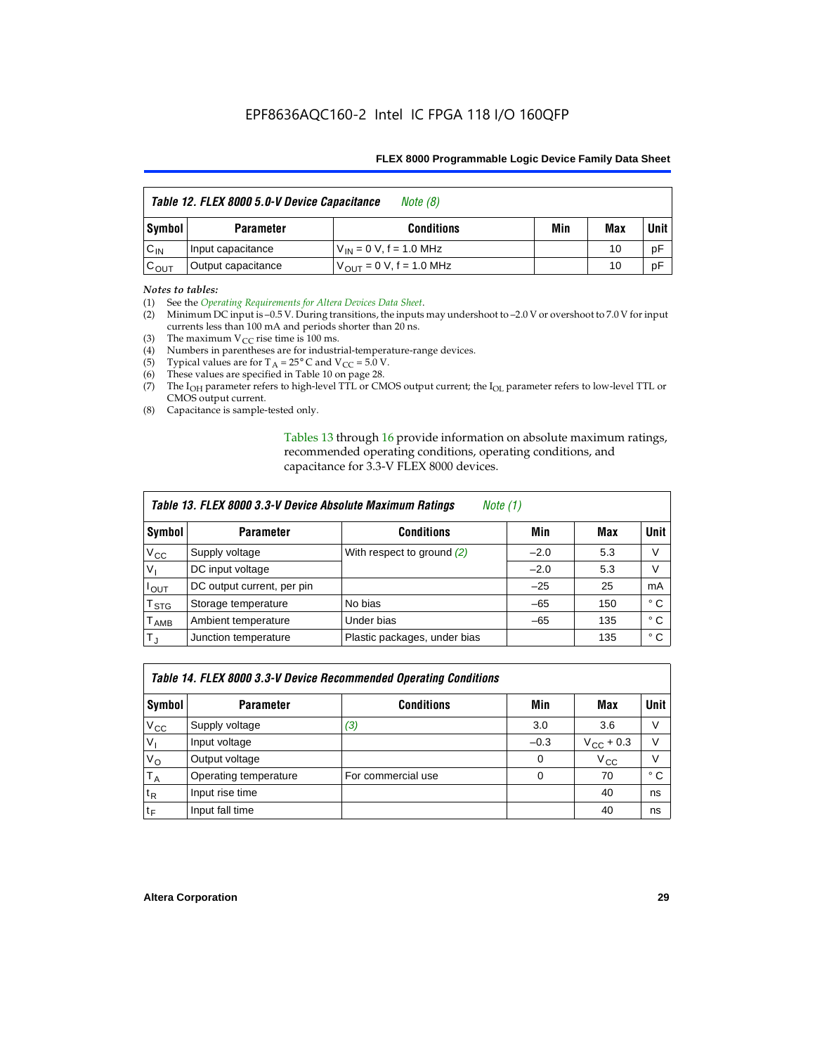| Table 12. FLEX 8000 5.0-V Device Capacitance *Note (8)* | | | | | |
|---|---|---|---|---|---|
| **Symbol** | **Parameter** | **Conditions** | **Min** | **Max** | **Unit** |
| $C_{IN}$ | Input capacitance | $V_{IN}$ = 0 V, f = 1.0 MHz | | 10 | pF |
| $C_{OUT}$ | Output capacitance | $V_{OUT}$ = 0 V, f = 1.0 MHz | | 10 | pF |

*Notes to tables:*

(1) See the *Operating Requirements for Altera Devices Data Sheet*.
(2) Minimum DC input is –0.5 V. During transitions, the inputs may undershoot to –2.0 V or overshoot to 7.0 V for input currents less than 100 mA and periods shorter than 20 ns.
(3) The maximum $V_{CC}$ rise time is 100 ms.
(4) Numbers in parentheses are for industrial-temperature-range devices.
(5) Typical values are for $T_A$ = 25° C and $V_{CC}$ = 5.0 V.
(6) These values are specified in Table 10 on page 28.
(7) The $I_{OH}$ parameter refers to high-level TTL or CMOS output current; the $I_{OL}$ parameter refers to low-level TTL or CMOS output current.
(8) Capacitance is sample-tested only.

Tables 13 through 16 provide information on absolute maximum ratings, recommended operating conditions, operating conditions, and capacitance for 3.3-V FLEX 8000 devices.

| Table 13. FLEX 8000 3.3-V Device Absolute Maximum Ratings *Note (1)* | | | | | |
|---|---|---|---|---|---|
| **Symbol** | **Parameter** | **Conditions** | **Min** | **Max** | **Unit** |
| $V_{CC}$ | Supply voltage | With respect to ground *(2)* | –2.0 | 5.3 | V |
| $V_I$ | DC input voltage | | –2.0 | 5.3 | V |
| $I_{OUT}$ | DC output current, per pin | | –25 | 25 | mA |
| $T_{STG}$ | Storage temperature | No bias | –65 | 150 | ° C |
| $T_{AMB}$ | Ambient temperature | Under bias | –65 | 135 | ° C |
| $T_J$ | Junction temperature | Plastic packages, under bias | | 135 | ° C |

| Table 14. FLEX 8000 3.3-V Device Recommended Operating Conditions | | | | | |
|---|---|---|---|---|---|
| **Symbol** | **Parameter** | **Conditions** | **Min** | **Max** | **Unit** |
| $V_{CC}$ | Supply voltage | *(3)* | 3.0 | 3.6 | V |
| $V_I$ | Input voltage | | –0.3 | $V_{CC}$ + 0.3 | V |
| $V_O$ | Output voltage | | 0 | $V_{CC}$ | V |
| $T_A$ | Operating temperature | For commercial use | 0 | 70 | ° C |
| $t_R$ | Input rise time | | | 40 | ns |
| $t_F$ | Input fall time | | | 40 | ns |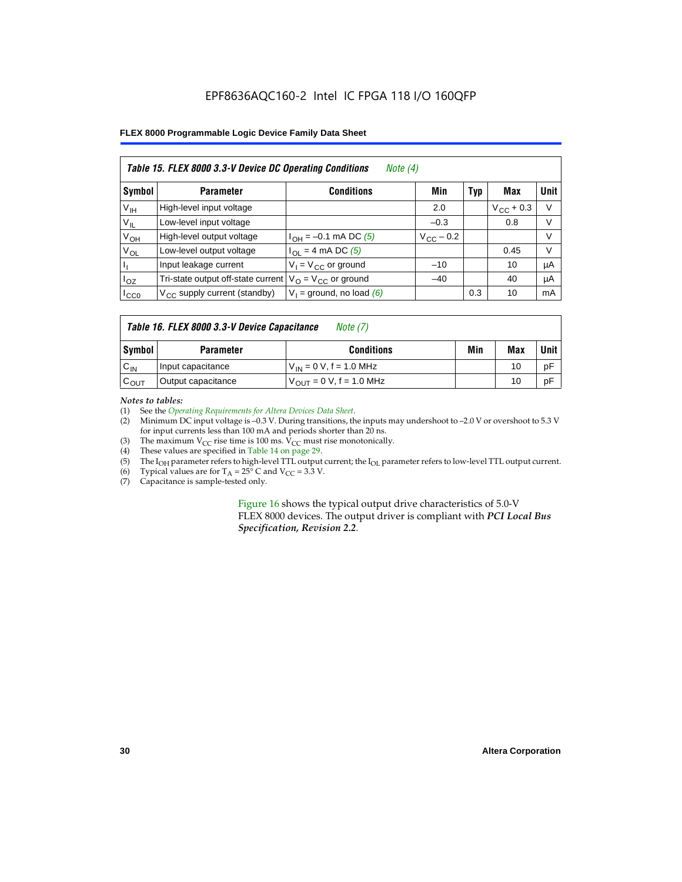## Table 15. FLEX 8000 3.3-V Device DC Operating Conditions *Note (4)*

| Symbol | Parameter | Conditions | Min | Typ | Max | Unit |
|---|---|---|---|---|---|---|
| $V_{IH}$ | High-level input voltage | | 2.0 | | $V_{CC}$ + 0.3 | V |
| $V_{IL}$ | Low-level input voltage | | –0.3 | | 0.8 | V |
| $V_{OH}$ | High-level output voltage | $I_{OH}$ = –0.1 mA DC *(5)* | $V_{CC}$ – 0.2 | | | V |
| $V_{OL}$ | Low-level output voltage | $I_{OL}$ = 4 mA DC *(5)* | | | 0.45 | V |
| $I_I$ | Input leakage current | $V_I$ = $V_{CC}$ or ground | –10 | | 10 | μA |
| $I_{OZ}$ | Tri-state output off-state current | $V_O$ = $V_{CC}$ or ground | –40 | | 40 | μA |
| $I_{CC0}$ | $V_{CC}$ supply current (standby) | $V_I$ = ground, no load *(6)* | | 0.3 | 10 | mA |

## Table 16. FLEX 8000 3.3-V Device Capacitance *Note (7)*

| Symbol | Parameter | Conditions | Min | Max | Unit |
|---|---|---|---|---|---|
| $C_{IN}$ | Input capacitance | $V_{IN}$ = 0 V, f = 1.0 MHz | | 10 | pF |
| $C_{OUT}$ | Output capacitance | $V_{OUT}$ = 0 V, f = 1.0 MHz | | 10 | pF |

*Notes to tables:*

(1) See the *Operating Requirements for Altera Devices Data Sheet*.
(2) Minimum DC input voltage is –0.3 V. During transitions, the inputs may undershoot to –2.0 V or overshoot to 5.3 V for input currents less than 100 mA and periods shorter than 20 ns.
(3) The maximum $V_{CC}$ rise time is 100 ms. $V_{CC}$ must rise monotonically.
(4) These values are specified in Table 14 on page 29.
(5) The $I_{OH}$ parameter refers to high-level TTL output current; the $I_{OL}$ parameter refers to low-level TTL output current.
(6) Typical values are for $T_A$ = 25° C and $V_{CC}$ = 3.3 V.
(7) Capacitance is sample-tested only.

Figure 16 shows the typical output drive characteristics of 5.0-V FLEX 8000 devices. The output driver is compliant with ***PCI Local Bus Specification, Revision 2.2***.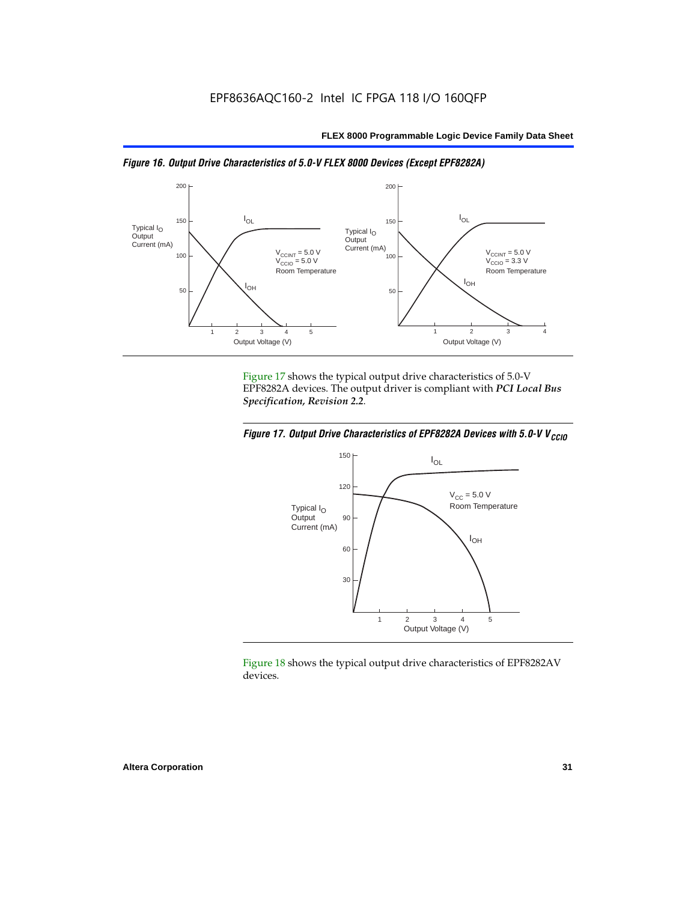*Figure 16. Output Drive Characteristics of 5.0-V FLEX 8000 Devices (Except EPF8282A)*

Typical $I_O$ Output Current (mA)

200
150
100
50

$I_{OL}$

$I_{OH}$

$V_{CCINT}$ = 5.0 V
$V_{CCIO}$ = 5.0 V
Room Temperature

1 2 3 4 5

Output Voltage (V)

Typical $I_O$ Output Current (mA)

200
150
100
50

$I_{OL}$

$I_{OH}$

$V_{CCINT}$ = 5.0 V
$V_{CCIO}$ = 3.3 V
Room Temperature

1 2 3 4

Output Voltage (V)

Figure 17 shows the typical output drive characteristics of 5.0-V EPF8282A devices. The output driver is compliant with ***PCI Local Bus Specification, Revision 2.2***.

*Figure 17. Output Drive Characteristics of EPF8282A Devices with 5.0-V $V_{CCIO}$*

Typical $I_O$ Output Current (mA)

150
120
90
60
30

$I_{OL}$

$I_{OH}$

$V_{CC}$ = 5.0 V
Room Temperature

1 2 3 4 5

Output Voltage (V)

Figure 18 shows the typical output drive characteristics of EPF8282AV devices.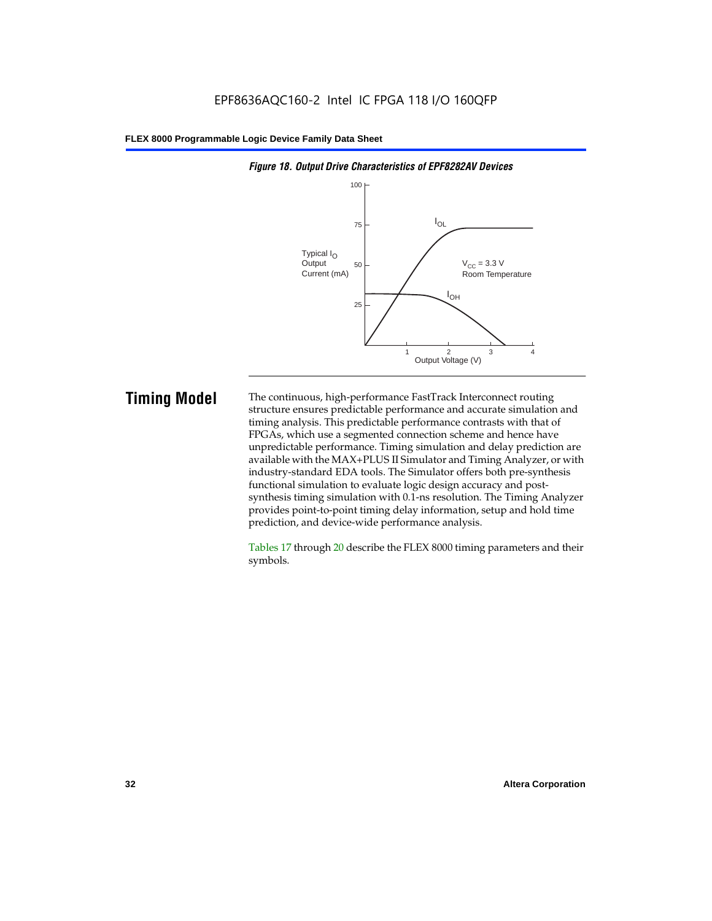*Figure 18. Output Drive Characteristics of EPF8282AV Devices*

100
75
50
25
Typical $I_O$ Output Current (mA)
$I_{OL}$
$I_{OH}$
$V_{CC}$ = 3.3 V
Room Temperature
1
2
3
4
Output Voltage (V)

## Timing Model

The continuous, high-performance FastTrack Interconnect routing structure ensures predictable performance and accurate simulation and timing analysis. This predictable performance contrasts with that of FPGAs, which use a segmented connection scheme and hence have unpredictable performance. Timing simulation and delay prediction are available with the MAX+PLUS II Simulator and Timing Analyzer, or with industry-standard EDA tools. The Simulator offers both pre-synthesis functional simulation to evaluate logic design accuracy and post-synthesis timing simulation with 0.1-ns resolution. The Timing Analyzer provides point-to-point timing delay information, setup and hold time prediction, and device-wide performance analysis.

Tables 17 through 20 describe the FLEX 8000 timing parameters and their symbols.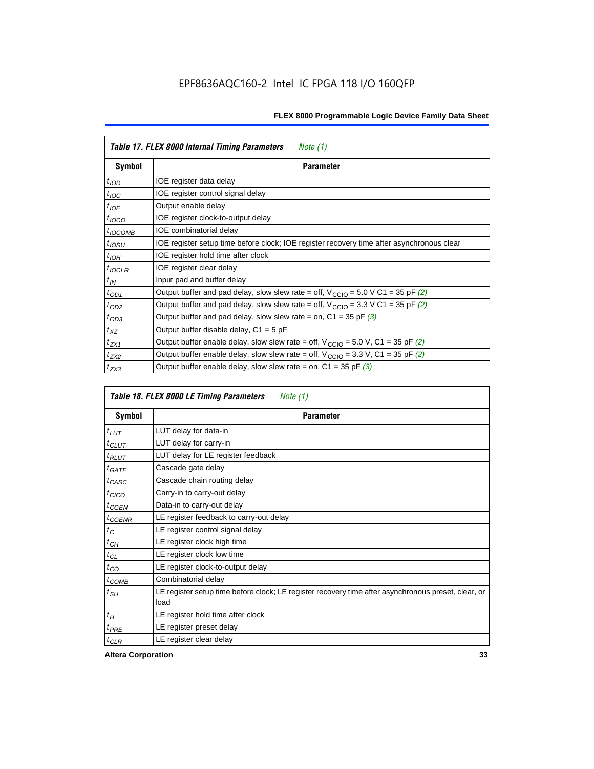| *Table 17. FLEX 8000 Internal Timing Parameters* *Note (1)* | |
|---|---|
| **Symbol** | **Parameter** |
| $t_{IOD}$ | IOE register data delay |
| $t_{IOC}$ | IOE register control signal delay |
| $t_{IOE}$ | Output enable delay |
| $t_{IOCO}$ | IOE register clock-to-output delay |
| $t_{IOCOMB}$ | IOE combinatorial delay |
| $t_{IOSU}$ | IOE register setup time before clock; IOE register recovery time after asynchronous clear |
| $t_{IOH}$ | IOE register hold time after clock |
| $t_{IOCLR}$ | IOE register clear delay |
| $t_{IN}$ | Input pad and buffer delay |
| $t_{OD1}$ | Output buffer and pad delay, slow slew rate = off, $V_{CCIO}$ = 5.0 V C1 = 35 pF *(2)* |
| $t_{OD2}$ | Output buffer and pad delay, slow slew rate = off, $V_{CCIO}$ = 3.3 V C1 = 35 pF *(2)* |
| $t_{OD3}$ | Output buffer and pad delay, slow slew rate = on, C1 = 35 pF *(3)* |
| $t_{XZ}$ | Output buffer disable delay, C1 = 5 pF |
| $t_{ZX1}$ | Output buffer enable delay, slow slew rate = off, $V_{CCIO}$ = 5.0 V, C1 = 35 pF *(2)* |
| $t_{ZX2}$ | Output buffer enable delay, slow slew rate = off, $V_{CCIO}$ = 3.3 V, C1 = 35 pF *(2)* |
| $t_{ZX3}$ | Output buffer enable delay, slow slew rate = on, C1 = 35 pF *(3)* |

| *Table 18. FLEX 8000 LE Timing Parameters* *Note (1)* | |
|---|---|
| **Symbol** | **Parameter** |
| $t_{LUT}$ | LUT delay for data-in |
| $t_{CLUT}$ | LUT delay for carry-in |
| $t_{RLUT}$ | LUT delay for LE register feedback |
| $t_{GATE}$ | Cascade gate delay |
| $t_{CASC}$ | Cascade chain routing delay |
| $t_{CICO}$ | Carry-in to carry-out delay |
| $t_{CGEN}$ | Data-in to carry-out delay |
| $t_{CGENR}$ | LE register feedback to carry-out delay |
| $t_{C}$ | LE register control signal delay |
| $t_{CH}$ | LE register clock high time |
| $t_{CL}$ | LE register clock low time |
| $t_{CO}$ | LE register clock-to-output delay |
| $t_{COMB}$ | Combinatorial delay |
| $t_{SU}$ | LE register setup time before clock; LE register recovery time after asynchronous preset, clear, or load |
| $t_{H}$ | LE register hold time after clock |
| $t_{PRE}$ | LE register preset delay |
| $t_{CLR}$ | LE register clear delay |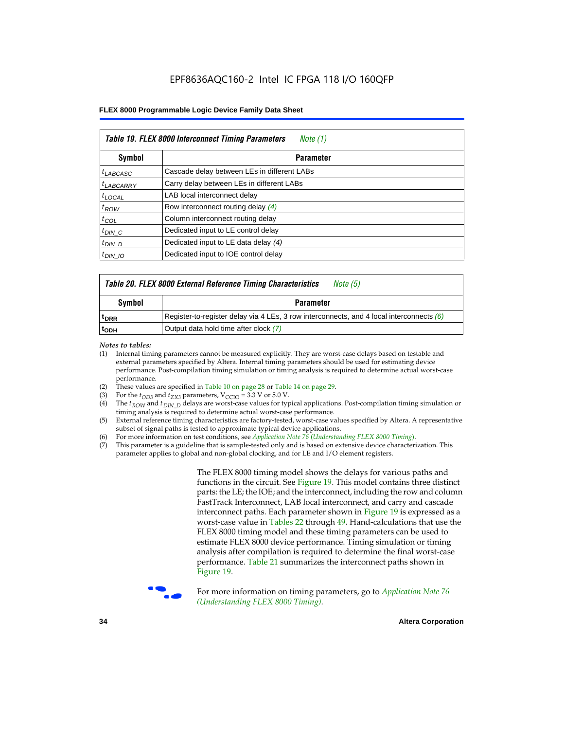**Table 19. FLEX 8000 Interconnect Timing Parameters** *Note (1)*

| Symbol | Parameter |
|---|---|
| $t_{LABCASC}$ | Cascade delay between LEs in different LABs |
| $t_{LABCARRY}$ | Carry delay between LEs in different LABs |
| $t_{LOCAL}$ | LAB local interconnect delay |
| $t_{ROW}$ | Row interconnect routing delay *(4)* |
| $t_{COL}$ | Column interconnect routing delay |
| $t_{DIN\_C}$ | Dedicated input to LE control delay |
| $t_{DIN\_D}$ | Dedicated input to LE data delay *(4)* |
| $t_{DIN\_IO}$ | Dedicated input to IOE control delay |

**Table 20. FLEX 8000 External Reference Timing Characteristics** *Note (5)*

| Symbol | Parameter |
|---|---|
| $t_{DRR}$ | Register-to-register delay via 4 LEs, 3 row interconnects, and 4 local interconnects *(6)* |
| $t_{ODH}$ | Output data hold time after clock *(7)* |

*Notes to tables:*

(1) Internal timing parameters cannot be measured explicitly. They are worst-case delays based on testable and external parameters specified by Altera. Internal timing parameters should be used for estimating device performance. Post-compilation timing simulation or timing analysis is required to determine actual worst-case performance.

(2) These values are specified in Table 10 on page 28 or Table 14 on page 29.

(3) For the $t_{OD3}$ and $t_{ZX3}$ parameters, $V_{CCIO}$ = 3.3 V or 5.0 V.

(4) The $t_{ROW}$ and $t_{DIN\_D}$ delays are worst-case values for typical applications. Post-compilation timing simulation or timing analysis is required to determine actual worst-case performance.

(5) External reference timing characteristics are factory-tested, worst-case values specified by Altera. A representative subset of signal paths is tested to approximate typical device applications.

(6) For more information on test conditions, see *Application Note 76* (*Understanding FLEX 8000 Timing*).

(7) This parameter is a guideline that is sample-tested only and is based on extensive device characterization. This parameter applies to global and non-global clocking, and for LE and I/O element registers.

The FLEX 8000 timing model shows the delays for various paths and functions in the circuit. See Figure 19. This model contains three distinct parts: the LE; the IOE; and the interconnect, including the row and column FastTrack Interconnect, LAB local interconnect, and carry and cascade interconnect paths. Each parameter shown in Figure 19 is expressed as a worst-case value in Tables 22 through 49. Hand-calculations that use the FLEX 8000 timing model and these timing parameters can be used to estimate FLEX 8000 device performance. Timing simulation or timing analysis after compilation is required to determine the final worst-case performance. Table 21 summarizes the interconnect paths shown in Figure 19.

For more information on timing parameters, go to *Application Note 76 (Understanding FLEX 8000 Timing)*.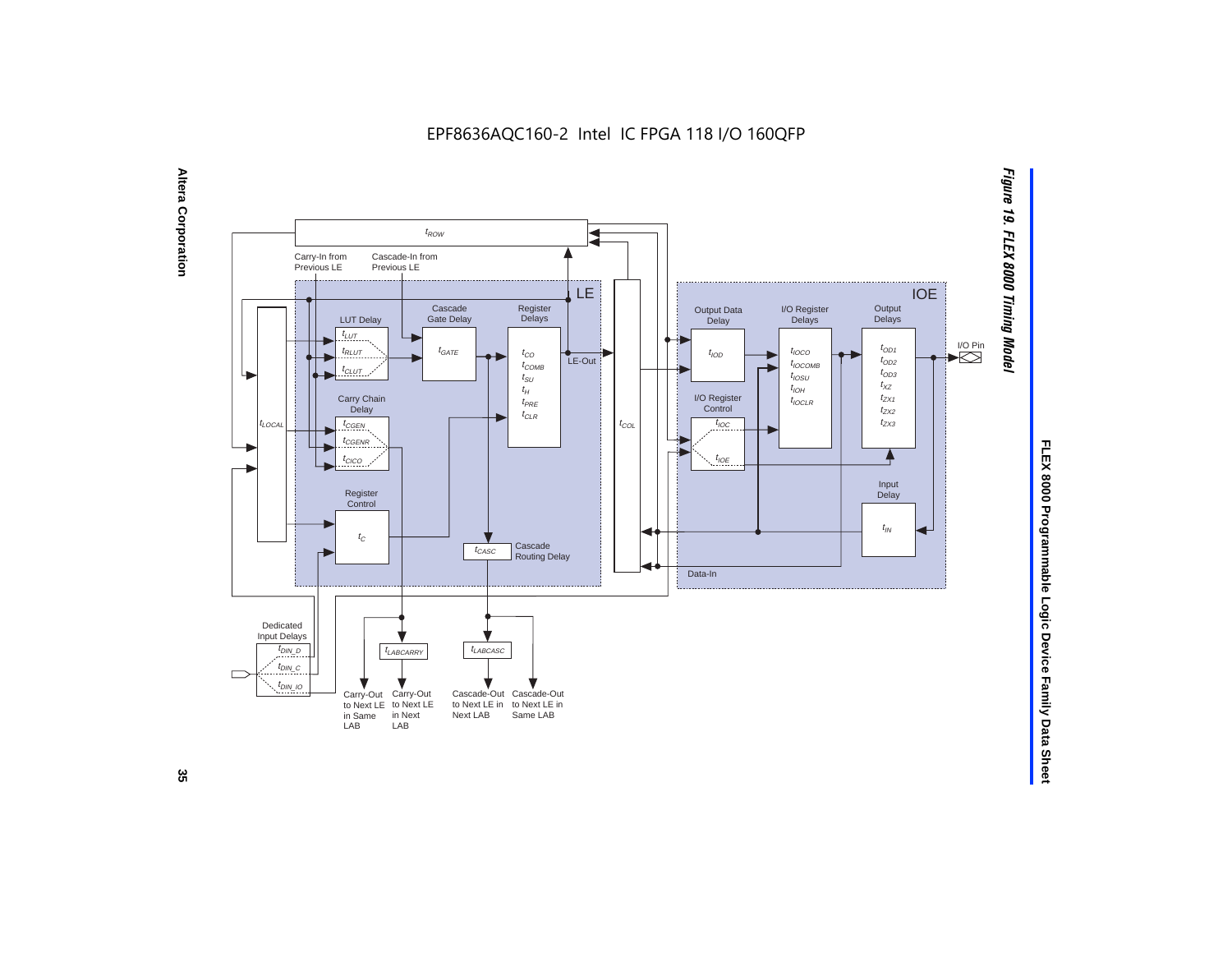EPF8636AQC160-2 Intel IC FPGA 118 I/O 160QFP

*Figure 19. FLEX 8000 Timing Model*

LE: Carry-In from Previous LE; Cascade-In from Previous LE; LUT Delay: $t_{LUT}$, $t_{RLUT}$, $t_{CLUT}$; Cascade Gate Delay: $t_{GATE}$; Register Delays: $t_{CO}$, $t_{COMB}$, $t_{SU}$, $t_H$, $t_{PRE}$, $t_{CLR}$; LE-Out; Carry Chain Delay: $t_{CGEN}$, $t_{CGENR}$, $t_{CICO}$; Register Control: $t_C$; $t_{LOCAL}$; $t_{CASC}$ Cascade Routing Delay; $t_{ROW}$; $t_{COL}$.

IOE: Output Data Delay: $t_{IOD}$; I/O Register Delays: $t_{IOCO}$, $t_{IOCOMB}$, $t_{IOSU}$, $t_{IOH}$, $t_{IOCLR}$; Output Delays: $t_{OD1}$, $t_{OD2}$, $t_{OD3}$, $t_{XZ}$, $t_{ZX1}$, $t_{ZX2}$, $t_{ZX3}$; I/O Register Control: $t_{IOC}$, $t_{IOE}$; Input Delay: $t_{IN}$; I/O Pin; Data-In.

Dedicated Input Delays: $t_{DIN\_D}$, $t_{DIN\_C}$, $t_{DIN\_IO}$.

$t_{LABCARRY}$, $t_{LABCASC}$; Carry-Out to Next LE in Same LAB; Carry-Out to Next LE in Next LAB; Cascade-Out to Next LE in Next LAB; Cascade-Out to Next LE in Same LAB.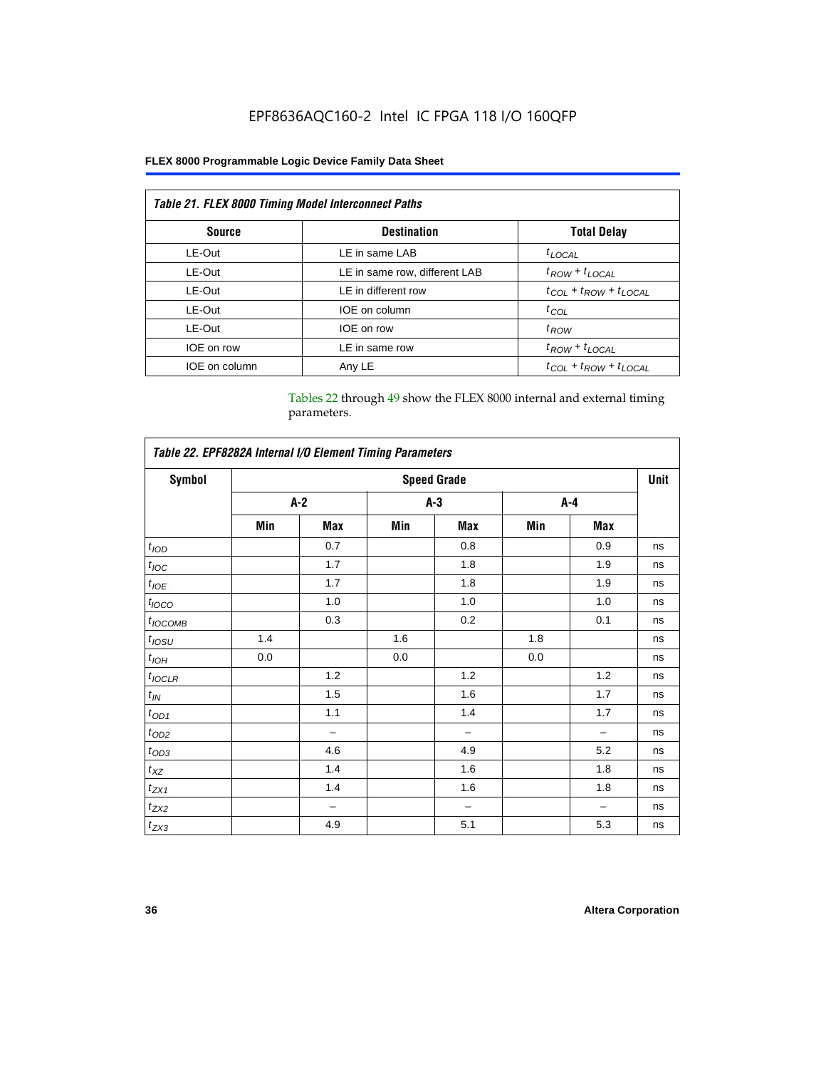EPF8636AQC160-2 Intel IC FPGA 118 I/O 160QFP

| *Table 21. FLEX 8000 Timing Model Interconnect Paths* | | |
|---|---|---|
| **Source** | **Destination** | **Total Delay** |
| LE-Out | LE in same LAB | $t_{LOCAL}$ |
| LE-Out | LE in same row, different LAB | $t_{ROW} + t_{LOCAL}$ |
| LE-Out | LE in different row | $t_{COL} + t_{ROW} + t_{LOCAL}$ |
| LE-Out | IOE on column | $t_{COL}$ |
| LE-Out | IOE on row | $t_{ROW}$ |
| IOE on row | LE in same row | $t_{ROW} + t_{LOCAL}$ |
| IOE on column | Any LE | $t_{COL} + t_{ROW} + t_{LOCAL}$ |

Tables 22 through 49 show the FLEX 8000 internal and external timing parameters.

| *Table 22. EPF8282A Internal I/O Element Timing Parameters* | | | | | | | |
|---|---|---|---|---|---|---|---|
| **Symbol** | **Speed Grade** | | | | | | **Unit** |
| | **A-2** | | **A-3** | | **A-4** | | |
| | **Min** | **Max** | **Min** | **Max** | **Min** | **Max** | |
| $t_{IOD}$ | | 0.7 | | 0.8 | | 0.9 | ns |
| $t_{IOC}$ | | 1.7 | | 1.8 | | 1.9 | ns |
| $t_{IOE}$ | | 1.7 | | 1.8 | | 1.9 | ns |
| $t_{IOCO}$ | | 1.0 | | 1.0 | | 1.0 | ns |
| $t_{IOCOMB}$ | | 0.3 | | 0.2 | | 0.1 | ns |
| $t_{IOSU}$ | 1.4 | | 1.6 | | 1.8 | | ns |
| $t_{IOH}$ | 0.0 | | 0.0 | | 0.0 | | ns |
| $t_{IOCLR}$ | | 1.2 | | 1.2 | | 1.2 | ns |
| $t_{IN}$ | | 1.5 | | 1.6 | | 1.7 | ns |
| $t_{OD1}$ | | 1.1 | | 1.4 | | 1.7 | ns |
| $t_{OD2}$ | | – | | – | | – | ns |
| $t_{OD3}$ | | 4.6 | | 4.9 | | 5.2 | ns |
| $t_{XZ}$ | | 1.4 | | 1.6 | | 1.8 | ns |
| $t_{ZX1}$ | | 1.4 | | 1.6 | | 1.8 | ns |
| $t_{ZX2}$ | | – | | – | | – | ns |
| $t_{ZX3}$ | | 4.9 | | 5.1 | | 5.3 | ns |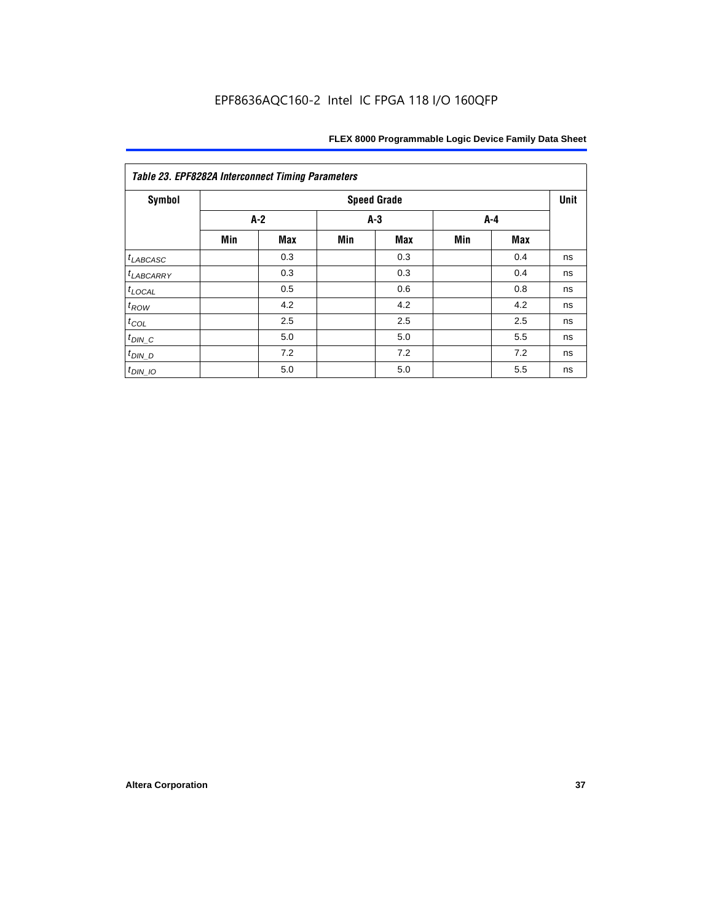EPF8636AQC160-2 Intel IC FPGA 118 I/O 160QFP

| *Table 23. EPF8282A Interconnect Timing Parameters* | | | | | | | |
|---|---|---|---|---|---|---|---|
| **Symbol** | **Speed Grade** | | | | | | **Unit** |
| | **A-2** | | **A-3** | | **A-4** | | |
| | **Min** | **Max** | **Min** | **Max** | **Min** | **Max** | |
| $t_{LABCASC}$ | | 0.3 | | 0.3 | | 0.4 | ns |
| $t_{LABCARRY}$ | | 0.3 | | 0.3 | | 0.4 | ns |
| $t_{LOCAL}$ | | 0.5 | | 0.6 | | 0.8 | ns |
| $t_{ROW}$ | | 4.2 | | 4.2 | | 4.2 | ns |
| $t_{COL}$ | | 2.5 | | 2.5 | | 2.5 | ns |
| $t_{DIN\_C}$ | | 5.0 | | 5.0 | | 5.5 | ns |
| $t_{DIN\_D}$ | | 7.2 | | 7.2 | | 7.2 | ns |
| $t_{DIN\_IO}$ | | 5.0 | | 5.0 | | 5.5 | ns |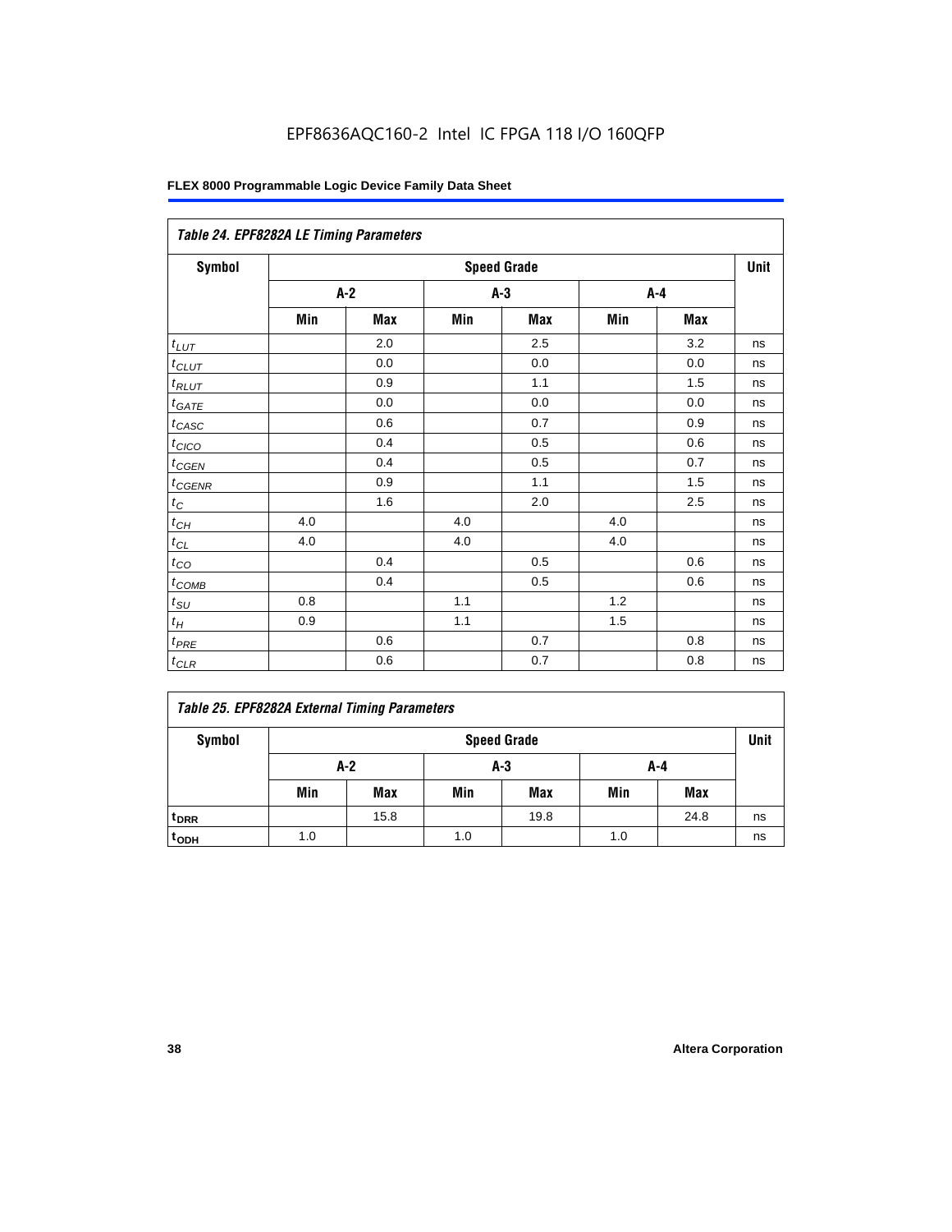EPF8636AQC160-2 Intel IC FPGA 118 I/O 160QFP

| Table 24. EPF8282A LE Timing Parameters | | | | | | | |
|---|---|---|---|---|---|---|---|
| Symbol | Speed Grade | | | | | | Unit |
| | A-2 | | A-3 | | A-4 | | |
| | Min | Max | Min | Max | Min | Max | |
| $t_{LUT}$ | | 2.0 | | 2.5 | | 3.2 | ns |
| $t_{CLUT}$ | | 0.0 | | 0.0 | | 0.0 | ns |
| $t_{RLUT}$ | | 0.9 | | 1.1 | | 1.5 | ns |
| $t_{GATE}$ | | 0.0 | | 0.0 | | 0.0 | ns |
| $t_{CASC}$ | | 0.6 | | 0.7 | | 0.9 | ns |
| $t_{CICO}$ | | 0.4 | | 0.5 | | 0.6 | ns |
| $t_{CGEN}$ | | 0.4 | | 0.5 | | 0.7 | ns |
| $t_{CGENR}$ | | 0.9 | | 1.1 | | 1.5 | ns |
| $t_{C}$ | | 1.6 | | 2.0 | | 2.5 | ns |
| $t_{CH}$ | 4.0 | | 4.0 | | 4.0 | | ns |
| $t_{CL}$ | 4.0 | | 4.0 | | 4.0 | | ns |
| $t_{CO}$ | | 0.4 | | 0.5 | | 0.6 | ns |
| $t_{COMB}$ | | 0.4 | | 0.5 | | 0.6 | ns |
| $t_{SU}$ | 0.8 | | 1.1 | | 1.2 | | ns |
| $t_{H}$ | 0.9 | | 1.1 | | 1.5 | | ns |
| $t_{PRE}$ | | 0.6 | | 0.7 | | 0.8 | ns |
| $t_{CLR}$ | | 0.6 | | 0.7 | | 0.8 | ns |

| Table 25. EPF8282A External Timing Parameters | | | | | | | |
|---|---|---|---|---|---|---|---|
| Symbol | Speed Grade | | | | | | Unit |
| | A-2 | | A-3 | | A-4 | | |
| | Min | Max | Min | Max | Min | Max | |
| $t_{DRR}$ | | 15.8 | | 19.8 | | 24.8 | ns |
| $t_{ODH}$ | 1.0 | | 1.0 | | 1.0 | | ns |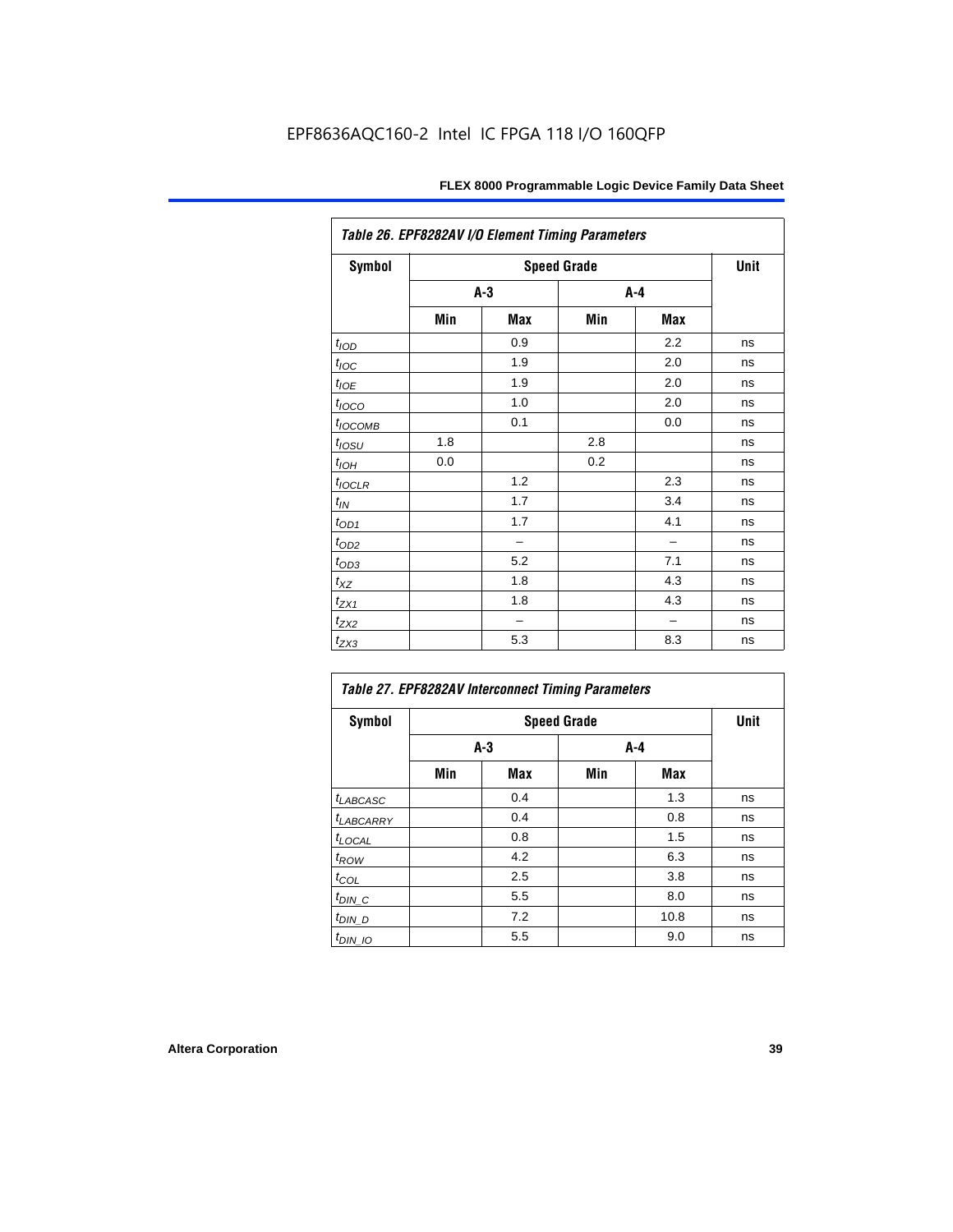EPF8636AQC160-2 Intel IC FPGA 118 I/O 160QFP

| Table 26. EPF8282AV I/O Element Timing Parameters | | | | | |
|---|---|---|---|---|---|
| Symbol | Speed Grade | | | | Unit |
| | A-3 | | A-4 | | |
| | Min | Max | Min | Max | |
| $t_{IOD}$ | | 0.9 | | 2.2 | ns |
| $t_{IOC}$ | | 1.9 | | 2.0 | ns |
| $t_{IOE}$ | | 1.9 | | 2.0 | ns |
| $t_{IOCO}$ | | 1.0 | | 2.0 | ns |
| $t_{IOCOMB}$ | | 0.1 | | 0.0 | ns |
| $t_{IOSU}$ | 1.8 | | 2.8 | | ns |
| $t_{IOH}$ | 0.0 | | 0.2 | | ns |
| $t_{IOCLR}$ | | 1.2 | | 2.3 | ns |
| $t_{IN}$ | | 1.7 | | 3.4 | ns |
| $t_{OD1}$ | | 1.7 | | 4.1 | ns |
| $t_{OD2}$ | | – | | – | ns |
| $t_{OD3}$ | | 5.2 | | 7.1 | ns |
| $t_{XZ}$ | | 1.8 | | 4.3 | ns |
| $t_{ZX1}$ | | 1.8 | | 4.3 | ns |
| $t_{ZX2}$ | | – | | – | ns |
| $t_{ZX3}$ | | 5.3 | | 8.3 | ns |

| Table 27. EPF8282AV Interconnect Timing Parameters | | | | | |
|---|---|---|---|---|---|
| Symbol | Speed Grade | | | | Unit |
| | A-3 | | A-4 | | |
| | Min | Max | Min | Max | |
| $t_{LABCASC}$ | | 0.4 | | 1.3 | ns |
| $t_{LABCARRY}$ | | 0.4 | | 0.8 | ns |
| $t_{LOCAL}$ | | 0.8 | | 1.5 | ns |
| $t_{ROW}$ | | 4.2 | | 6.3 | ns |
| $t_{COL}$ | | 2.5 | | 3.8 | ns |
| $t_{DIN\_C}$ | | 5.5 | | 8.0 | ns |
| $t_{DIN\_D}$ | | 7.2 | | 10.8 | ns |
| $t_{DIN\_IO}$ | | 5.5 | | 9.0 | ns |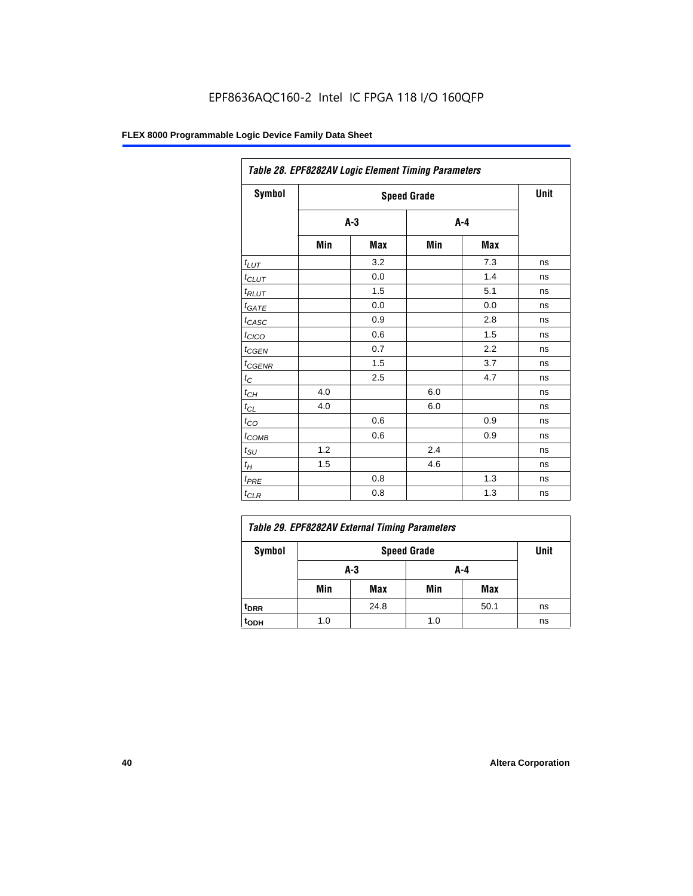EPF8636AQC160-2 Intel IC FPGA 118 I/O 160QFP

*Table 28. EPF8282AV Logic Element Timing Parameters*

| Symbol | Speed Grade | | | | Unit |
|---|---|---|---|---|---|
| | A-3 | | A-4 | | |
| | Min | Max | Min | Max | |
| $t_{LUT}$ | | 3.2 | | 7.3 | ns |
| $t_{CLUT}$ | | 0.0 | | 1.4 | ns |
| $t_{RLUT}$ | | 1.5 | | 5.1 | ns |
| $t_{GATE}$ | | 0.0 | | 0.0 | ns |
| $t_{CASC}$ | | 0.9 | | 2.8 | ns |
| $t_{CICO}$ | | 0.6 | | 1.5 | ns |
| $t_{CGEN}$ | | 0.7 | | 2.2 | ns |
| $t_{CGENR}$ | | 1.5 | | 3.7 | ns |
| $t_{C}$ | | 2.5 | | 4.7 | ns |
| $t_{CH}$ | 4.0 | | 6.0 | | ns |
| $t_{CL}$ | 4.0 | | 6.0 | | ns |
| $t_{CO}$ | | 0.6 | | 0.9 | ns |
| $t_{COMB}$ | | 0.6 | | 0.9 | ns |
| $t_{SU}$ | 1.2 | | 2.4 | | ns |
| $t_{H}$ | 1.5 | | 4.6 | | ns |
| $t_{PRE}$ | | 0.8 | | 1.3 | ns |
| $t_{CLR}$ | | 0.8 | | 1.3 | ns |

*Table 29. EPF8282AV External Timing Parameters*

| Symbol | Speed Grade | | | | Unit |
|---|---|---|---|---|---|
| | A-3 | | A-4 | | |
| | Min | Max | Min | Max | |
| $t_{DRR}$ | | 24.8 | | 50.1 | ns |
| $t_{ODH}$ | 1.0 | | 1.0 | | ns |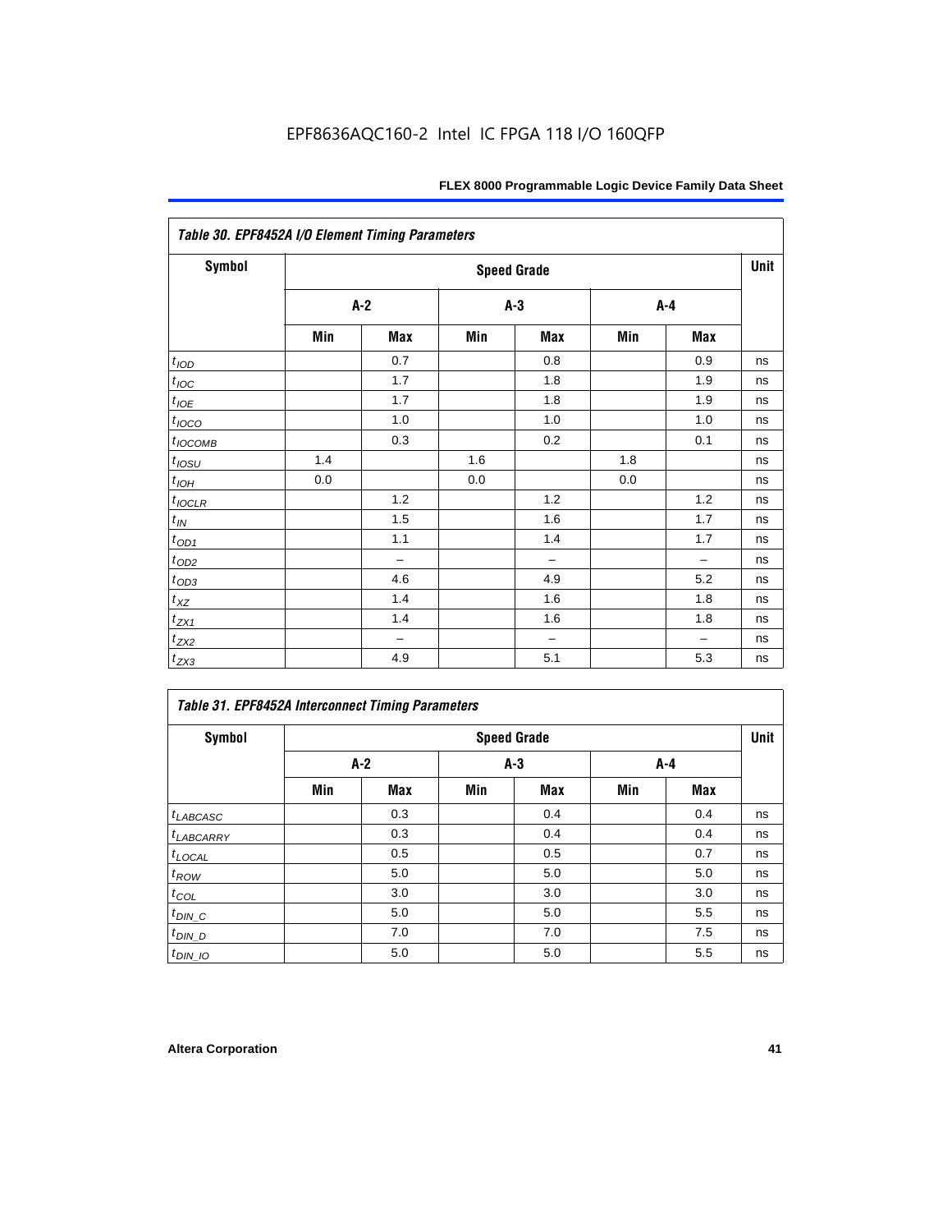EPF8636AQC160-2 Intel IC FPGA 118 I/O 160QFP

| Table 30. EPF8452A I/O Element Timing Parameters | | | | | | | |
|---|---|---|---|---|---|---|---|
| Symbol | Speed Grade | | | | | | Unit |
| | A-2 | | A-3 | | A-4 | | |
| | Min | Max | Min | Max | Min | Max | |
| $t_{IOD}$ | | 0.7 | | 0.8 | | 0.9 | ns |
| $t_{IOC}$ | | 1.7 | | 1.8 | | 1.9 | ns |
| $t_{IOE}$ | | 1.7 | | 1.8 | | 1.9 | ns |
| $t_{IOCO}$ | | 1.0 | | 1.0 | | 1.0 | ns |
| $t_{IOCOMB}$ | | 0.3 | | 0.2 | | 0.1 | ns |
| $t_{IOSU}$ | 1.4 | | 1.6 | | 1.8 | | ns |
| $t_{IOH}$ | 0.0 | | 0.0 | | 0.0 | | ns |
| $t_{IOCLR}$ | | 1.2 | | 1.2 | | 1.2 | ns |
| $t_{IN}$ | | 1.5 | | 1.6 | | 1.7 | ns |
| $t_{OD1}$ | | 1.1 | | 1.4 | | 1.7 | ns |
| $t_{OD2}$ | | – | | – | | – | ns |
| $t_{OD3}$ | | 4.6 | | 4.9 | | 5.2 | ns |
| $t_{XZ}$ | | 1.4 | | 1.6 | | 1.8 | ns |
| $t_{ZX1}$ | | 1.4 | | 1.6 | | 1.8 | ns |
| $t_{ZX2}$ | | – | | – | | – | ns |
| $t_{ZX3}$ | | 4.9 | | 5.1 | | 5.3 | ns |

| Table 31. EPF8452A Interconnect Timing Parameters | | | | | | | |
|---|---|---|---|---|---|---|---|
| Symbol | Speed Grade | | | | | | Unit |
| | A-2 | | A-3 | | A-4 | | |
| | Min | Max | Min | Max | Min | Max | |
| $t_{LABCASC}$ | | 0.3 | | 0.4 | | 0.4 | ns |
| $t_{LABCARRY}$ | | 0.3 | | 0.4 | | 0.4 | ns |
| $t_{LOCAL}$ | | 0.5 | | 0.5 | | 0.7 | ns |
| $t_{ROW}$ | | 5.0 | | 5.0 | | 5.0 | ns |
| $t_{COL}$ | | 3.0 | | 3.0 | | 3.0 | ns |
| $t_{DIN\_C}$ | | 5.0 | | 5.0 | | 5.5 | ns |
| $t_{DIN\_D}$ | | 7.0 | | 7.0 | | 7.5 | ns |
| $t_{DIN\_IO}$ | | 5.0 | | 5.0 | | 5.5 | ns |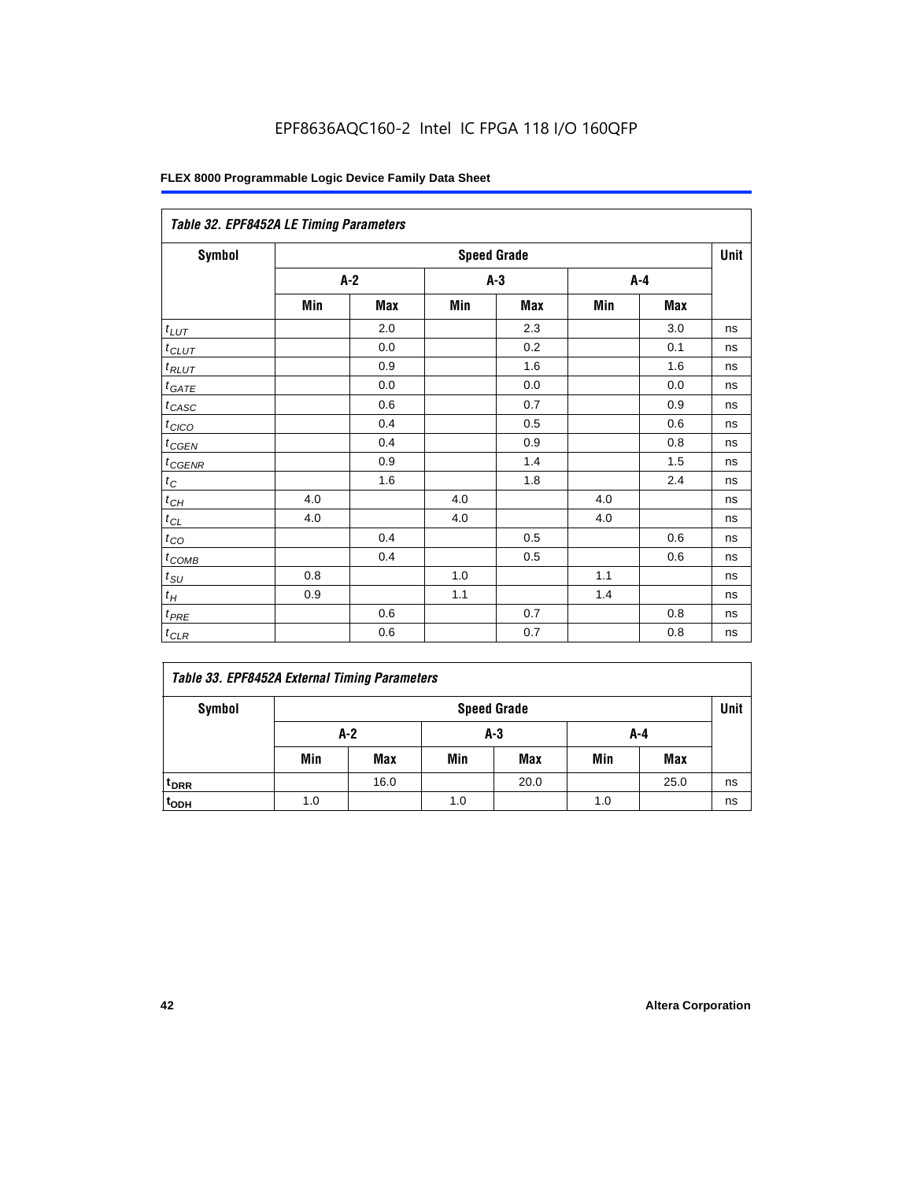# EPF8636AQC160-2 Intel IC FPGA 118 I/O 160QFP

| *Table 32. EPF8452A LE Timing Parameters* | | | | | | | |
|---|---|---|---|---|---|---|---|
| **Symbol** | **Speed Grade** | | | | | | **Unit** |
| | **A-2** | | **A-3** | | **A-4** | | |
| | **Min** | **Max** | **Min** | **Max** | **Min** | **Max** | |
| $t_{LUT}$ | | 2.0 | | 2.3 | | 3.0 | ns |
| $t_{CLUT}$ | | 0.0 | | 0.2 | | 0.1 | ns |
| $t_{RLUT}$ | | 0.9 | | 1.6 | | 1.6 | ns |
| $t_{GATE}$ | | 0.0 | | 0.0 | | 0.0 | ns |
| $t_{CASC}$ | | 0.6 | | 0.7 | | 0.9 | ns |
| $t_{CICO}$ | | 0.4 | | 0.5 | | 0.6 | ns |
| $t_{CGEN}$ | | 0.4 | | 0.9 | | 0.8 | ns |
| $t_{CGENR}$ | | 0.9 | | 1.4 | | 1.5 | ns |
| $t_{C}$ | | 1.6 | | 1.8 | | 2.4 | ns |
| $t_{CH}$ | 4.0 | | 4.0 | | 4.0 | | ns |
| $t_{CL}$ | 4.0 | | 4.0 | | 4.0 | | ns |
| $t_{CO}$ | | 0.4 | | 0.5 | | 0.6 | ns |
| $t_{COMB}$ | | 0.4 | | 0.5 | | 0.6 | ns |
| $t_{SU}$ | 0.8 | | 1.0 | | 1.1 | | ns |
| $t_{H}$ | 0.9 | | 1.1 | | 1.4 | | ns |
| $t_{PRE}$ | | 0.6 | | 0.7 | | 0.8 | ns |
| $t_{CLR}$ | | 0.6 | | 0.7 | | 0.8 | ns |

| *Table 33. EPF8452A External Timing Parameters* | | | | | | | |
|---|---|---|---|---|---|---|---|
| **Symbol** | **Speed Grade** | | | | | | **Unit** |
| | **A-2** | | **A-3** | | **A-4** | | |
| | **Min** | **Max** | **Min** | **Max** | **Min** | **Max** | |
| $t_{DRR}$ | | 16.0 | | 20.0 | | 25.0 | ns |
| $t_{ODH}$ | 1.0 | | 1.0 | | 1.0 | | ns |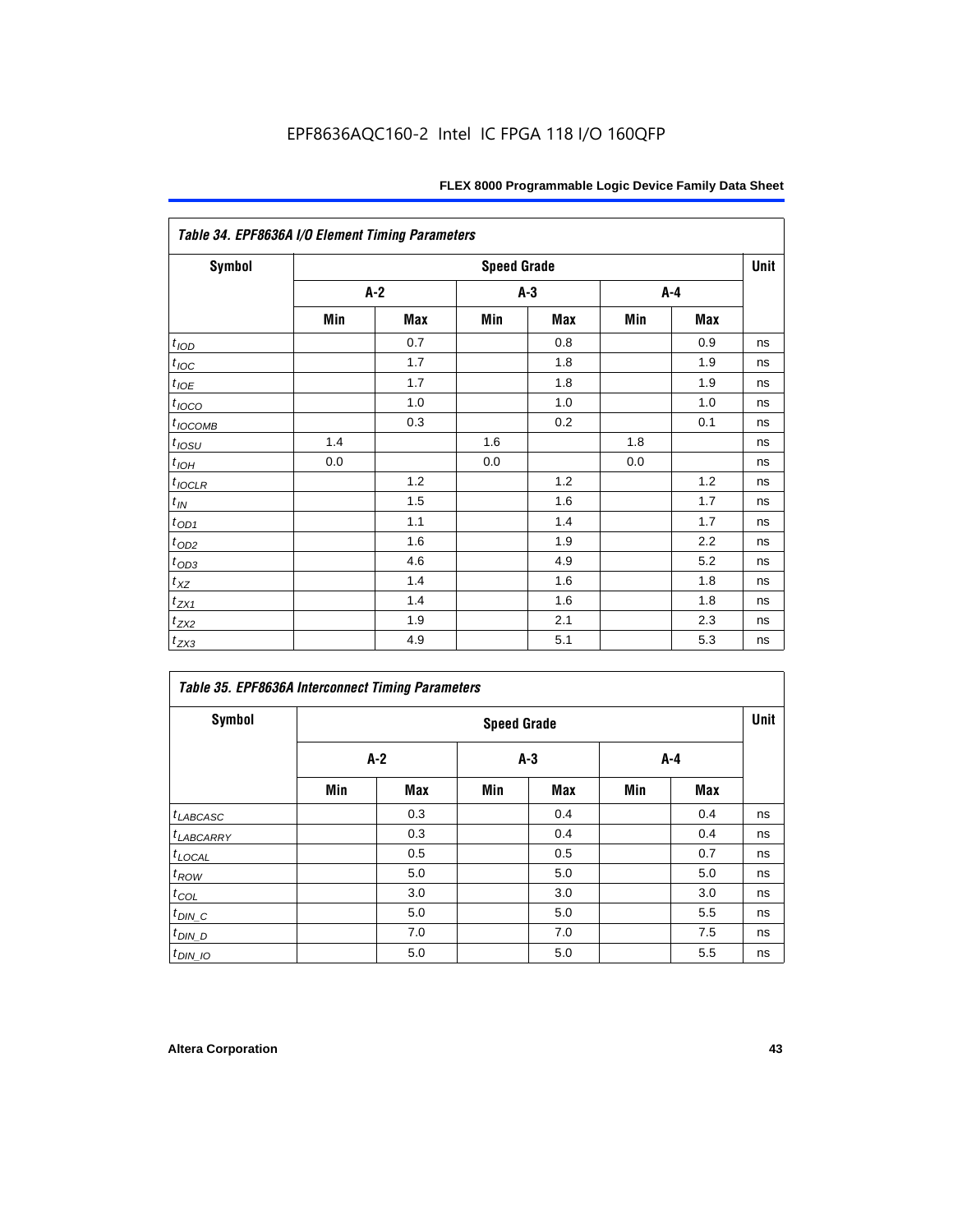EPF8636AQC160-2 Intel IC FPGA 118 I/O 160QFP

*Table 34. EPF8636A I/O Element Timing Parameters*

| Symbol | Speed Grade | | | | | | Unit |
|---|---|---|---|---|---|---|---|
| | A-2 | | A-3 | | A-4 | | |
| | Min | Max | Min | Max | Min | Max | |
| $t_{IOD}$ | | 0.7 | | 0.8 | | 0.9 | ns |
| $t_{IOC}$ | | 1.7 | | 1.8 | | 1.9 | ns |
| $t_{IOE}$ | | 1.7 | | 1.8 | | 1.9 | ns |
| $t_{IOCO}$ | | 1.0 | | 1.0 | | 1.0 | ns |
| $t_{IOCOMB}$ | | 0.3 | | 0.2 | | 0.1 | ns |
| $t_{IOSU}$ | 1.4 | | 1.6 | | 1.8 | | ns |
| $t_{IOH}$ | 0.0 | | 0.0 | | 0.0 | | ns |
| $t_{IOCLR}$ | | 1.2 | | 1.2 | | 1.2 | ns |
| $t_{IN}$ | | 1.5 | | 1.6 | | 1.7 | ns |
| $t_{OD1}$ | | 1.1 | | 1.4 | | 1.7 | ns |
| $t_{OD2}$ | | 1.6 | | 1.9 | | 2.2 | ns |
| $t_{OD3}$ | | 4.6 | | 4.9 | | 5.2 | ns |
| $t_{XZ}$ | | 1.4 | | 1.6 | | 1.8 | ns |
| $t_{ZX1}$ | | 1.4 | | 1.6 | | 1.8 | ns |
| $t_{ZX2}$ | | 1.9 | | 2.1 | | 2.3 | ns |
| $t_{ZX3}$ | | 4.9 | | 5.1 | | 5.3 | ns |

*Table 35. EPF8636A Interconnect Timing Parameters*

| Symbol | Speed Grade | | | | | | Unit |
|---|---|---|---|---|---|---|---|
| | A-2 | | A-3 | | A-4 | | |
| | Min | Max | Min | Max | Min | Max | |
| $t_{LABCASC}$ | | 0.3 | | 0.4 | | 0.4 | ns |
| $t_{LABCARRY}$ | | 0.3 | | 0.4 | | 0.4 | ns |
| $t_{LOCAL}$ | | 0.5 | | 0.5 | | 0.7 | ns |
| $t_{ROW}$ | | 5.0 | | 5.0 | | 5.0 | ns |
| $t_{COL}$ | | 3.0 | | 3.0 | | 3.0 | ns |
| $t_{DIN\_C}$ | | 5.0 | | 5.0 | | 5.5 | ns |
| $t_{DIN\_D}$ | | 7.0 | | 7.0 | | 7.5 | ns |
| $t_{DIN\_IO}$ | | 5.0 | | 5.0 | | 5.5 | ns |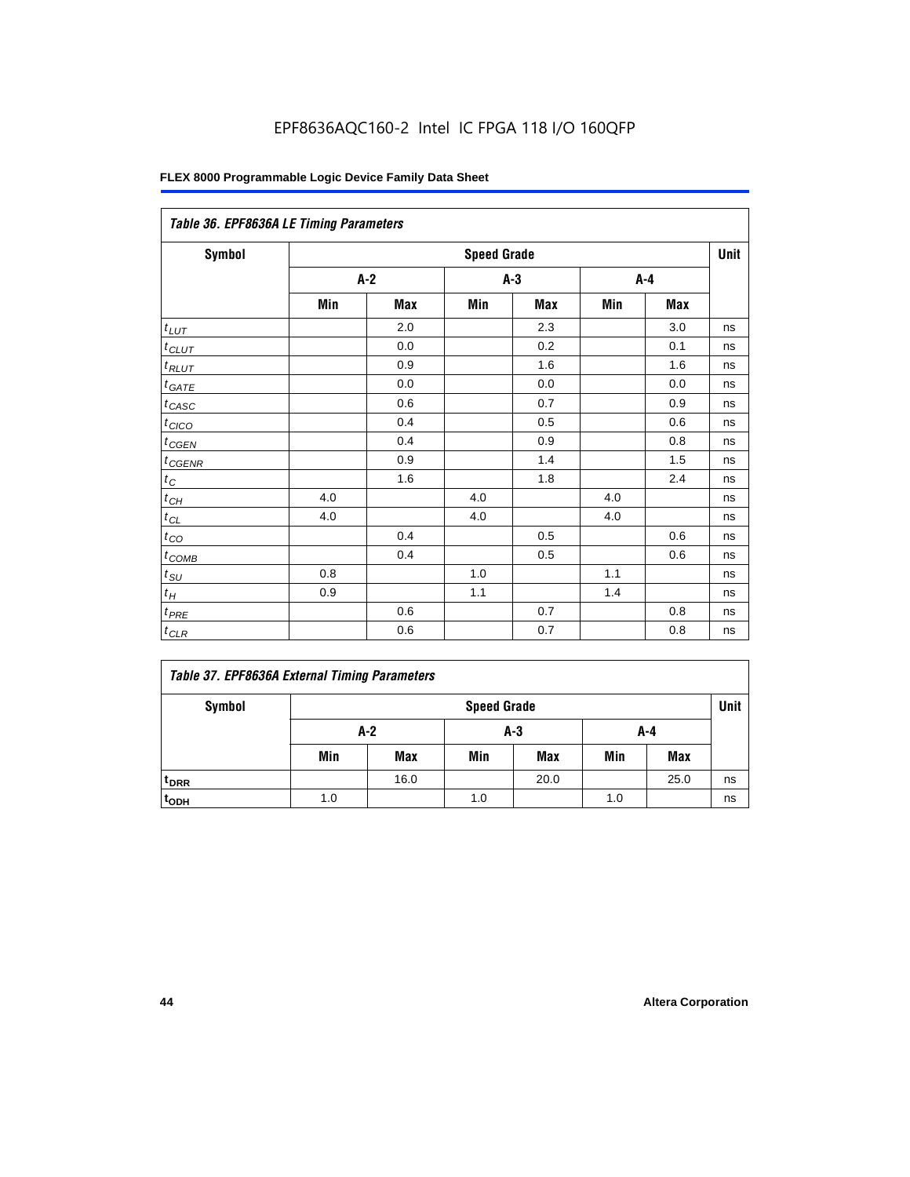EPF8636AQC160-2 Intel IC FPGA 118 I/O 160QFP

| Table 36. EPF8636A LE Timing Parameters | | | | | | | |
|---|---|---|---|---|---|---|---|
| **Symbol** | **Speed Grade** | | | | | | **Unit** |
| | **A-2** | | **A-3** | | **A-4** | | |
| | **Min** | **Max** | **Min** | **Max** | **Min** | **Max** | |
| $t_{LUT}$ | | 2.0 | | 2.3 | | 3.0 | ns |
| $t_{CLUT}$ | | 0.0 | | 0.2 | | 0.1 | ns |
| $t_{RLUT}$ | | 0.9 | | 1.6 | | 1.6 | ns |
| $t_{GATE}$ | | 0.0 | | 0.0 | | 0.0 | ns |
| $t_{CASC}$ | | 0.6 | | 0.7 | | 0.9 | ns |
| $t_{CICO}$ | | 0.4 | | 0.5 | | 0.6 | ns |
| $t_{CGEN}$ | | 0.4 | | 0.9 | | 0.8 | ns |
| $t_{CGENR}$ | | 0.9 | | 1.4 | | 1.5 | ns |
| $t_C$ | | 1.6 | | 1.8 | | 2.4 | ns |
| $t_{CH}$ | 4.0 | | 4.0 | | 4.0 | | ns |
| $t_{CL}$ | 4.0 | | 4.0 | | 4.0 | | ns |
| $t_{CO}$ | | 0.4 | | 0.5 | | 0.6 | ns |
| $t_{COMB}$ | | 0.4 | | 0.5 | | 0.6 | ns |
| $t_{SU}$ | 0.8 | | 1.0 | | 1.1 | | ns |
| $t_H$ | 0.9 | | 1.1 | | 1.4 | | ns |
| $t_{PRE}$ | | 0.6 | | 0.7 | | 0.8 | ns |
| $t_{CLR}$ | | 0.6 | | 0.7 | | 0.8 | ns |

| Table 37. EPF8636A External Timing Parameters | | | | | | | |
|---|---|---|---|---|---|---|---|
| **Symbol** | **Speed Grade** | | | | | | **Unit** |
| | **A-2** | | **A-3** | | **A-4** | | |
| | **Min** | **Max** | **Min** | **Max** | **Min** | **Max** | |
| $t_{DRR}$ | | 16.0 | | 20.0 | | 25.0 | ns |
| $t_{ODH}$ | 1.0 | | 1.0 | | 1.0 | | ns |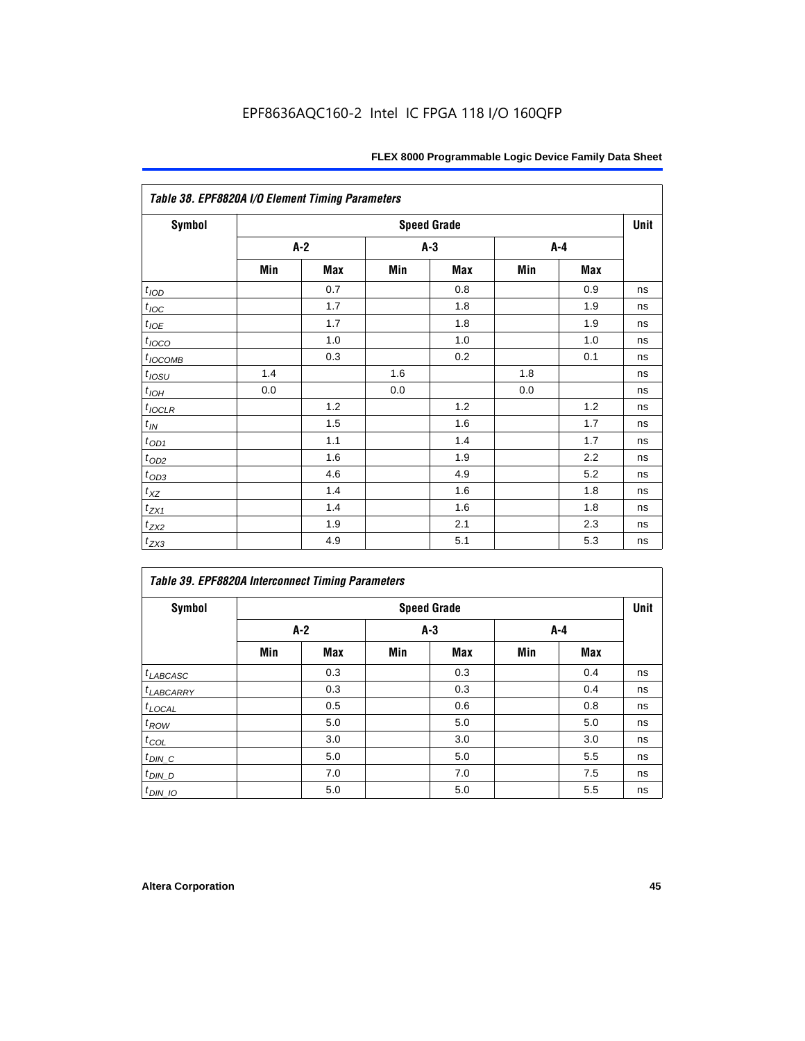EPF8636AQC160-2 Intel IC FPGA 118 I/O 160QFP

| Table 38. EPF8820A I/O Element Timing Parameters | | | | | | | |
|---|---|---|---|---|---|---|---|
| Symbol | Speed Grade | | | | | | Unit |
| | A-2 | | A-3 | | A-4 | | |
| | Min | Max | Min | Max | Min | Max | |
| $t_{IOD}$ | | 0.7 | | 0.8 | | 0.9 | ns |
| $t_{IOC}$ | | 1.7 | | 1.8 | | 1.9 | ns |
| $t_{IOE}$ | | 1.7 | | 1.8 | | 1.9 | ns |
| $t_{IOCO}$ | | 1.0 | | 1.0 | | 1.0 | ns |
| $t_{IOCOMB}$ | | 0.3 | | 0.2 | | 0.1 | ns |
| $t_{IOSU}$ | 1.4 | | 1.6 | | 1.8 | | ns |
| $t_{IOH}$ | 0.0 | | 0.0 | | 0.0 | | ns |
| $t_{IOCLR}$ | | 1.2 | | 1.2 | | 1.2 | ns |
| $t_{IN}$ | | 1.5 | | 1.6 | | 1.7 | ns |
| $t_{OD1}$ | | 1.1 | | 1.4 | | 1.7 | ns |
| $t_{OD2}$ | | 1.6 | | 1.9 | | 2.2 | ns |
| $t_{OD3}$ | | 4.6 | | 4.9 | | 5.2 | ns |
| $t_{XZ}$ | | 1.4 | | 1.6 | | 1.8 | ns |
| $t_{ZX1}$ | | 1.4 | | 1.6 | | 1.8 | ns |
| $t_{ZX2}$ | | 1.9 | | 2.1 | | 2.3 | ns |
| $t_{ZX3}$ | | 4.9 | | 5.1 | | 5.3 | ns |

| Table 39. EPF8820A Interconnect Timing Parameters | | | | | | | |
|---|---|---|---|---|---|---|---|
| Symbol | Speed Grade | | | | | | Unit |
| | A-2 | | A-3 | | A-4 | | |
| | Min | Max | Min | Max | Min | Max | |
| $t_{LABCASC}$ | | 0.3 | | 0.3 | | 0.4 | ns |
| $t_{LABCARRY}$ | | 0.3 | | 0.3 | | 0.4 | ns |
| $t_{LOCAL}$ | | 0.5 | | 0.6 | | 0.8 | ns |
| $t_{ROW}$ | | 5.0 | | 5.0 | | 5.0 | ns |
| $t_{COL}$ | | 3.0 | | 3.0 | | 3.0 | ns |
| $t_{DIN\_C}$ | | 5.0 | | 5.0 | | 5.5 | ns |
| $t_{DIN\_D}$ | | 7.0 | | 7.0 | | 7.5 | ns |
| $t_{DIN\_IO}$ | | 5.0 | | 5.0 | | 5.5 | ns |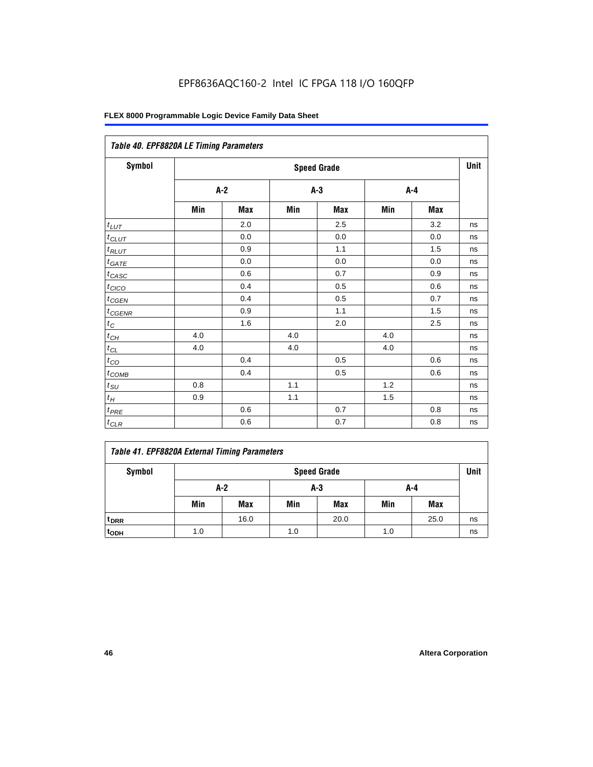EPF8636AQC160-2 Intel IC FPGA 118 I/O 160QFP

| *Table 40. EPF8820A LE Timing Parameters* | | | | | | | |
|---|---|---|---|---|---|---|---|
| **Symbol** | **Speed Grade** | | | | | | **Unit** |
| | **A-2** | | **A-3** | | **A-4** | | |
| | **Min** | **Max** | **Min** | **Max** | **Min** | **Max** | |
| $t_{LUT}$ | | 2.0 | | 2.5 | | 3.2 | ns |
| $t_{CLUT}$ | | 0.0 | | 0.0 | | 0.0 | ns |
| $t_{RLUT}$ | | 0.9 | | 1.1 | | 1.5 | ns |
| $t_{GATE}$ | | 0.0 | | 0.0 | | 0.0 | ns |
| $t_{CASC}$ | | 0.6 | | 0.7 | | 0.9 | ns |
| $t_{CICO}$ | | 0.4 | | 0.5 | | 0.6 | ns |
| $t_{CGEN}$ | | 0.4 | | 0.5 | | 0.7 | ns |
| $t_{CGENR}$ | | 0.9 | | 1.1 | | 1.5 | ns |
| $t_{C}$ | | 1.6 | | 2.0 | | 2.5 | ns |
| $t_{CH}$ | 4.0 | | 4.0 | | 4.0 | | ns |
| $t_{CL}$ | 4.0 | | 4.0 | | 4.0 | | ns |
| $t_{CO}$ | | 0.4 | | 0.5 | | 0.6 | ns |
| $t_{COMB}$ | | 0.4 | | 0.5 | | 0.6 | ns |
| $t_{SU}$ | 0.8 | | 1.1 | | 1.2 | | ns |
| $t_{H}$ | 0.9 | | 1.1 | | 1.5 | | ns |
| $t_{PRE}$ | | 0.6 | | 0.7 | | 0.8 | ns |
| $t_{CLR}$ | | 0.6 | | 0.7 | | 0.8 | ns |

| *Table 41. EPF8820A External Timing Parameters* | | | | | | | |
|---|---|---|---|---|---|---|---|
| **Symbol** | **Speed Grade** | | | | | | **Unit** |
| | **A-2** | | **A-3** | | **A-4** | | |
| | **Min** | **Max** | **Min** | **Max** | **Min** | **Max** | |
| $t_{DRR}$ | | 16.0 | | 20.0 | | 25.0 | ns |
| $t_{ODH}$ | 1.0 | | 1.0 | | 1.0 | | ns |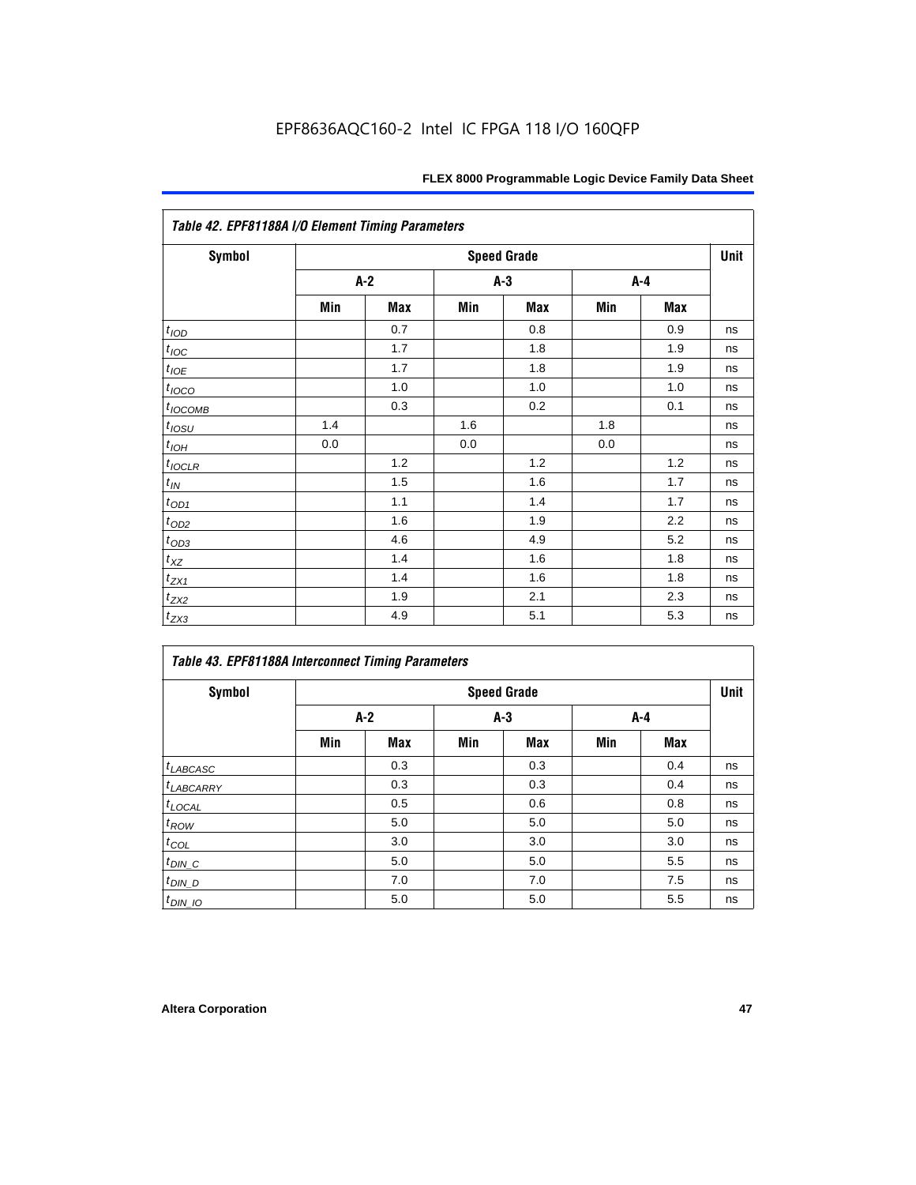EPF8636AQC160-2 Intel IC FPGA 118 I/O 160QFP

*Table 42. EPF81188A I/O Element Timing Parameters*

| Symbol | Speed Grade | | | | | | Unit |
|---|---|---|---|---|---|---|---|
| | A-2 | | A-3 | | A-4 | | |
| | Min | Max | Min | Max | Min | Max | |
| $t_{IOD}$ | | 0.7 | | 0.8 | | 0.9 | ns |
| $t_{IOC}$ | | 1.7 | | 1.8 | | 1.9 | ns |
| $t_{IOE}$ | | 1.7 | | 1.8 | | 1.9 | ns |
| $t_{IOCO}$ | | 1.0 | | 1.0 | | 1.0 | ns |
| $t_{IOCOMB}$ | | 0.3 | | 0.2 | | 0.1 | ns |
| $t_{IOSU}$ | 1.4 | | 1.6 | | 1.8 | | ns |
| $t_{IOH}$ | 0.0 | | 0.0 | | 0.0 | | ns |
| $t_{IOCLR}$ | | 1.2 | | 1.2 | | 1.2 | ns |
| $t_{IN}$ | | 1.5 | | 1.6 | | 1.7 | ns |
| $t_{OD1}$ | | 1.1 | | 1.4 | | 1.7 | ns |
| $t_{OD2}$ | | 1.6 | | 1.9 | | 2.2 | ns |
| $t_{OD3}$ | | 4.6 | | 4.9 | | 5.2 | ns |
| $t_{XZ}$ | | 1.4 | | 1.6 | | 1.8 | ns |
| $t_{ZX1}$ | | 1.4 | | 1.6 | | 1.8 | ns |
| $t_{ZX2}$ | | 1.9 | | 2.1 | | 2.3 | ns |
| $t_{ZX3}$ | | 4.9 | | 5.1 | | 5.3 | ns |

*Table 43. EPF81188A Interconnect Timing Parameters*

| Symbol | Speed Grade | | | | | | Unit |
|---|---|---|---|---|---|---|---|
| | A-2 | | A-3 | | A-4 | | |
| | Min | Max | Min | Max | Min | Max | |
| $t_{LABCASC}$ | | 0.3 | | 0.3 | | 0.4 | ns |
| $t_{LABCARRY}$ | | 0.3 | | 0.3 | | 0.4 | ns |
| $t_{LOCAL}$ | | 0.5 | | 0.6 | | 0.8 | ns |
| $t_{ROW}$ | | 5.0 | | 5.0 | | 5.0 | ns |
| $t_{COL}$ | | 3.0 | | 3.0 | | 3.0 | ns |
| $t_{DIN\_C}$ | | 5.0 | | 5.0 | | 5.5 | ns |
| $t_{DIN\_D}$ | | 7.0 | | 7.0 | | 7.5 | ns |
| $t_{DIN\_IO}$ | | 5.0 | | 5.0 | | 5.5 | ns |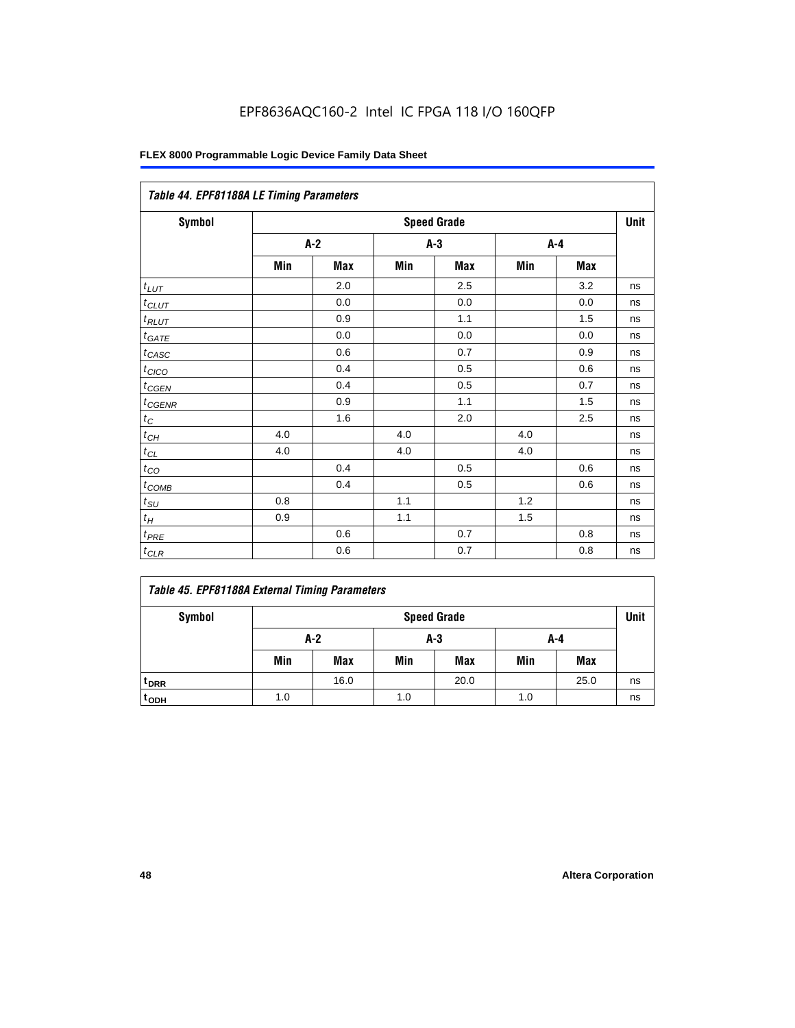EPF8636AQC160-2 Intel IC FPGA 118 I/O 160QFP

**FLEX 8000 Programmable Logic Device Family Data Sheet**

*Table 44. EPF81188A LE Timing Parameters*

| Symbol | Speed Grade | | | | | | Unit |
|---|---|---|---|---|---|---|---|
| | A-2 | | A-3 | | A-4 | | |
| | Min | Max | Min | Max | Min | Max | |
| $t_{LUT}$ | | 2.0 | | 2.5 | | 3.2 | ns |
| $t_{CLUT}$ | | 0.0 | | 0.0 | | 0.0 | ns |
| $t_{RLUT}$ | | 0.9 | | 1.1 | | 1.5 | ns |
| $t_{GATE}$ | | 0.0 | | 0.0 | | 0.0 | ns |
| $t_{CASC}$ | | 0.6 | | 0.7 | | 0.9 | ns |
| $t_{CICO}$ | | 0.4 | | 0.5 | | 0.6 | ns |
| $t_{CGEN}$ | | 0.4 | | 0.5 | | 0.7 | ns |
| $t_{CGENR}$ | | 0.9 | | 1.1 | | 1.5 | ns |
| $t_C$ | | 1.6 | | 2.0 | | 2.5 | ns |
| $t_{CH}$ | 4.0 | | 4.0 | | 4.0 | | ns |
| $t_{CL}$ | 4.0 | | 4.0 | | 4.0 | | ns |
| $t_{CO}$ | | 0.4 | | 0.5 | | 0.6 | ns |
| $t_{COMB}$ | | 0.4 | | 0.5 | | 0.6 | ns |
| $t_{SU}$ | 0.8 | | 1.1 | | 1.2 | | ns |
| $t_H$ | 0.9 | | 1.1 | | 1.5 | | ns |
| $t_{PRE}$ | | 0.6 | | 0.7 | | 0.8 | ns |
| $t_{CLR}$ | | 0.6 | | 0.7 | | 0.8 | ns |

*Table 45. EPF81188A External Timing Parameters*

| Symbol | Speed Grade | | | | | | Unit |
|---|---|---|---|---|---|---|---|
| | A-2 | | A-3 | | A-4 | | |
| | Min | Max | Min | Max | Min | Max | |
| $t_{DRR}$ | | 16.0 | | 20.0 | | 25.0 | ns |
| $t_{ODH}$ | 1.0 | | 1.0 | | 1.0 | | ns |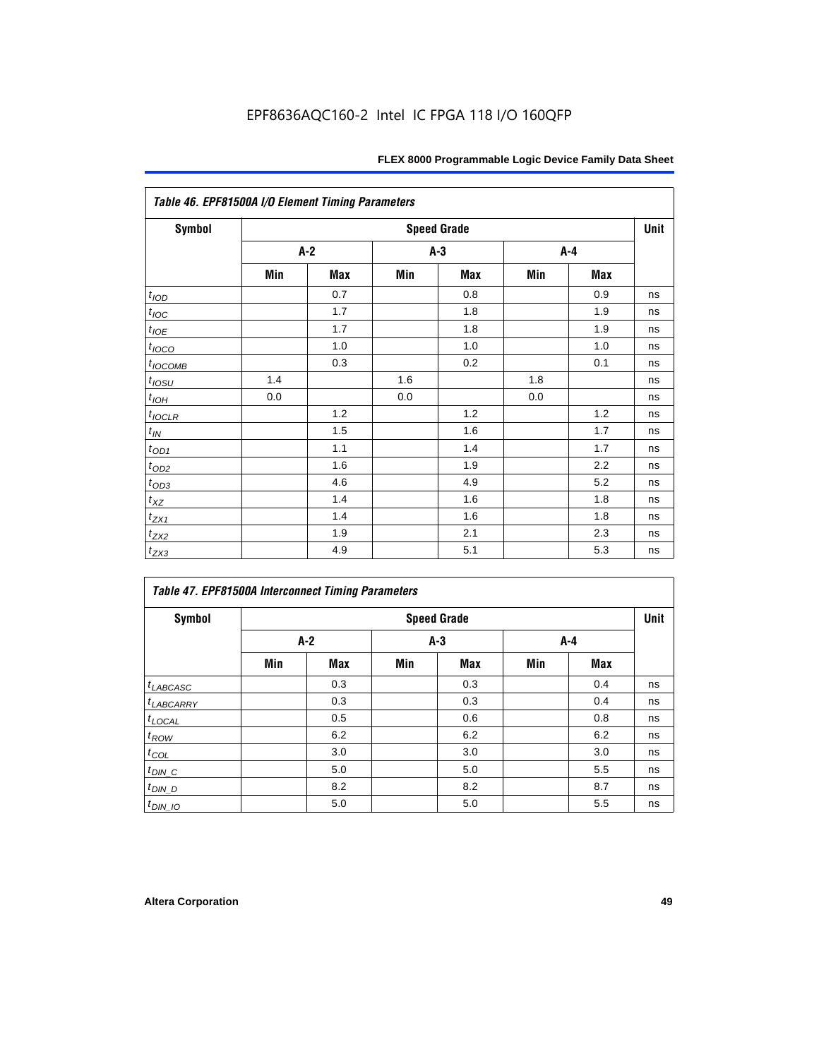EPF8636AQC160-2 Intel IC FPGA 118 I/O 160QFP

| *Table 46. EPF81500A I/O Element Timing Parameters* | | | | | | | |
|---|---|---|---|---|---|---|---|
| **Symbol** | **Speed Grade** | | | | | | **Unit** |
| | **A-2** | | **A-3** | | **A-4** | | |
| | **Min** | **Max** | **Min** | **Max** | **Min** | **Max** | |
| $t_{IOD}$ | | 0.7 | | 0.8 | | 0.9 | ns |
| $t_{IOC}$ | | 1.7 | | 1.8 | | 1.9 | ns |
| $t_{IOE}$ | | 1.7 | | 1.8 | | 1.9 | ns |
| $t_{IOCO}$ | | 1.0 | | 1.0 | | 1.0 | ns |
| $t_{IOCOMB}$ | | 0.3 | | 0.2 | | 0.1 | ns |
| $t_{IOSU}$ | 1.4 | | 1.6 | | 1.8 | | ns |
| $t_{IOH}$ | 0.0 | | 0.0 | | 0.0 | | ns |
| $t_{IOCLR}$ | | 1.2 | | 1.2 | | 1.2 | ns |
| $t_{IN}$ | | 1.5 | | 1.6 | | 1.7 | ns |
| $t_{OD1}$ | | 1.1 | | 1.4 | | 1.7 | ns |
| $t_{OD2}$ | | 1.6 | | 1.9 | | 2.2 | ns |
| $t_{OD3}$ | | 4.6 | | 4.9 | | 5.2 | ns |
| $t_{XZ}$ | | 1.4 | | 1.6 | | 1.8 | ns |
| $t_{ZX1}$ | | 1.4 | | 1.6 | | 1.8 | ns |
| $t_{ZX2}$ | | 1.9 | | 2.1 | | 2.3 | ns |
| $t_{ZX3}$ | | 4.9 | | 5.1 | | 5.3 | ns |

| *Table 47. EPF81500A Interconnect Timing Parameters* | | | | | | | |
|---|---|---|---|---|---|---|---|
| **Symbol** | **Speed Grade** | | | | | | **Unit** |
| | **A-2** | | **A-3** | | **A-4** | | |
| | **Min** | **Max** | **Min** | **Max** | **Min** | **Max** | |
| $t_{LABCASC}$ | | 0.3 | | 0.3 | | 0.4 | ns |
| $t_{LABCARRY}$ | | 0.3 | | 0.3 | | 0.4 | ns |
| $t_{LOCAL}$ | | 0.5 | | 0.6 | | 0.8 | ns |
| $t_{ROW}$ | | 6.2 | | 6.2 | | 6.2 | ns |
| $t_{COL}$ | | 3.0 | | 3.0 | | 3.0 | ns |
| $t_{DIN\_C}$ | | 5.0 | | 5.0 | | 5.5 | ns |
| $t_{DIN\_D}$ | | 8.2 | | 8.2 | | 8.7 | ns |
| $t_{DIN\_IO}$ | | 5.0 | | 5.0 | | 5.5 | ns |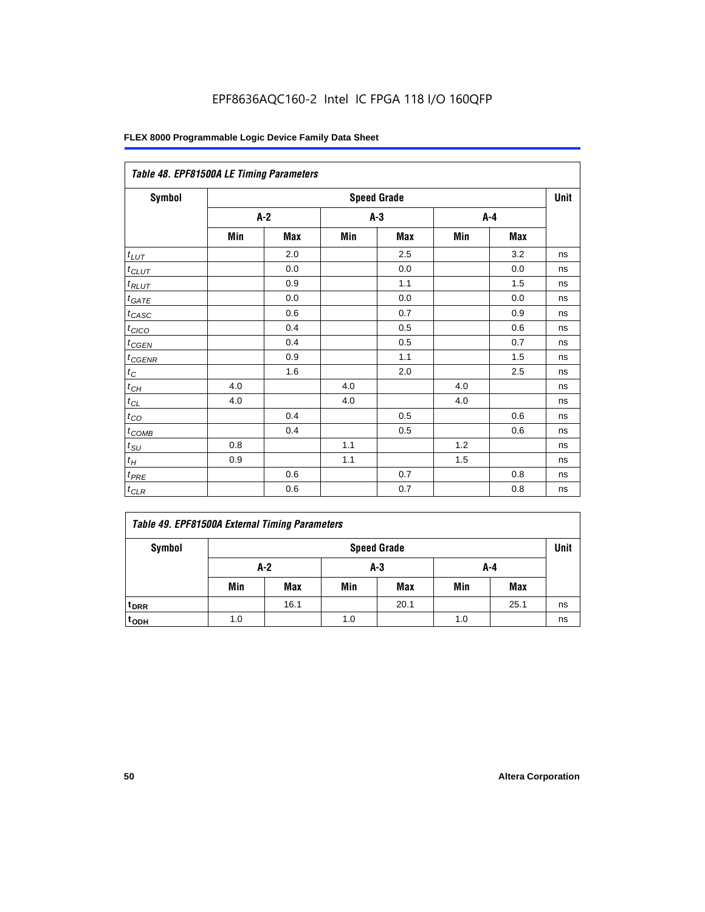EPF8636AQC160-2 Intel IC FPGA 118 I/O 160QFP

| Table 48. EPF81500A LE Timing Parameters | | | | | | | |
|---|---|---|---|---|---|---|---|
| Symbol | Speed Grade | | | | | | Unit |
| | A-2 | | A-3 | | A-4 | | |
| | Min | Max | Min | Max | Min | Max | |
| $t_{LUT}$ | | 2.0 | | 2.5 | | 3.2 | ns |
| $t_{CLUT}$ | | 0.0 | | 0.0 | | 0.0 | ns |
| $t_{RLUT}$ | | 0.9 | | 1.1 | | 1.5 | ns |
| $t_{GATE}$ | | 0.0 | | 0.0 | | 0.0 | ns |
| $t_{CASC}$ | | 0.6 | | 0.7 | | 0.9 | ns |
| $t_{CICO}$ | | 0.4 | | 0.5 | | 0.6 | ns |
| $t_{CGEN}$ | | 0.4 | | 0.5 | | 0.7 | ns |
| $t_{CGENR}$ | | 0.9 | | 1.1 | | 1.5 | ns |
| $t_{C}$ | | 1.6 | | 2.0 | | 2.5 | ns |
| $t_{CH}$ | 4.0 | | 4.0 | | 4.0 | | ns |
| $t_{CL}$ | 4.0 | | 4.0 | | 4.0 | | ns |
| $t_{CO}$ | | 0.4 | | 0.5 | | 0.6 | ns |
| $t_{COMB}$ | | 0.4 | | 0.5 | | 0.6 | ns |
| $t_{SU}$ | 0.8 | | 1.1 | | 1.2 | | ns |
| $t_{H}$ | 0.9 | | 1.1 | | 1.5 | | ns |
| $t_{PRE}$ | | 0.6 | | 0.7 | | 0.8 | ns |
| $t_{CLR}$ | | 0.6 | | 0.7 | | 0.8 | ns |

| Table 49. EPF81500A External Timing Parameters | | | | | | | |
|---|---|---|---|---|---|---|---|
| Symbol | Speed Grade | | | | | | Unit |
| | A-2 | | A-3 | | A-4 | | |
| | Min | Max | Min | Max | Min | Max | |
| $t_{DRR}$ | | 16.1 | | 20.1 | | 25.1 | ns |
| $t_{ODH}$ | 1.0 | | 1.0 | | 1.0 | | ns |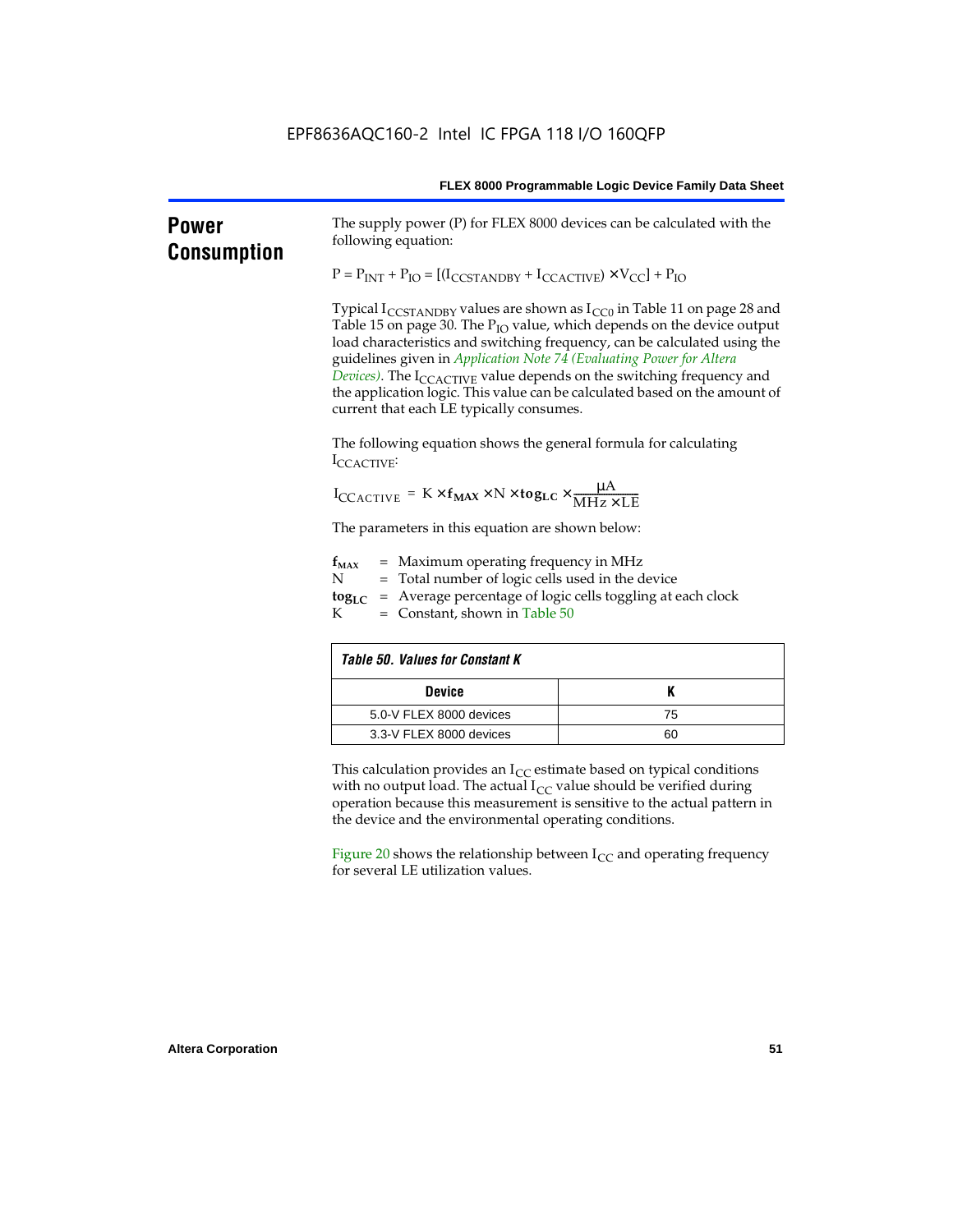# Power Consumption

The supply power (P) for FLEX 8000 devices can be calculated with the following equation:

$$P = P_{INT} + P_{IO} = [(I_{CCSTANDBY} + I_{CCACTIVE}) \times V_{CC}] + P_{IO}$$

Typical $I_{CCSTANDBY}$ values are shown as $I_{CC0}$ in Table 11 on page 28 and Table 15 on page 30. The $P_{IO}$ value, which depends on the device output load characteristics and switching frequency, can be calculated using the guidelines given in *Application Note 74 (Evaluating Power for Altera Devices)*. The $I_{CCACTIVE}$ value depends on the switching frequency and the application logic. This value can be calculated based on the amount of current that each LE typically consumes.

The following equation shows the general formula for calculating $I_{CCACTIVE}$:

$$I_{CCACTIVE} = K \times \mathbf{f_{MAX}} \times N \times \mathbf{tog_{LC}} \times \frac{\mu A}{MHz \times LE}$$

The parameters in this equation are shown below:

$\mathbf{f_{MAX}}$ = Maximum operating frequency in MHz
N = Total number of logic cells used in the device
$\mathbf{tog_{LC}}$ = Average percentage of logic cells toggling at each clock
K = Constant, shown in Table 50

**Table 50. Values for Constant K**

| Device | K |
|---|---|
| 5.0-V FLEX 8000 devices | 75 |
| 3.3-V FLEX 8000 devices | 60 |

This calculation provides an $I_{CC}$ estimate based on typical conditions with no output load. The actual $I_{CC}$ value should be verified during operation because this measurement is sensitive to the actual pattern in the device and the environmental operating conditions.

Figure 20 shows the relationship between $I_{CC}$ and operating frequency for several LE utilization values.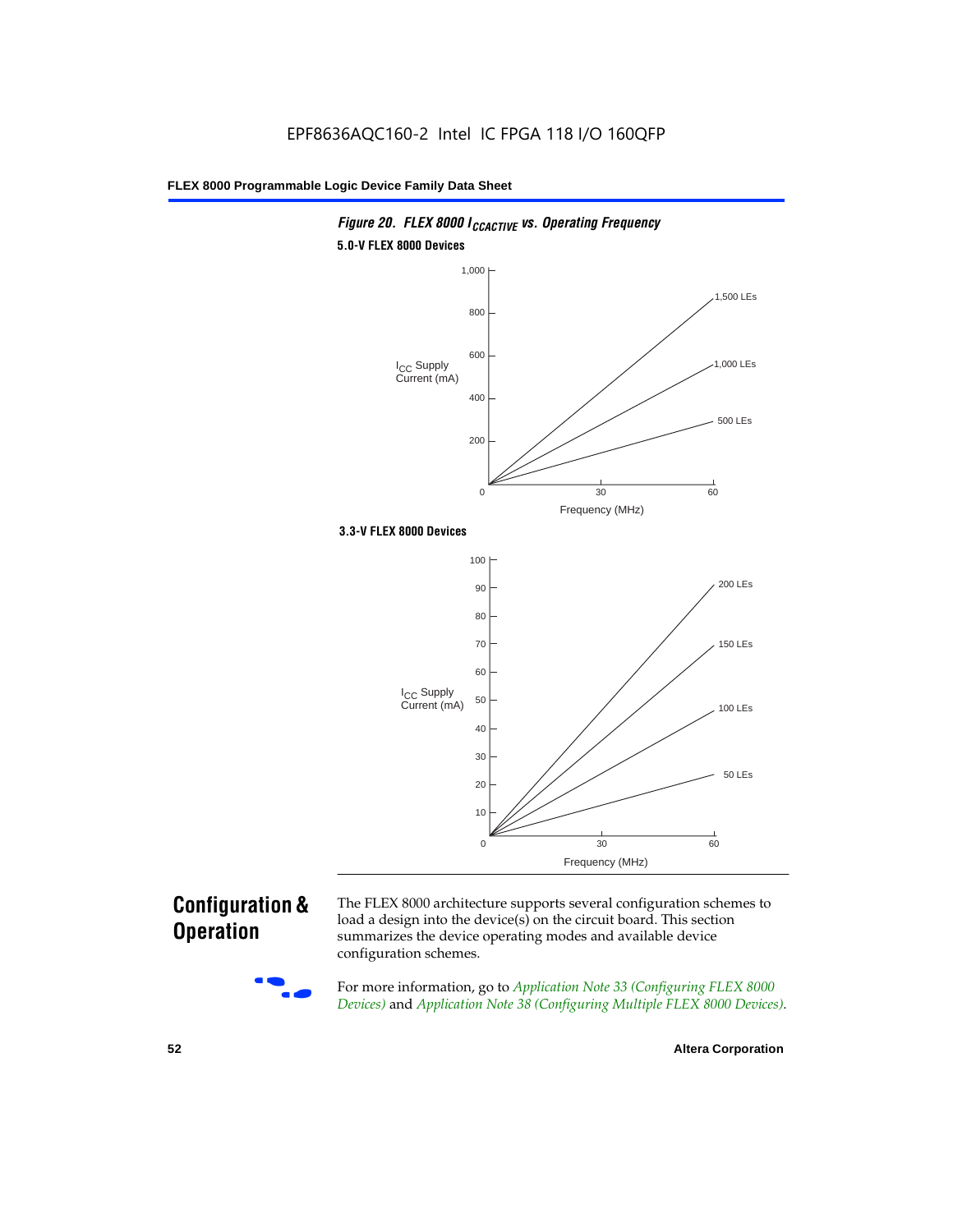*Figure 20. FLEX 8000 $I_{CCACTIVE}$ vs. Operating Frequency*

**5.0-V FLEX 8000 Devices**

1,000
800
600
400
200
0
$I_{CC}$ Supply Current (mA)
30
60
Frequency (MHz)
1,500 LEs
1,000 LEs
500 LEs

**3.3-V FLEX 8000 Devices**

100
90
80
70
60
50
40
30
20
10
0
$I_{CC}$ Supply Current (mA)
30
60
Frequency (MHz)
200 LEs
150 LEs
100 LEs
50 LEs

## Configuration & Operation

The FLEX 8000 architecture supports several configuration schemes to load a design into the device(s) on the circuit board. This section summarizes the device operating modes and available device configuration schemes.

For more information, go to *Application Note 33 (Configuring FLEX 8000 Devices)* and *Application Note 38 (Configuring Multiple FLEX 8000 Devices)*.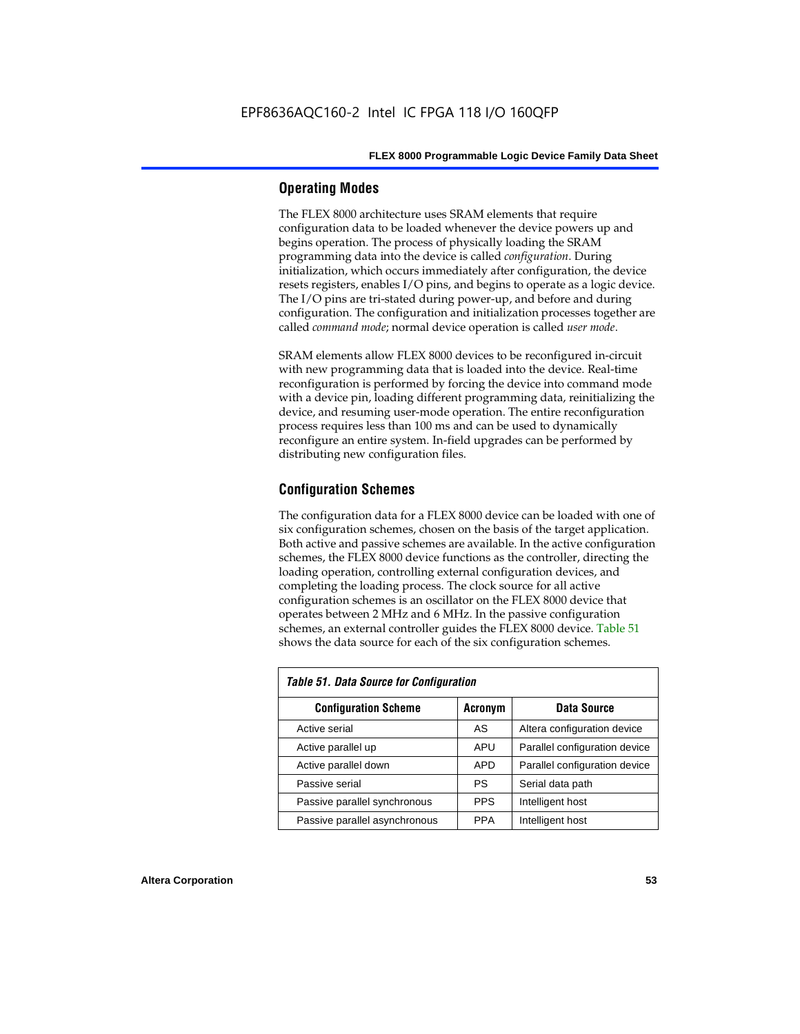## Operating Modes

The FLEX 8000 architecture uses SRAM elements that require configuration data to be loaded whenever the device powers up and begins operation. The process of physically loading the SRAM programming data into the device is called *configuration*. During initialization, which occurs immediately after configuration, the device resets registers, enables I/O pins, and begins to operate as a logic device. The I/O pins are tri-stated during power-up, and before and during configuration. The configuration and initialization processes together are called *command mode*; normal device operation is called *user mode*.

SRAM elements allow FLEX 8000 devices to be reconfigured in-circuit with new programming data that is loaded into the device. Real-time reconfiguration is performed by forcing the device into command mode with a device pin, loading different programming data, reinitializing the device, and resuming user-mode operation. The entire reconfiguration process requires less than 100 ms and can be used to dynamically reconfigure an entire system. In-field upgrades can be performed by distributing new configuration files.

## Configuration Schemes

The configuration data for a FLEX 8000 device can be loaded with one of six configuration schemes, chosen on the basis of the target application. Both active and passive schemes are available. In the active configuration schemes, the FLEX 8000 device functions as the controller, directing the loading operation, controlling external configuration devices, and completing the loading process. The clock source for all active configuration schemes is an oscillator on the FLEX 8000 device that operates between 2 MHz and 6 MHz. In the passive configuration schemes, an external controller guides the FLEX 8000 device. Table 51 shows the data source for each of the six configuration schemes.

*Table 51. Data Source for Configuration*

| Configuration Scheme | Acronym | Data Source |
|---|---|---|
| Active serial | AS | Altera configuration device |
| Active parallel up | APU | Parallel configuration device |
| Active parallel down | APD | Parallel configuration device |
| Passive serial | PS | Serial data path |
| Passive parallel synchronous | PPS | Intelligent host |
| Passive parallel asynchronous | PPA | Intelligent host |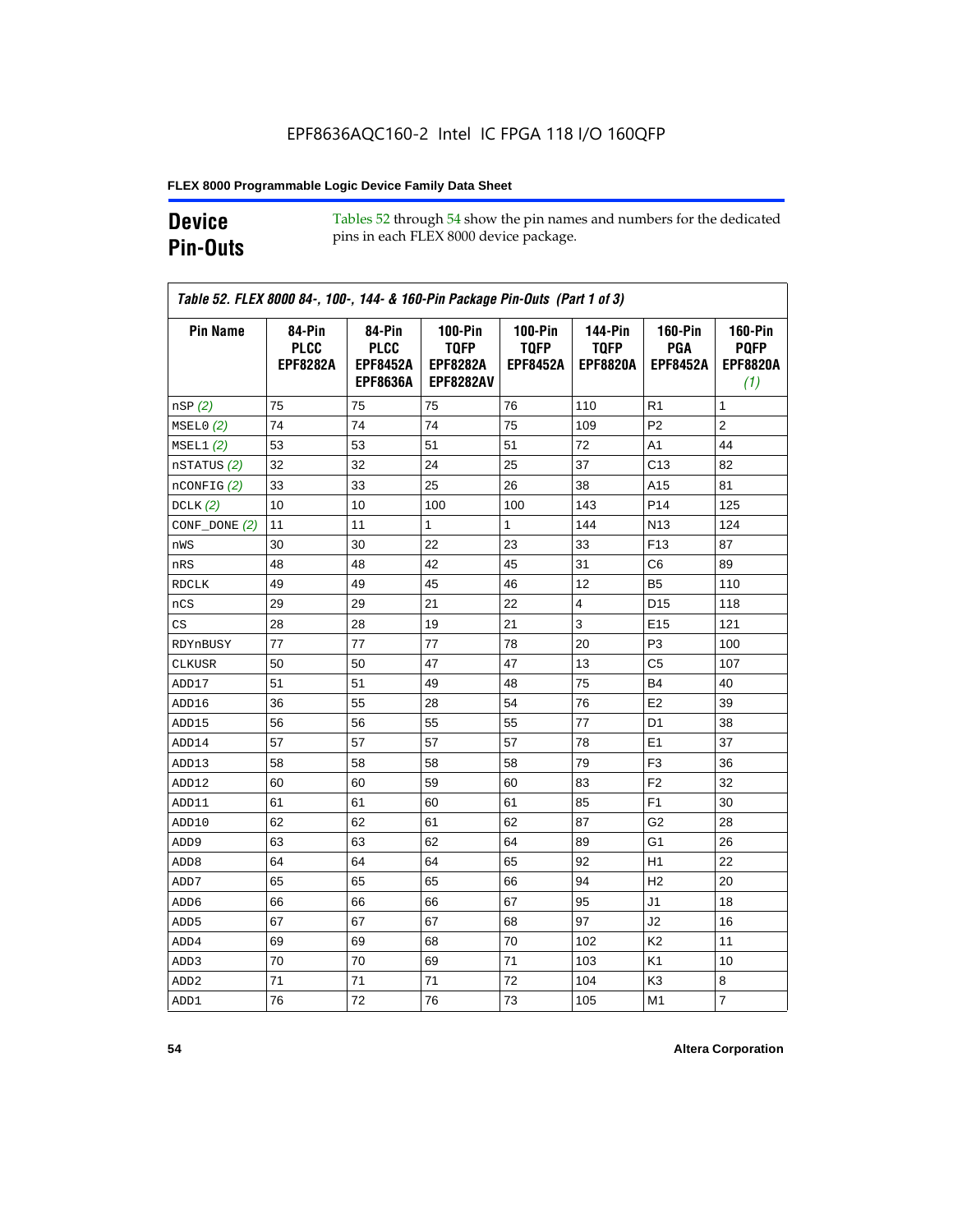EPF8636AQC160-2 Intel IC FPGA 118 I/O 160QFP

## Device Pin-Outs

Tables 52 through 54 show the pin names and numbers for the dedicated pins in each FLEX 8000 device package.

*Table 52. FLEX 8000 84-, 100-, 144- & 160-Pin Package Pin-Outs (Part 1 of 3)*

| Pin Name | 84-Pin PLCC EPF8282A | 84-Pin PLCC EPF8452A EPF8636A | 100-Pin TQFP EPF8282A EPF8282AV | 100-Pin TQFP EPF8452A | 144-Pin TQFP EPF8820A | 160-Pin PGA EPF8452A | 160-Pin PQFP EPF8820A *(1)* |
|---|---|---|---|---|---|---|---|
| nSP *(2)* | 75 | 75 | 75 | 76 | 110 | R1 | 1 |
| MSEL0 *(2)* | 74 | 74 | 74 | 75 | 109 | P2 | 2 |
| MSEL1 *(2)* | 53 | 53 | 51 | 51 | 72 | A1 | 44 |
| nSTATUS *(2)* | 32 | 32 | 24 | 25 | 37 | C13 | 82 |
| nCONFIG *(2)* | 33 | 33 | 25 | 26 | 38 | A15 | 81 |
| DCLK *(2)* | 10 | 10 | 100 | 100 | 143 | P14 | 125 |
| CONF_DONE *(2)* | 11 | 11 | 1 | 1 | 144 | N13 | 124 |
| nWS | 30 | 30 | 22 | 23 | 33 | F13 | 87 |
| nRS | 48 | 48 | 42 | 45 | 31 | C6 | 89 |
| RDCLK | 49 | 49 | 45 | 46 | 12 | B5 | 110 |
| nCS | 29 | 29 | 21 | 22 | 4 | D15 | 118 |
| CS | 28 | 28 | 19 | 21 | 3 | E15 | 121 |
| RDYnBUSY | 77 | 77 | 77 | 78 | 20 | P3 | 100 |
| CLKUSR | 50 | 50 | 47 | 47 | 13 | C5 | 107 |
| ADD17 | 51 | 51 | 49 | 48 | 75 | B4 | 40 |
| ADD16 | 36 | 55 | 28 | 54 | 76 | E2 | 39 |
| ADD15 | 56 | 56 | 55 | 55 | 77 | D1 | 38 |
| ADD14 | 57 | 57 | 57 | 57 | 78 | E1 | 37 |
| ADD13 | 58 | 58 | 58 | 58 | 79 | F3 | 36 |
| ADD12 | 60 | 60 | 59 | 60 | 83 | F2 | 32 |
| ADD11 | 61 | 61 | 60 | 61 | 85 | F1 | 30 |
| ADD10 | 62 | 62 | 61 | 62 | 87 | G2 | 28 |
| ADD9 | 63 | 63 | 62 | 64 | 89 | G1 | 26 |
| ADD8 | 64 | 64 | 64 | 65 | 92 | H1 | 22 |
| ADD7 | 65 | 65 | 65 | 66 | 94 | H2 | 20 |
| ADD6 | 66 | 66 | 66 | 67 | 95 | J1 | 18 |
| ADD5 | 67 | 67 | 67 | 68 | 97 | J2 | 16 |
| ADD4 | 69 | 69 | 68 | 70 | 102 | K2 | 11 |
| ADD3 | 70 | 70 | 69 | 71 | 103 | K1 | 10 |
| ADD2 | 71 | 71 | 71 | 72 | 104 | K3 | 8 |
| ADD1 | 76 | 72 | 76 | 73 | 105 | M1 | 7 |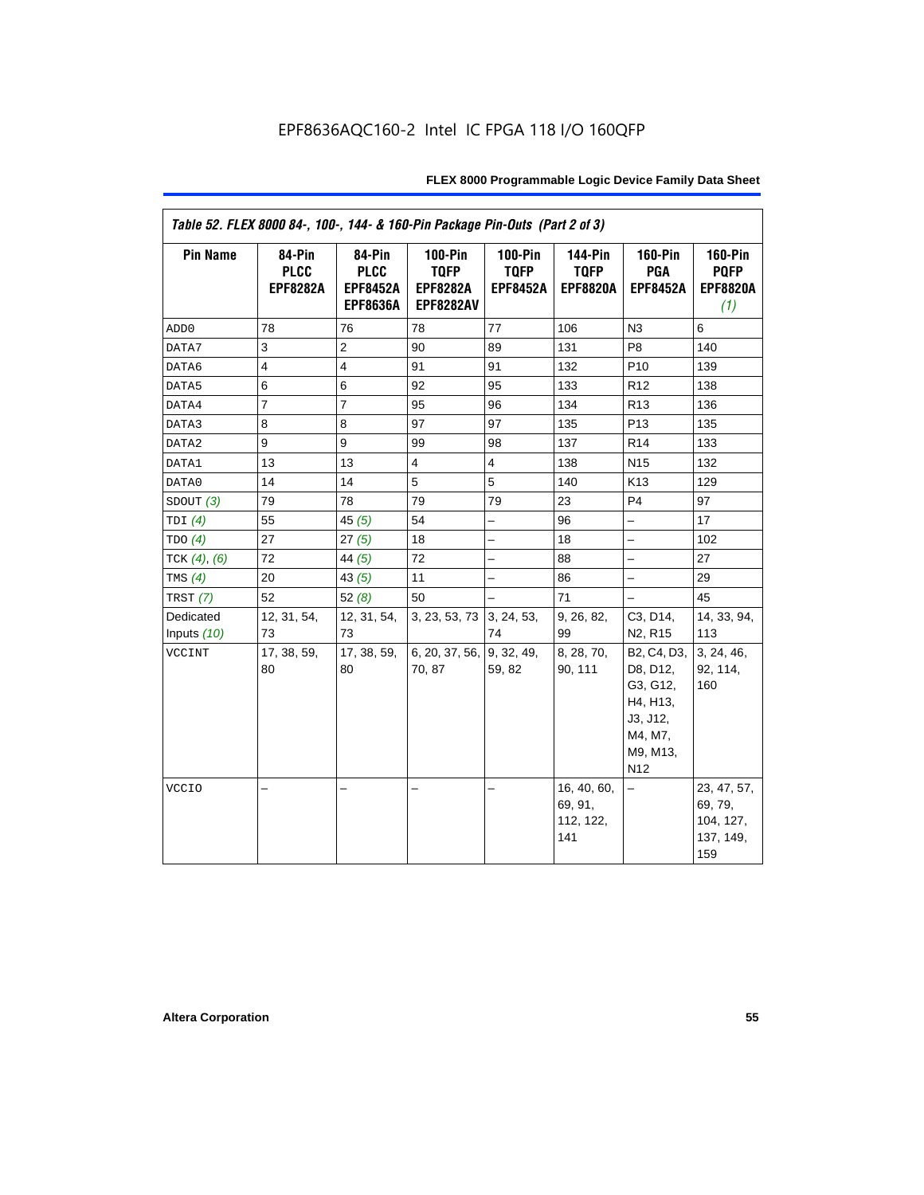EPF8636AQC160-2 Intel IC FPGA 118 I/O 160QFP

*Table 52. FLEX 8000 84-, 100-, 144- & 160-Pin Package Pin-Outs (Part 2 of 3)*

| Pin Name | 84-Pin PLCC EPF8282A | 84-Pin PLCC EPF8452A EPF8636A | 100-Pin TQFP EPF8282A EPF8282AV | 100-Pin TQFP EPF8452A | 144-Pin TQFP EPF8820A | 160-Pin PGA EPF8452A | 160-Pin PQFP EPF8820A *(1)* |
|---|---|---|---|---|---|---|---|
| ADD0 | 78 | 76 | 78 | 77 | 106 | N3 | 6 |
| DATA7 | 3 | 2 | 90 | 89 | 131 | P8 | 140 |
| DATA6 | 4 | 4 | 91 | 91 | 132 | P10 | 139 |
| DATA5 | 6 | 6 | 92 | 95 | 133 | R12 | 138 |
| DATA4 | 7 | 7 | 95 | 96 | 134 | R13 | 136 |
| DATA3 | 8 | 8 | 97 | 97 | 135 | P13 | 135 |
| DATA2 | 9 | 9 | 99 | 98 | 137 | R14 | 133 |
| DATA1 | 13 | 13 | 4 | 4 | 138 | N15 | 132 |
| DATA0 | 14 | 14 | 5 | 5 | 140 | K13 | 129 |
| SDOUT *(3)* | 79 | 78 | 79 | 79 | 23 | P4 | 97 |
| TDI *(4)* | 55 | 45 *(5)* | 54 | – | 96 | – | 17 |
| TDO *(4)* | 27 | 27 *(5)* | 18 | – | 18 | – | 102 |
| TCK *(4)*, *(6)* | 72 | 44 *(5)* | 72 | – | 88 | – | 27 |
| TMS *(4)* | 20 | 43 *(5)* | 11 | – | 86 | – | 29 |
| TRST *(7)* | 52 | 52 *(8)* | 50 | – | 71 | – | 45 |
| Dedicated Inputs *(10)* | 12, 31, 54, 73 | 12, 31, 54, 73 | 3, 23, 53, 73 | 3, 24, 53, 74 | 9, 26, 82, 99 | C3, D14, N2, R15 | 14, 33, 94, 113 |
| VCCINT | 17, 38, 59, 80 | 17, 38, 59, 80 | 6, 20, 37, 56, 70, 87 | 9, 32, 49, 59, 82 | 8, 28, 70, 90, 111 | B2, C4, D3, D8, D12, G3, G12, H4, H13, J3, J12, M4, M7, M9, M13, N12 | 3, 24, 46, 92, 114, 160 |
| VCCIO | – | – | – | – | 16, 40, 60, 69, 91, 112, 122, 141 | – | 23, 47, 57, 69, 79, 104, 127, 137, 149, 159 |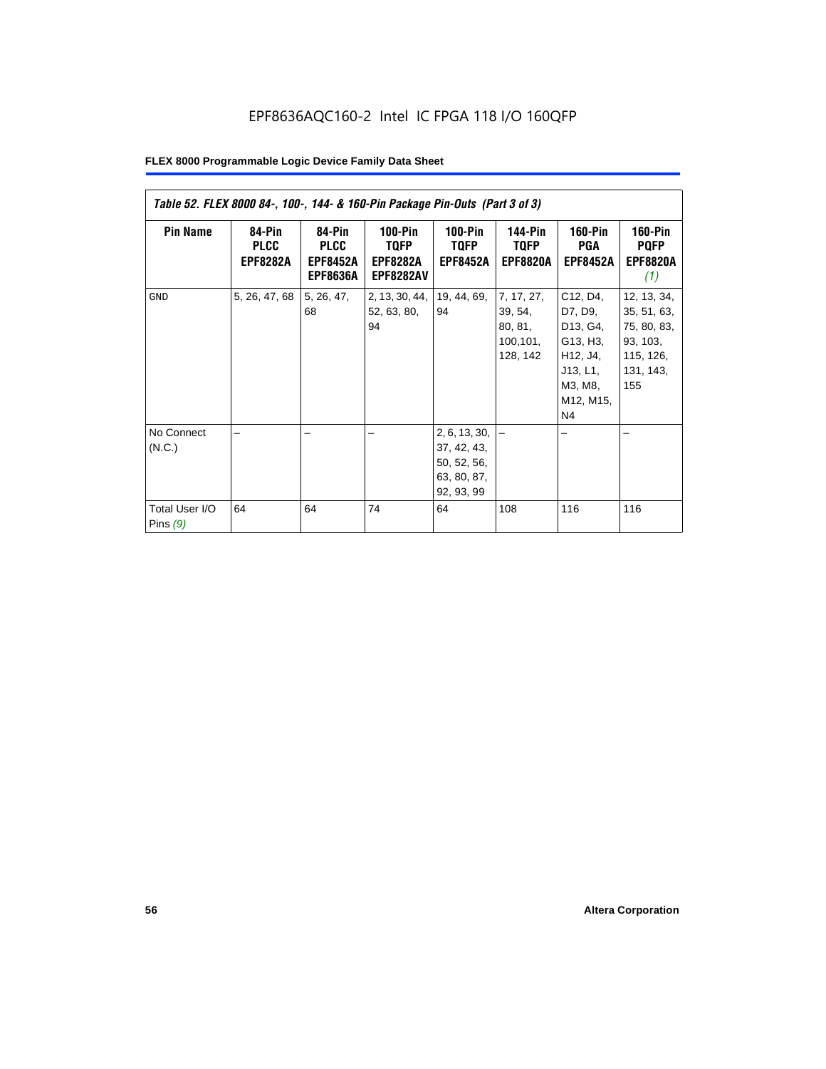EPF8636AQC160-2 Intel IC FPGA 118 I/O 160QFP

| Table 52. FLEX 8000 84-, 100-, 144- & 160-Pin Package Pin-Outs (Part 3 of 3) | | | | | | | |
|---|---|---|---|---|---|---|---|
| **Pin Name** | **84-Pin PLCC EPF8282A** | **84-Pin PLCC EPF8452A EPF8636A** | **100-Pin TQFP EPF8282A EPF8282AV** | **100-Pin TQFP EPF8452A** | **144-Pin TQFP EPF8820A** | **160-Pin PGA EPF8452A** | **160-Pin PQFP EPF8820A** *(1)* |
| GND | 5, 26, 47, 68 | 5, 26, 47, 68 | 2, 13, 30, 44, 52, 63, 80, 94 | 19, 44, 69, 94 | 7, 17, 27, 39, 54, 80, 81, 100,101, 128, 142 | C12, D4, D7, D9, D13, G4, G13, H3, H12, J4, J13, L1, M3, M8, M12, M15, N4 | 12, 13, 34, 35, 51, 63, 75, 80, 83, 93, 103, 115, 126, 131, 143, 155 |
| No Connect (N.C.) | – | – | – | 2, 6, 13, 30, 37, 42, 43, 50, 52, 56, 63, 80, 87, 92, 93, 99 | – | – | – |
| Total User I/O Pins *(9)* | 64 | 64 | 74 | 64 | 108 | 116 | 116 |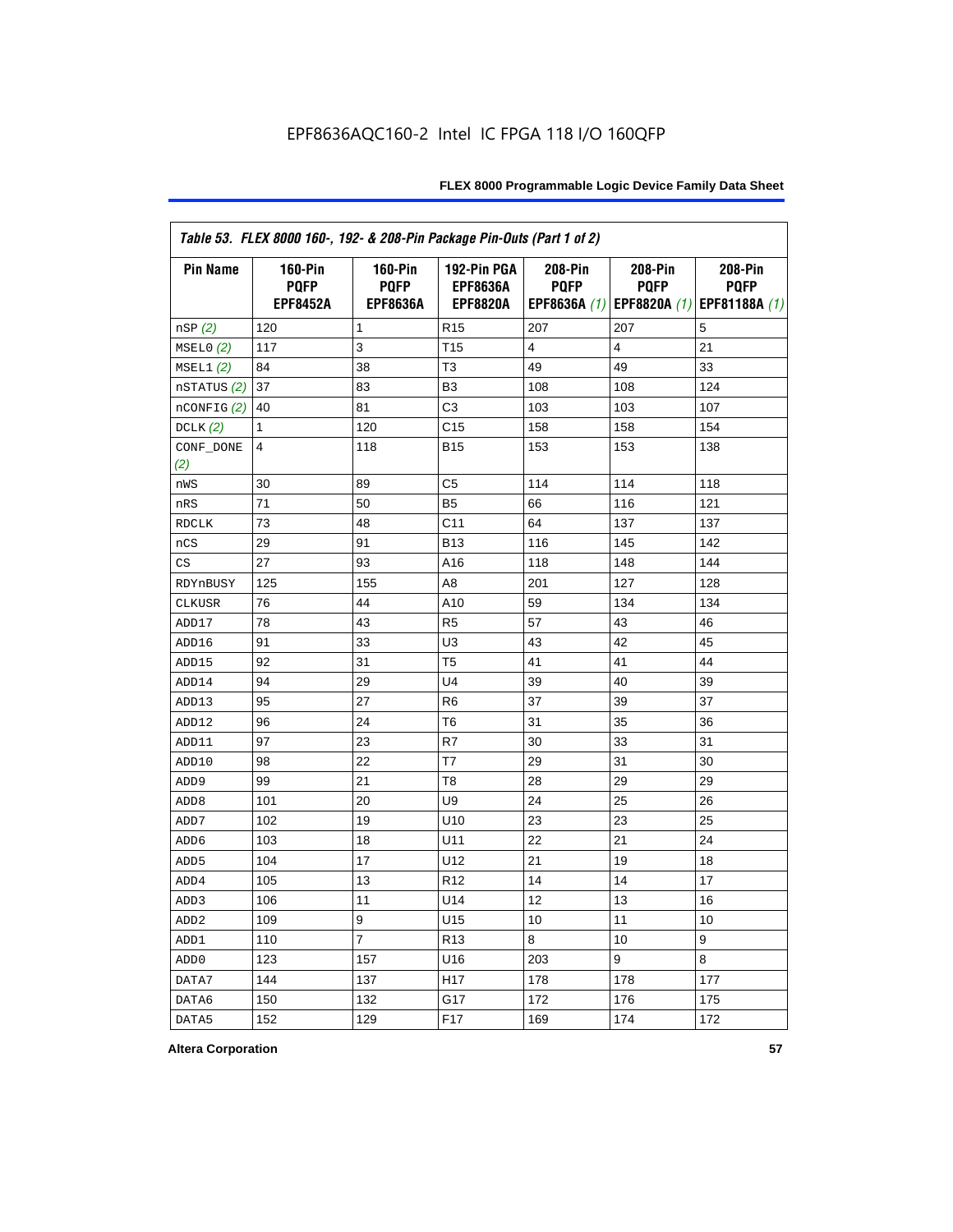EPF8636AQC160-2 Intel IC FPGA 118 I/O 160QFP

| *Table 53. FLEX 8000 160-, 192- & 208-Pin Package Pin-Outs (Part 1 of 2)* | | | | | | |
|---|---|---|---|---|---|---|
| **Pin Name** | **160-Pin PQFP EPF8452A** | **160-Pin PQFP EPF8636A** | **192-Pin PGA EPF8636A EPF8820A** | **208-Pin PQFP EPF8636A** *(1)* | **208-Pin PQFP EPF8820A** *(1)* | **208-Pin PQFP EPF81188A** *(1)* |
| nSP *(2)* | 120 | 1 | R15 | 207 | 207 | 5 |
| MSEL0 *(2)* | 117 | 3 | T15 | 4 | 4 | 21 |
| MSEL1 *(2)* | 84 | 38 | T3 | 49 | 49 | 33 |
| nSTATUS *(2)* | 37 | 83 | B3 | 108 | 108 | 124 |
| nCONFIG *(2)* | 40 | 81 | C3 | 103 | 103 | 107 |
| DCLK *(2)* | 1 | 120 | C15 | 158 | 158 | 154 |
| CONF_DONE *(2)* | 4 | 118 | B15 | 153 | 153 | 138 |
| nWS | 30 | 89 | C5 | 114 | 114 | 118 |
| nRS | 71 | 50 | B5 | 66 | 116 | 121 |
| RDCLK | 73 | 48 | C11 | 64 | 137 | 137 |
| nCS | 29 | 91 | B13 | 116 | 145 | 142 |
| CS | 27 | 93 | A16 | 118 | 148 | 144 |
| RDYnBUSY | 125 | 155 | A8 | 201 | 127 | 128 |
| CLKUSR | 76 | 44 | A10 | 59 | 134 | 134 |
| ADD17 | 78 | 43 | R5 | 57 | 43 | 46 |
| ADD16 | 91 | 33 | U3 | 43 | 42 | 45 |
| ADD15 | 92 | 31 | T5 | 41 | 41 | 44 |
| ADD14 | 94 | 29 | U4 | 39 | 40 | 39 |
| ADD13 | 95 | 27 | R6 | 37 | 39 | 37 |
| ADD12 | 96 | 24 | T6 | 31 | 35 | 36 |
| ADD11 | 97 | 23 | R7 | 30 | 33 | 31 |
| ADD10 | 98 | 22 | T7 | 29 | 31 | 30 |
| ADD9 | 99 | 21 | T8 | 28 | 29 | 29 |
| ADD8 | 101 | 20 | U9 | 24 | 25 | 26 |
| ADD7 | 102 | 19 | U10 | 23 | 23 | 25 |
| ADD6 | 103 | 18 | U11 | 22 | 21 | 24 |
| ADD5 | 104 | 17 | U12 | 21 | 19 | 18 |
| ADD4 | 105 | 13 | R12 | 14 | 14 | 17 |
| ADD3 | 106 | 11 | U14 | 12 | 13 | 16 |
| ADD2 | 109 | 9 | U15 | 10 | 11 | 10 |
| ADD1 | 110 | 7 | R13 | 8 | 10 | 9 |
| ADD0 | 123 | 157 | U16 | 203 | 9 | 8 |
| DATA7 | 144 | 137 | H17 | 178 | 178 | 177 |
| DATA6 | 150 | 132 | G17 | 172 | 176 | 175 |
| DATA5 | 152 | 129 | F17 | 169 | 174 | 172 |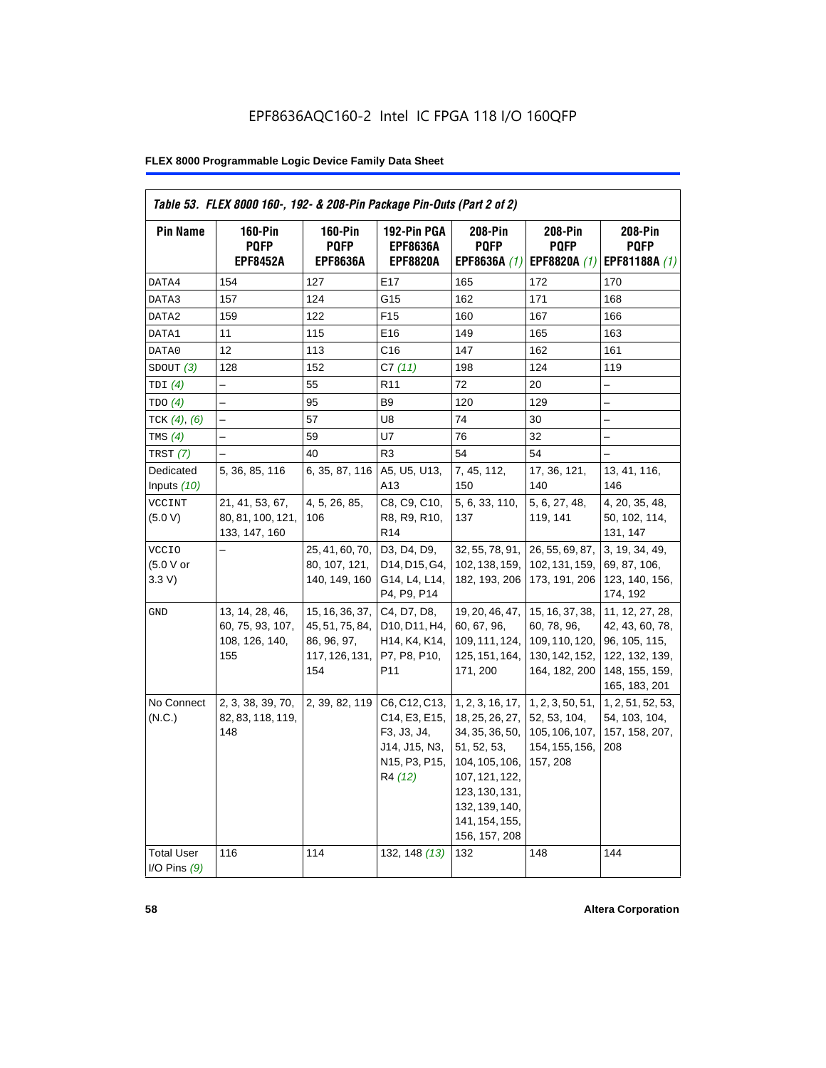EPF8636AQC160-2 Intel IC FPGA 118 I/O 160QFP

**FLEX 8000 Programmable Logic Device Family Data Sheet**

| *Table 53. FLEX 8000 160-, 192- & 208-Pin Package Pin-Outs (Part 2 of 2)* | | | | | | |
|---|---|---|---|---|---|---|
| **Pin Name** | **160-Pin PQFP EPF8452A** | **160-Pin PQFP EPF8636A** | **192-Pin PGA EPF8636A EPF8820A** | **208-Pin PQFP EPF8636A** *(1)* | **208-Pin PQFP EPF8820A** *(1)* | **208-Pin PQFP EPF81188A** *(1)* |
| DATA4 | 154 | 127 | E17 | 165 | 172 | 170 |
| DATA3 | 157 | 124 | G15 | 162 | 171 | 168 |
| DATA2 | 159 | 122 | F15 | 160 | 167 | 166 |
| DATA1 | 11 | 115 | E16 | 149 | 165 | 163 |
| DATA0 | 12 | 113 | C16 | 147 | 162 | 161 |
| SDOUT *(3)* | 128 | 152 | C7 *(11)* | 198 | 124 | 119 |
| TDI *(4)* | – | 55 | R11 | 72 | 20 | – |
| TDO *(4)* | – | 95 | B9 | 120 | 129 | – |
| TCK *(4)*, *(6)* | – | 57 | U8 | 74 | 30 | – |
| TMS *(4)* | – | 59 | U7 | 76 | 32 | – |
| TRST *(7)* | – | 40 | R3 | 54 | 54 | – |
| Dedicated Inputs *(10)* | 5, 36, 85, 116 | 6, 35, 87, 116 | A5, U5, U13, A13 | 7, 45, 112, 150 | 17, 36, 121, 140 | 13, 41, 116, 146 |
| VCCINT (5.0 V) | 21, 41, 53, 67, 80, 81, 100, 121, 133, 147, 160 | 4, 5, 26, 85, 106 | C8, C9, C10, R8, R9, R10, R14 | 5, 6, 33, 110, 137 | 5, 6, 27, 48, 119, 141 | 4, 20, 35, 48, 50, 102, 114, 131, 147 |
| VCCIO (5.0 V or 3.3 V) | – | 25, 41, 60, 70, 80, 107, 121, 140, 149, 160 | D3, D4, D9, D14, D15, G4, G14, L4, L14, P4, P9, P14 | 32, 55, 78, 91, 102, 138, 159, 182, 193, 206 | 26, 55, 69, 87, 102, 131, 159, 173, 191, 206 | 3, 19, 34, 49, 69, 87, 106, 123, 140, 156, 174, 192 |
| GND | 13, 14, 28, 46, 60, 75, 93, 107, 108, 126, 140, 155 | 15, 16, 36, 37, 45, 51, 75, 84, 86, 96, 97, 117, 126, 131, 154 | C4, D7, D8, D10, D11, H4, H14, K4, K14, P7, P8, P10, P11 | 19, 20, 46, 47, 60, 67, 96, 109, 111, 124, 125, 151, 164, 171, 200 | 15, 16, 37, 38, 60, 78, 96, 109, 110, 120, 130, 142, 152, 164, 182, 200 | 11, 12, 27, 28, 42, 43, 60, 78, 96, 105, 115, 122, 132, 139, 148, 155, 159, 165, 183, 201 |
| No Connect (N.C.) | 2, 3, 38, 39, 70, 82, 83, 118, 119, 148 | 2, 39, 82, 119 | C6, C12, C13, C14, E3, E15, F3, J3, J4, J14, J15, N3, N15, P3, P15, R4 *(12)* | 1, 2, 3, 16, 17, 18, 25, 26, 27, 34, 35, 36, 50, 51, 52, 53, 104, 105, 106, 107, 121, 122, 123, 130, 131, 132, 139, 140, 141, 154, 155, 156, 157, 208 | 1, 2, 3, 50, 51, 52, 53, 104, 105, 106, 107, 154, 155, 156, 157, 208 | 1, 2, 51, 52, 53, 54, 103, 104, 157, 158, 207, 208 |
| Total User I/O Pins *(9)* | 116 | 114 | 132, 148 *(13)* | 132 | 148 | 144 |

Altera Corporation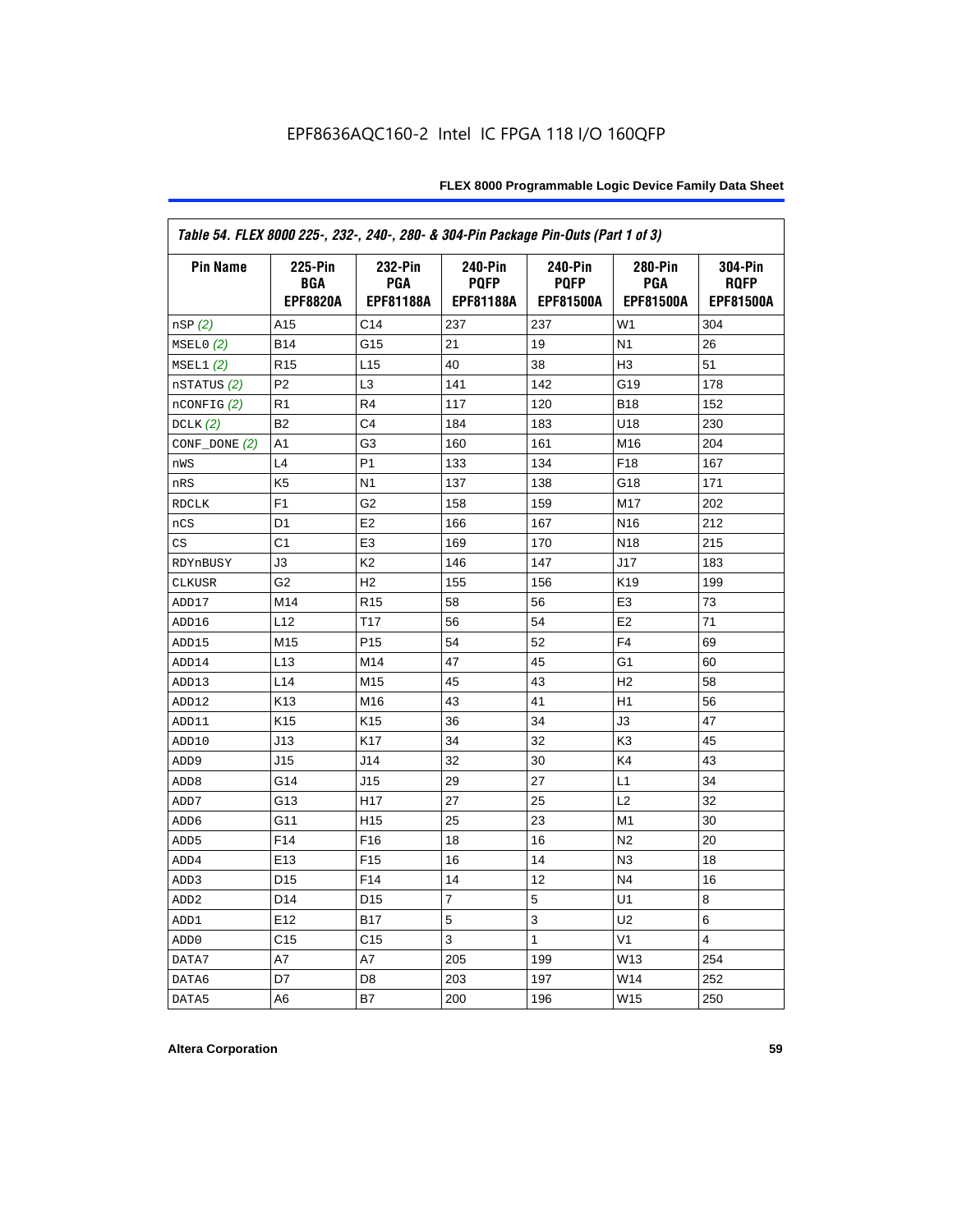EPF8636AQC160-2 Intel IC FPGA 118 I/O 160QFP

| Table 54. FLEX 8000 225-, 232-, 240-, 280- & 304-Pin Package Pin-Outs (Part 1 of 3) | | | | | | |
|---|---|---|---|---|---|---|
| **Pin Name** | **225-Pin BGA EPF8820A** | **232-Pin PGA EPF81188A** | **240-Pin PQFP EPF81188A** | **240-Pin PQFP EPF81500A** | **280-Pin PGA EPF81500A** | **304-Pin RQFP EPF81500A** |
| nSP *(2)* | A15 | C14 | 237 | 237 | W1 | 304 |
| MSEL0 *(2)* | B14 | G15 | 21 | 19 | N1 | 26 |
| MSEL1 *(2)* | R15 | L15 | 40 | 38 | H3 | 51 |
| nSTATUS *(2)* | P2 | L3 | 141 | 142 | G19 | 178 |
| nCONFIG *(2)* | R1 | R4 | 117 | 120 | B18 | 152 |
| DCLK *(2)* | B2 | C4 | 184 | 183 | U18 | 230 |
| CONF_DONE *(2)* | A1 | G3 | 160 | 161 | M16 | 204 |
| nWS | L4 | P1 | 133 | 134 | F18 | 167 |
| nRS | K5 | N1 | 137 | 138 | G18 | 171 |
| RDCLK | F1 | G2 | 158 | 159 | M17 | 202 |
| nCS | D1 | E2 | 166 | 167 | N16 | 212 |
| CS | C1 | E3 | 169 | 170 | N18 | 215 |
| RDYnBUSY | J3 | K2 | 146 | 147 | J17 | 183 |
| CLKUSR | G2 | H2 | 155 | 156 | K19 | 199 |
| ADD17 | M14 | R15 | 58 | 56 | E3 | 73 |
| ADD16 | L12 | T17 | 56 | 54 | E2 | 71 |
| ADD15 | M15 | P15 | 54 | 52 | F4 | 69 |
| ADD14 | L13 | M14 | 47 | 45 | G1 | 60 |
| ADD13 | L14 | M15 | 45 | 43 | H2 | 58 |
| ADD12 | K13 | M16 | 43 | 41 | H1 | 56 |
| ADD11 | K15 | K15 | 36 | 34 | J3 | 47 |
| ADD10 | J13 | K17 | 34 | 32 | K3 | 45 |
| ADD9 | J15 | J14 | 32 | 30 | K4 | 43 |
| ADD8 | G14 | J15 | 29 | 27 | L1 | 34 |
| ADD7 | G13 | H17 | 27 | 25 | L2 | 32 |
| ADD6 | G11 | H15 | 25 | 23 | M1 | 30 |
| ADD5 | F14 | F16 | 18 | 16 | N2 | 20 |
| ADD4 | E13 | F15 | 16 | 14 | N3 | 18 |
| ADD3 | D15 | F14 | 14 | 12 | N4 | 16 |
| ADD2 | D14 | D15 | 7 | 5 | U1 | 8 |
| ADD1 | E12 | B17 | 5 | 3 | U2 | 6 |
| ADD0 | C15 | C15 | 3 | 1 | V1 | 4 |
| DATA7 | A7 | A7 | 205 | 199 | W13 | 254 |
| DATA6 | D7 | D8 | 203 | 197 | W14 | 252 |
| DATA5 | A6 | B7 | 200 | 196 | W15 | 250 |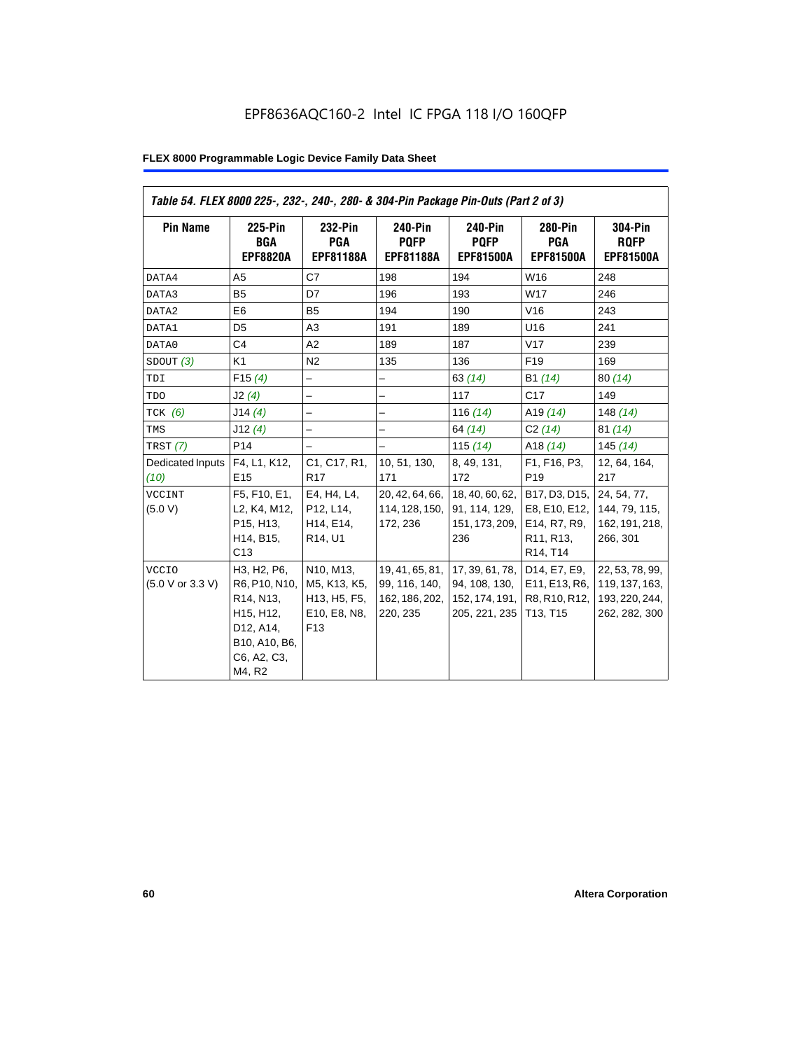EPF8636AQC160-2 Intel IC FPGA 118 I/O 160QFP

**FLEX 8000 Programmable Logic Device Family Data Sheet**

*Table 54. FLEX 8000 225-, 232-, 240-, 280- & 304-Pin Package Pin-Outs (Part 2 of 3)*

| Pin Name | 225-Pin BGA EPF8820A | 232-Pin PGA EPF81188A | 240-Pin PQFP EPF81188A | 240-Pin PQFP EPF81500A | 280-Pin PGA EPF81500A | 304-Pin RQFP EPF81500A |
|---|---|---|---|---|---|---|
| DATA4 | A5 | C7 | 198 | 194 | W16 | 248 |
| DATA3 | B5 | D7 | 196 | 193 | W17 | 246 |
| DATA2 | E6 | B5 | 194 | 190 | V16 | 243 |
| DATA1 | D5 | A3 | 191 | 189 | U16 | 241 |
| DATA0 | C4 | A2 | 189 | 187 | V17 | 239 |
| SDOUT *(3)* | K1 | N2 | 135 | 136 | F19 | 169 |
| TDI | F15 *(4)* | – | – | 63 *(14)* | B1 *(14)* | 80 *(14)* |
| TDO | J2 *(4)* | – | – | 117 | C17 | 149 |
| TCK *(6)* | J14 *(4)* | – | – | 116 *(14)* | A19 *(14)* | 148 *(14)* |
| TMS | J12 *(4)* | – | – | 64 *(14)* | C2 *(14)* | 81 *(14)* |
| TRST *(7)* | P14 | – | – | 115 *(14)* | A18 *(14)* | 145 *(14)* |
| Dedicated Inputs *(10)* | F4, L1, K12, E15 | C1, C17, R1, R17 | 10, 51, 130, 171 | 8, 49, 131, 172 | F1, F16, P3, P19 | 12, 64, 164, 217 |
| VCCINT (5.0 V) | F5, F10, E1, L2, K4, M12, P15, H13, H14, B15, C13 | E4, H4, L4, P12, L14, H14, E14, R14, U1 | 20, 42, 64, 66, 114, 128, 150, 172, 236 | 18, 40, 60, 62, 91, 114, 129, 151, 173, 209, 236 | B17, D3, D15, E8, E10, E12, E14, R7, R9, R11, R13, R14, T14 | 24, 54, 77, 144, 79, 115, 162, 191, 218, 266, 301 |
| VCCIO (5.0 V or 3.3 V) | H3, H2, P6, R6, P10, N10, R14, N13, H15, H12, D12, A14, B10, A10, B6, C6, A2, C3, M4, R2 | N10, M13, M5, K13, K5, H13, H5, F5, E10, E8, N8, F13 | 19, 41, 65, 81, 99, 116, 140, 162, 186, 202, 220, 235 | 17, 39, 61, 78, 94, 108, 130, 152, 174, 191, 205, 221, 235 | D14, E7, E9, E11, E13, R6, R8, R10, R12, T13, T15 | 22, 53, 78, 99, 119, 137, 163, 193, 220, 244, 262, 282, 300 |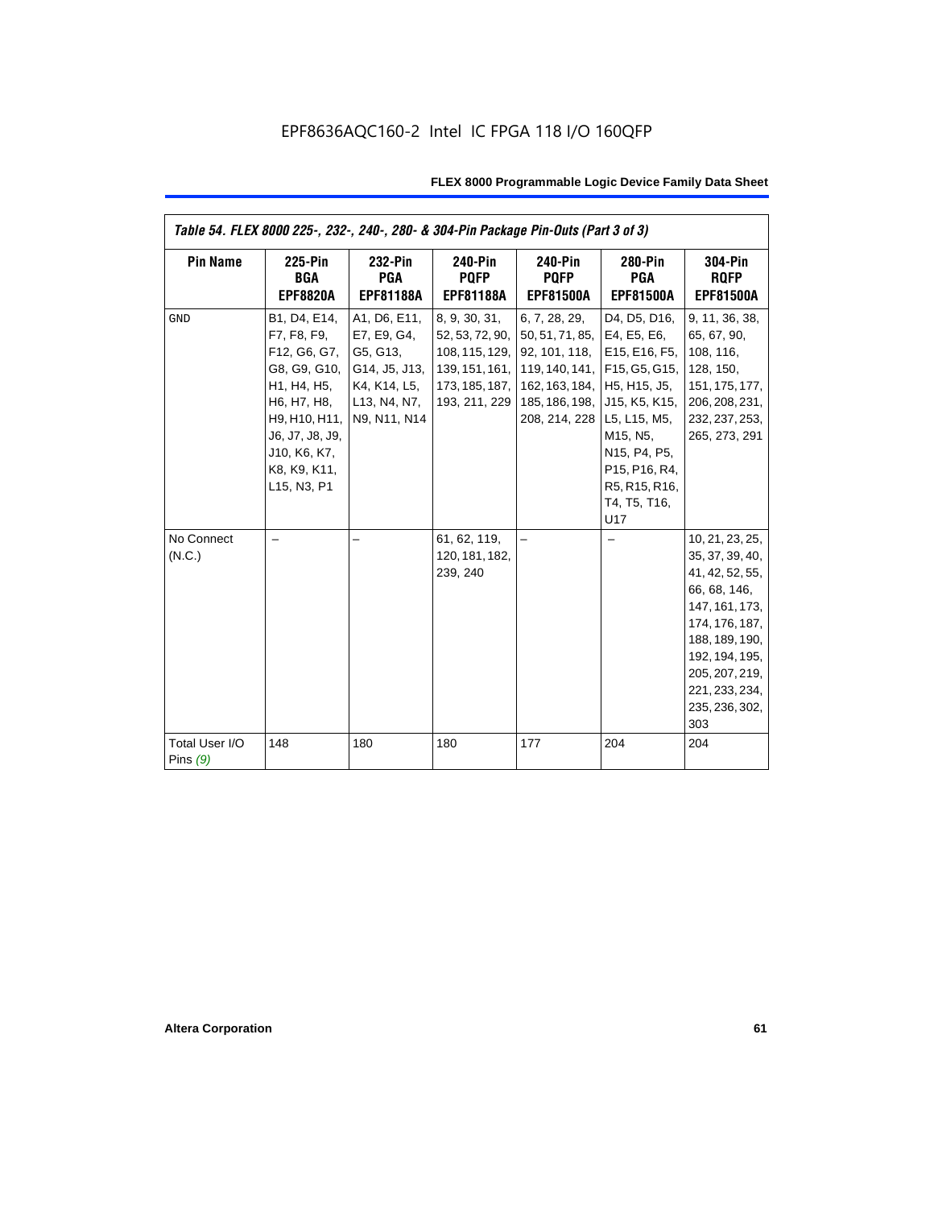EPF8636AQC160-2 Intel IC FPGA 118 I/O 160QFP

| Table 54. FLEX 8000 225-, 232-, 240-, 280- & 304-Pin Package Pin-Outs (Part 3 of 3) | | | | | | |
|---|---|---|---|---|---|---|
| **Pin Name** | **225-Pin BGA EPF8820A** | **232-Pin PGA EPF81188A** | **240-Pin PQFP EPF81188A** | **240-Pin PQFP EPF81500A** | **280-Pin PGA EPF81500A** | **304-Pin RQFP EPF81500A** |
| GND | B1, D4, E14, F7, F8, F9, F12, G6, G7, G8, G9, G10, H1, H4, H5, H6, H7, H8, H9, H10, H11, J6, J7, J8, J9, J10, K6, K7, K8, K9, K11, L15, N3, P1 | A1, D6, E11, E7, E9, G4, G5, G13, G14, J5, J13, K4, K14, L5, L13, N4, N7, N9, N11, N14 | 8, 9, 30, 31, 52, 53, 72, 90, 108, 115, 129, 139, 151, 161, 173, 185, 187, 193, 211, 229 | 6, 7, 28, 29, 50, 51, 71, 85, 92, 101, 118, 119, 140, 141, 162, 163, 184, 185, 186, 198, 208, 214, 228 | D4, D5, D16, E4, E5, E6, E15, E16, F5, F15, G5, G15, H5, H15, J5, J15, K5, K15, L5, L15, M5, M15, N5, N15, P4, P5, P15, P16, R4, R5, R15, R16, T4, T5, T16, U17 | 9, 11, 36, 38, 65, 67, 90, 108, 116, 128, 150, 151, 175, 177, 206, 208, 231, 232, 237, 253, 265, 273, 291 |
| No Connect (N.C.) | – | – | 61, 62, 119, 120, 181, 182, 239, 240 | – | – | 10, 21, 23, 25, 35, 37, 39, 40, 41, 42, 52, 55, 66, 68, 146, 147, 161, 173, 174, 176, 187, 188, 189, 190, 192, 194, 195, 205, 207, 219, 221, 233, 234, 235, 236, 302, 303 |
| Total User I/O Pins *(9)* | 148 | 180 | 180 | 177 | 204 | 204 |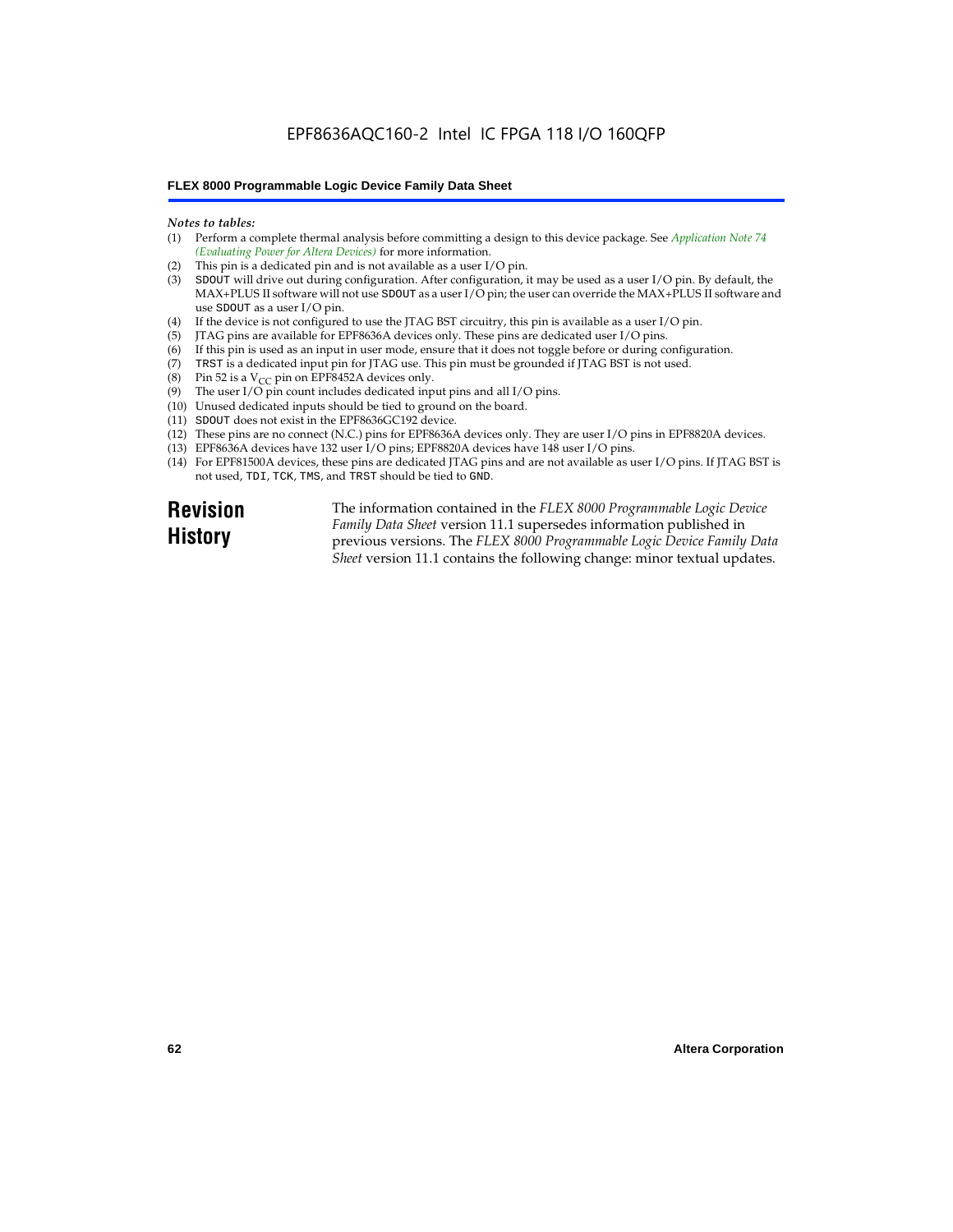*Notes to tables:*

(1) Perform a complete thermal analysis before committing a design to this device package. See *Application Note 74 (Evaluating Power for Altera Devices)* for more information.

(2) This pin is a dedicated pin and is not available as a user I/O pin.

(3) SDOUT will drive out during configuration. After configuration, it may be used as a user I/O pin. By default, the MAX+PLUS II software will not use SDOUT as a user I/O pin; the user can override the MAX+PLUS II software and use SDOUT as a user I/O pin.

(4) If the device is not configured to use the JTAG BST circuitry, this pin is available as a user I/O pin.

(5) JTAG pins are available for EPF8636A devices only. These pins are dedicated user I/O pins.

(6) If this pin is used as an input in user mode, ensure that it does not toggle before or during configuration.

(7) TRST is a dedicated input pin for JTAG use. This pin must be grounded if JTAG BST is not used.

(8) Pin 52 is a $V_{CC}$ pin on EPF8452A devices only.

(9) The user I/O pin count includes dedicated input pins and all I/O pins.

(10) Unused dedicated inputs should be tied to ground on the board.

(11) SDOUT does not exist in the EPF8636GC192 device.

(12) These pins are no connect (N.C.) pins for EPF8636A devices only. They are user I/O pins in EPF8820A devices.

(13) EPF8636A devices have 132 user I/O pins; EPF8820A devices have 148 user I/O pins.

(14) For EPF81500A devices, these pins are dedicated JTAG pins and are not available as user I/O pins. If JTAG BST is not used, TDI, TCK, TMS, and TRST should be tied to GND.

## Revision History

The information contained in the *FLEX 8000 Programmable Logic Device Family Data Sheet* version 11.1 supersedes information published in previous versions. The *FLEX 8000 Programmable Logic Device Family Data Sheet* version 11.1 contains the following change: minor textual updates.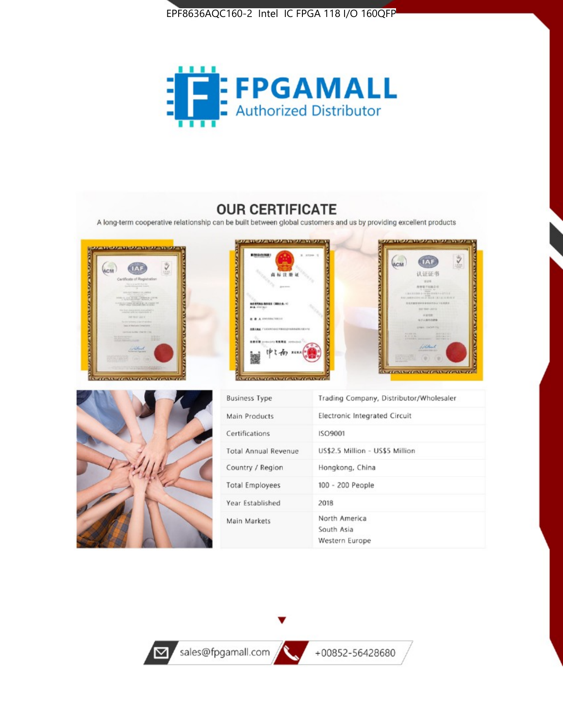FPGAMALL

Authorized Distributor

## OUR CERTIFICATE

A long-term cooperative relationship can be built between global customers and us by providing excellent products

| | |
|---|---|
| Business Type | Trading Company, Distributor/Wholesaler |
| Main Products | Electronic Integrated Circuit |
| Certifications | ISO9001 |
| Total Annual Revenue | US$2.5 Million - US$5 Million |
| Country / Region | Hongkong, China |
| Total Employees | 100 - 200 People |
| Year Established | 2018 |
| Main Markets | North America<br>South Asia<br>Western Europe |

sales@fpgamall.com

+00852-56428680